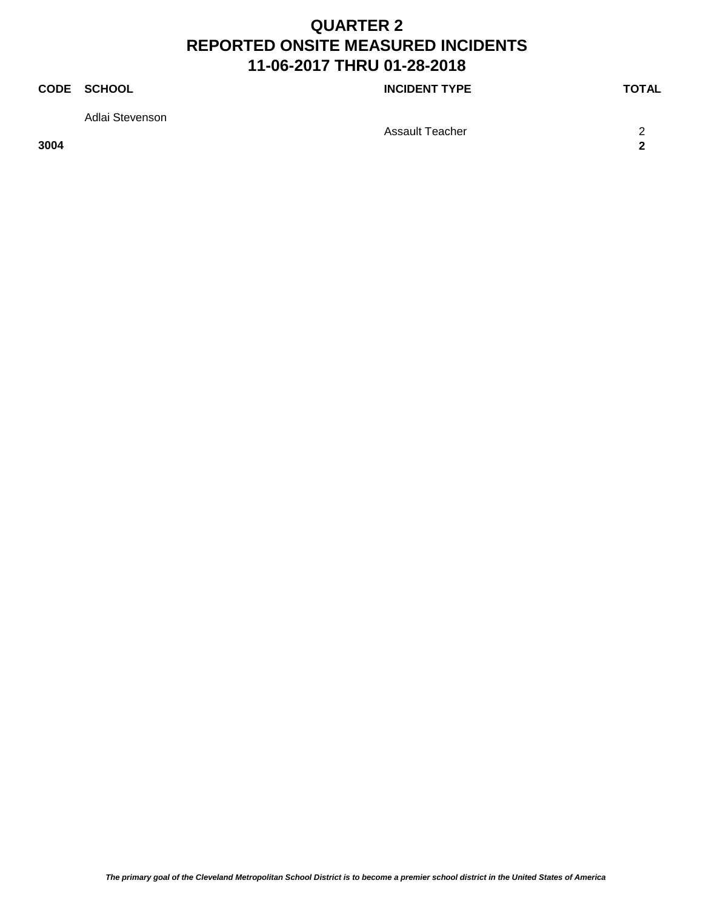# QUARTER 2
# REPORTED ONSITE MEASURED INCIDENTS
# 11-06-2017 THRU 01-28-2018

| CODE | SCHOOL | INCIDENT TYPE | TOTAL |
|---|---|---|---|
| | Adlai Stevenson | | |
| | | Assault Teacher | 2 |
| **3004** | | | **2** |

*The primary goal of the Cleveland Metropolitan School District is to become a premier school district in the United States of America*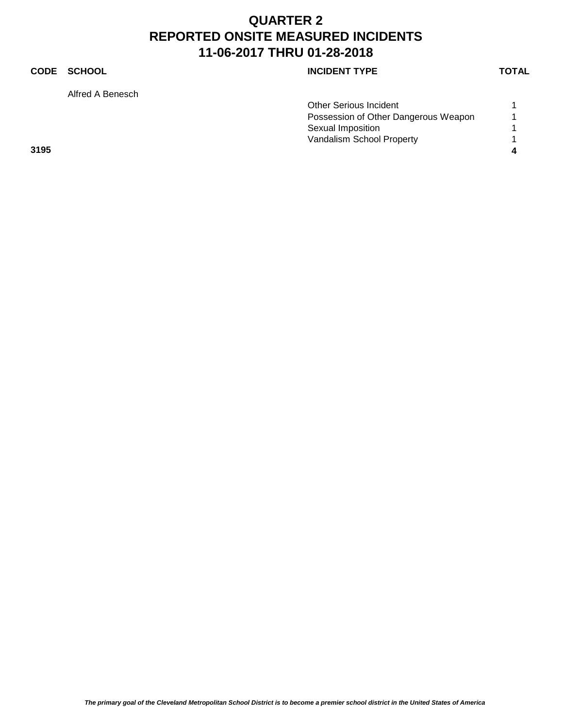# QUARTER 2
# REPORTED ONSITE MEASURED INCIDENTS
# 11-06-2017 THRU 01-28-2018

| CODE | SCHOOL | INCIDENT TYPE | TOTAL |
|---|---|---|---|
| | Alfred A Benesch | | |
| | | Other Serious Incident | 1 |
| | | Possession of Other Dangerous Weapon | 1 |
| | | Sexual Imposition | 1 |
| | | Vandalism School Property | 1 |
| **3195** | | | **4** |

*The primary goal of the Cleveland Metropolitan School District is to become a premier school district in the United States of America*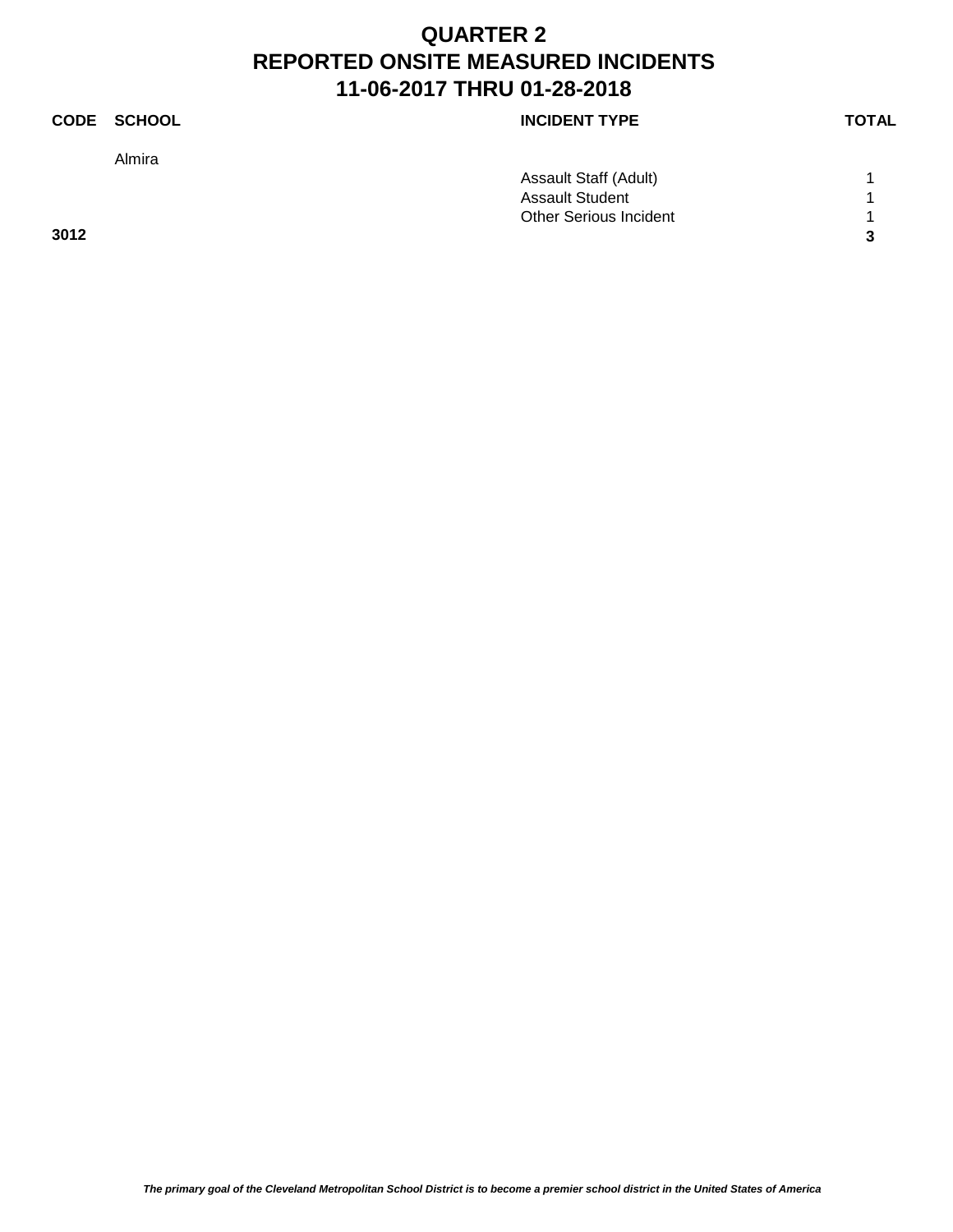# QUARTER 2
# REPORTED ONSITE MEASURED INCIDENTS
# 11-06-2017 THRU 01-28-2018

| CODE | SCHOOL | INCIDENT TYPE | TOTAL |
|---|---|---|---|
| | Almira | | |
| | | Assault Staff (Adult) | 1 |
| | | Assault Student | 1 |
| | | Other Serious Incident | 1 |
| **3012** | | | **3** |

*The primary goal of the Cleveland Metropolitan School District is to become a premier school district in the United States of America*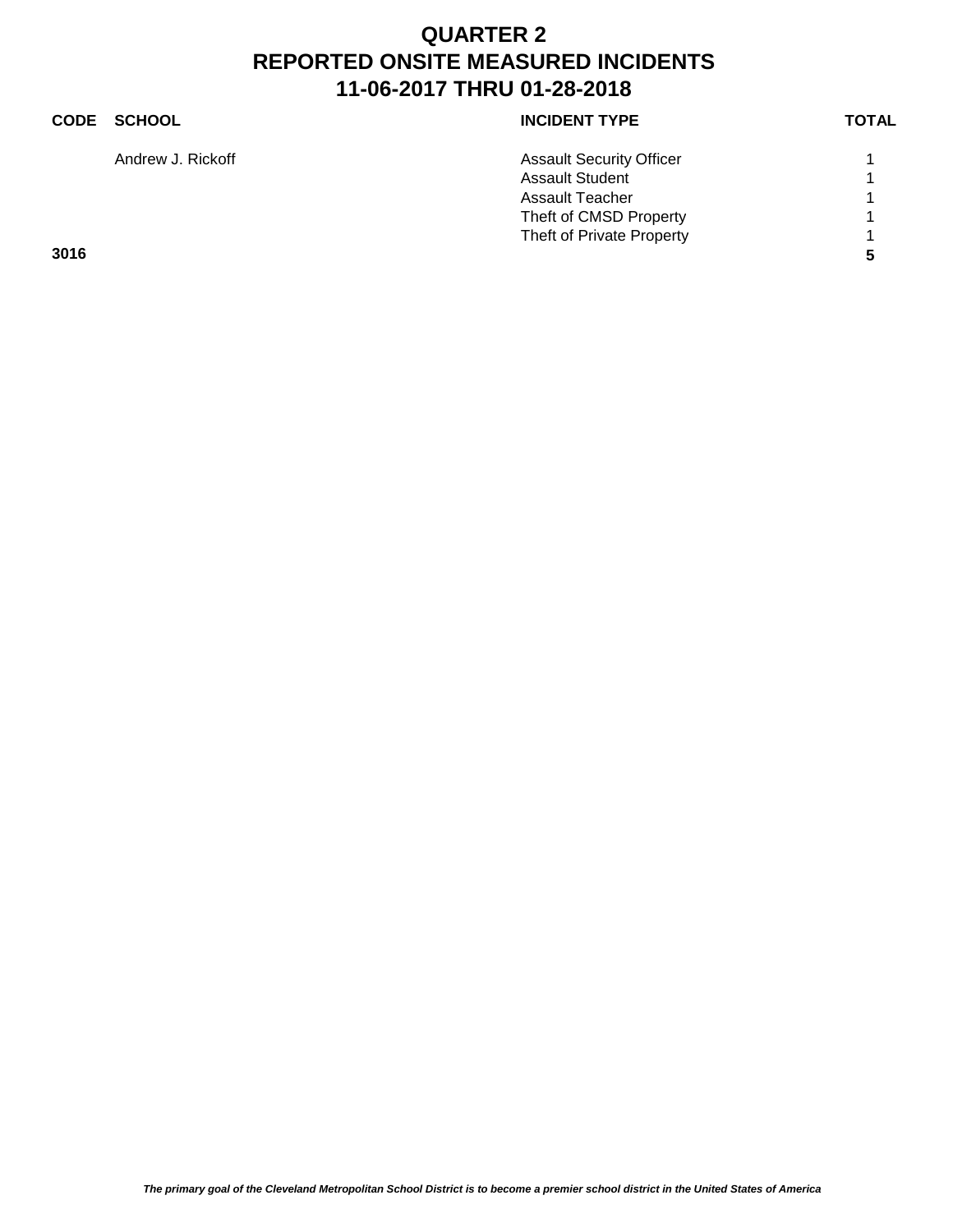# QUARTER 2
# REPORTED ONSITE MEASURED INCIDENTS
# 11-06-2017 THRU 01-28-2018

| CODE | SCHOOL | INCIDENT TYPE | TOTAL |
|---|---|---|---|
| | Andrew J. Rickoff | Assault Security Officer | 1 |
| | | Assault Student | 1 |
| | | Assault Teacher | 1 |
| | | Theft of CMSD Property | 1 |
| | | Theft of Private Property | 1 |
| **3016** | | | **5** |

*The primary goal of the Cleveland Metropolitan School District is to become a premier school district in the United States of America*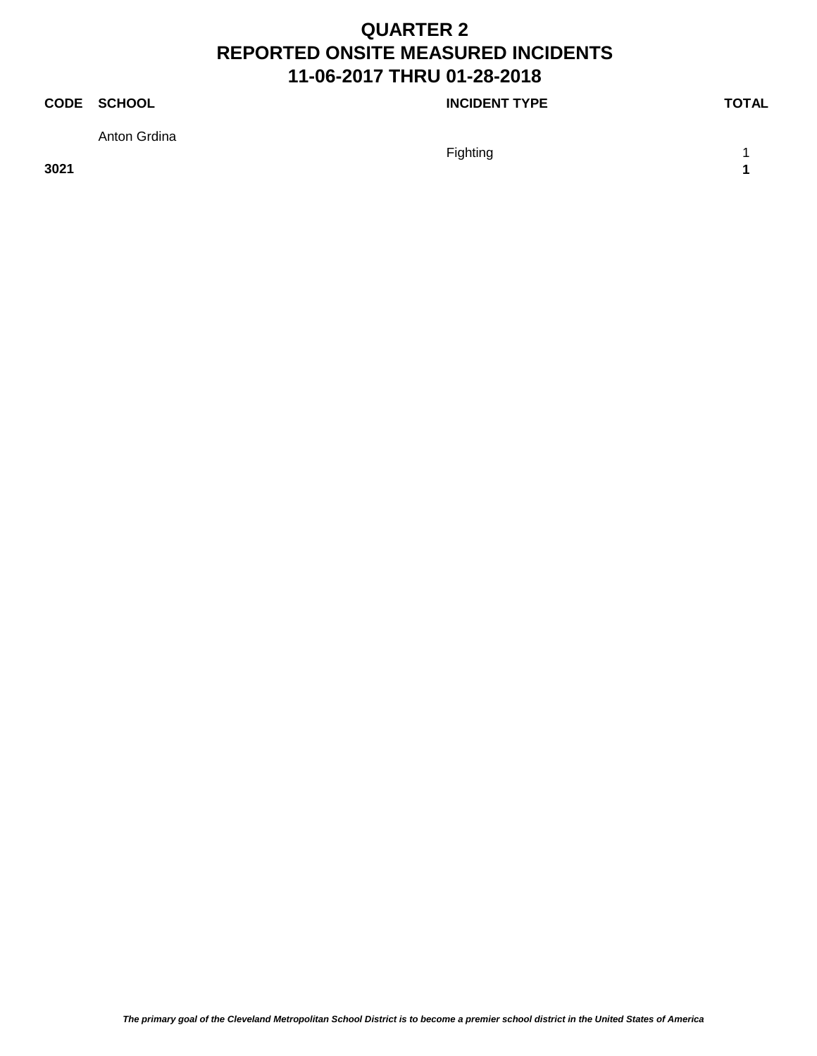# QUARTER 2
# REPORTED ONSITE MEASURED INCIDENTS
# 11-06-2017 THRU 01-28-2018

| CODE | SCHOOL | INCIDENT TYPE | TOTAL |
|---|---|---|---|
| | Anton Grdina | | |
| | | Fighting | 1 |
| **3021** | | | **1** |

*The primary goal of the Cleveland Metropolitan School District is to become a premier school district in the United States of America*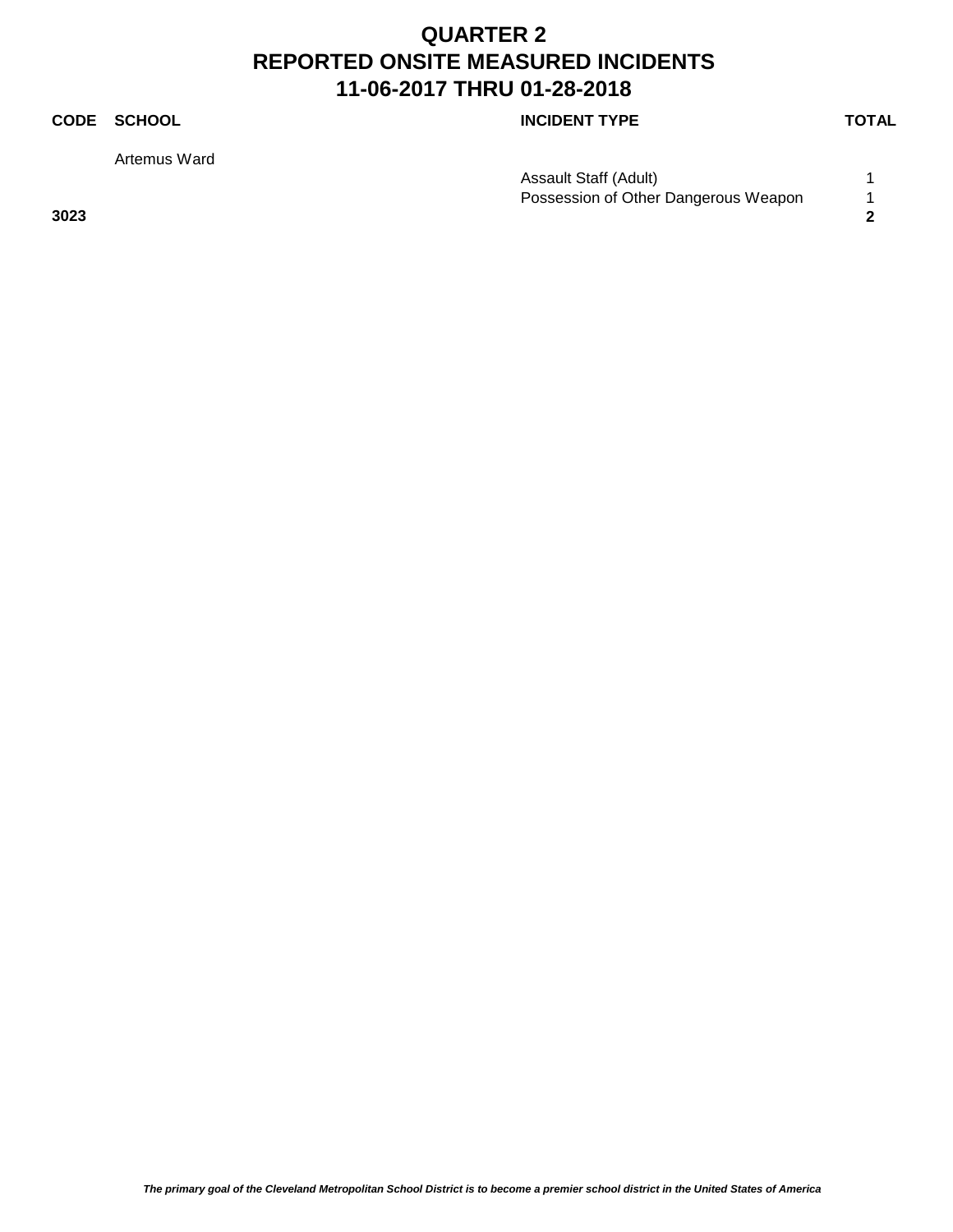# QUARTER 2
# REPORTED ONSITE MEASURED INCIDENTS
# 11-06-2017 THRU 01-28-2018

| CODE | SCHOOL | INCIDENT TYPE | TOTAL |
|---|---|---|---|
| | Artemus Ward | | |
| | | Assault Staff (Adult) | 1 |
| | | Possession of Other Dangerous Weapon | 1 |
| **3023** | | | **2** |

*The primary goal of the Cleveland Metropolitan School District is to become a premier school district in the United States of America*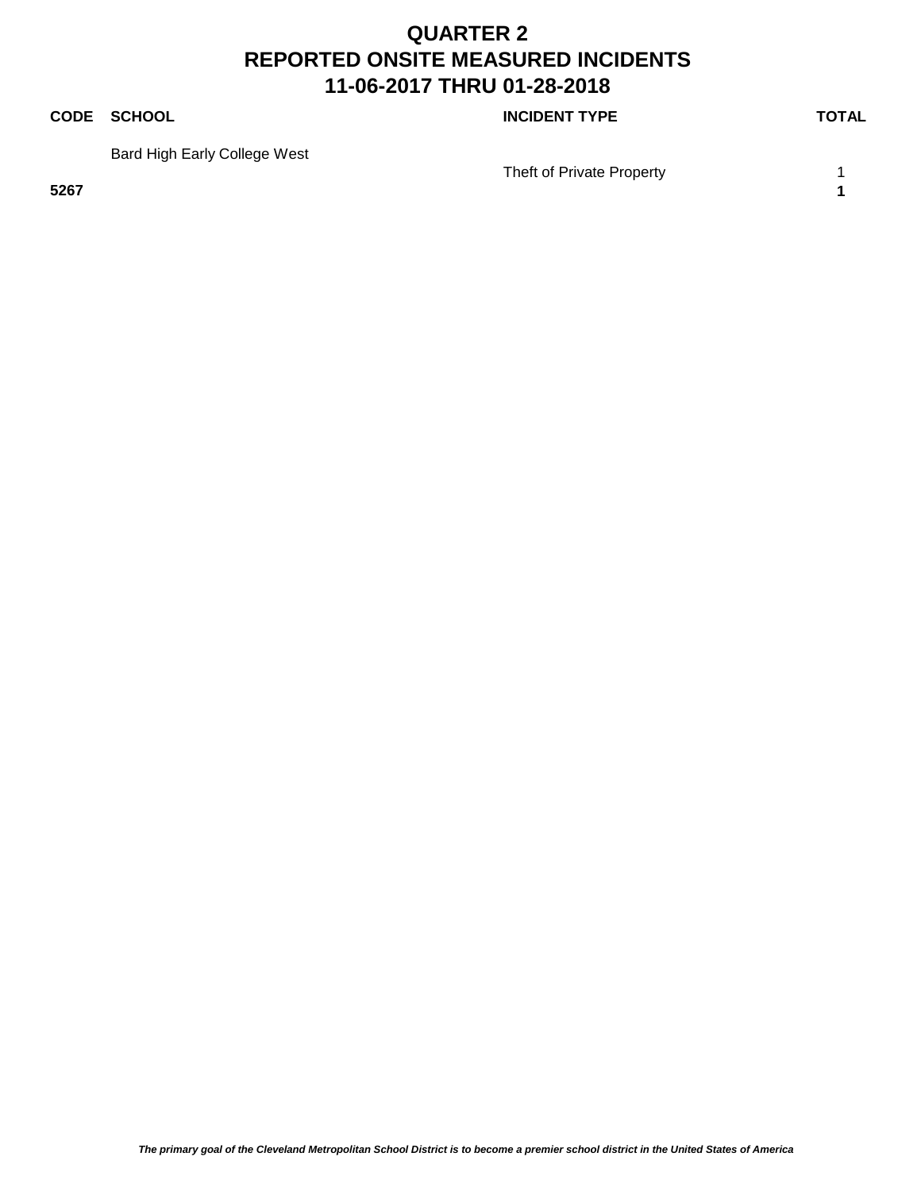# QUARTER 2
# REPORTED ONSITE MEASURED INCIDENTS
# 11-06-2017 THRU 01-28-2018

| CODE | SCHOOL | INCIDENT TYPE | TOTAL |
|---|---|---|---|
| | Bard High Early College West | | |
| | | Theft of Private Property | 1 |
| **5267** | | | **1** |

*The primary goal of the Cleveland Metropolitan School District is to become a premier school district in the United States of America*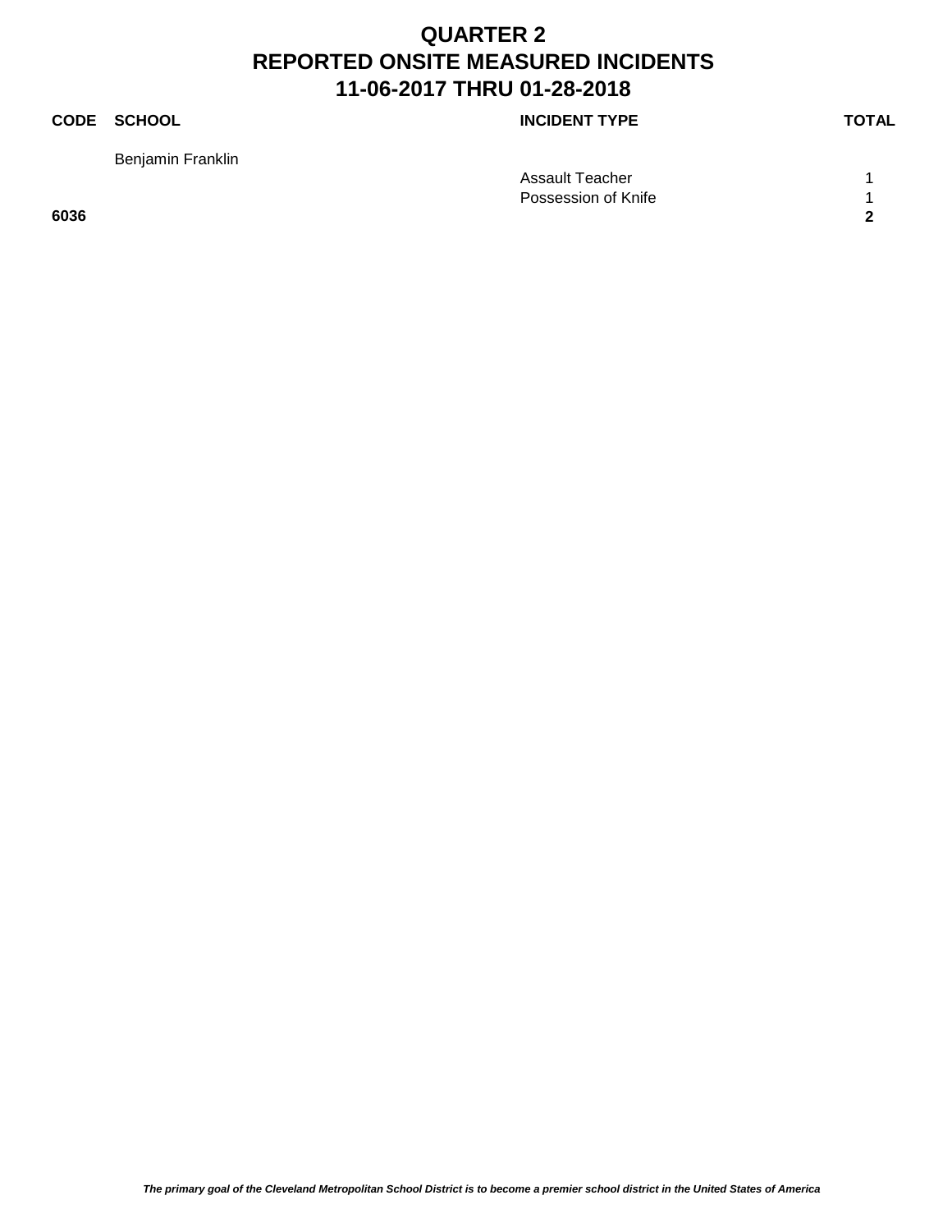# QUARTER 2
# REPORTED ONSITE MEASURED INCIDENTS
# 11-06-2017 THRU 01-28-2018

| CODE | SCHOOL | INCIDENT TYPE | TOTAL |
|---|---|---|---|
| | Benjamin Franklin | | |
| | | Assault Teacher | 1 |
| | | Possession of Knife | 1 |
| **6036** | | | **2** |

*The primary goal of the Cleveland Metropolitan School District is to become a premier school district in the United States of America*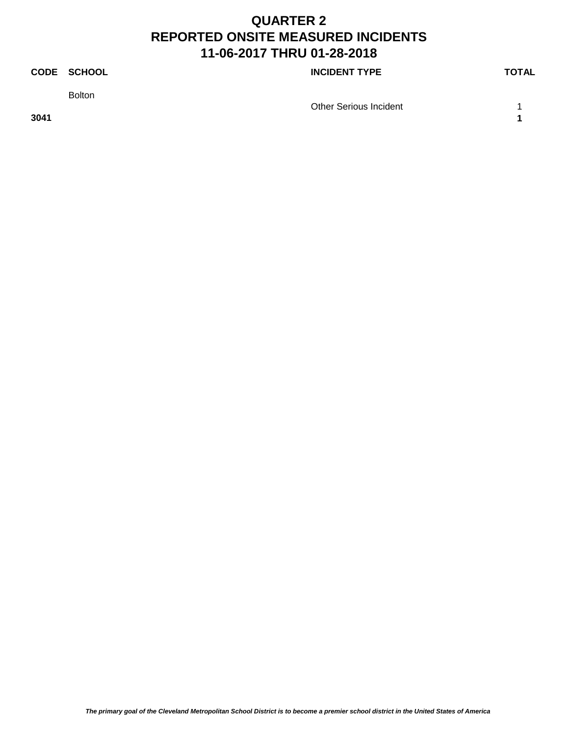# QUARTER 2
# REPORTED ONSITE MEASURED INCIDENTS
# 11-06-2017 THRU 01-28-2018

| CODE | SCHOOL | INCIDENT TYPE | TOTAL |
|---|---|---|---|
| | Bolton | | |
| | | Other Serious Incident | 1 |
| **3041** | | | **1** |

*The primary goal of the Cleveland Metropolitan School District is to become a premier school district in the United States of America*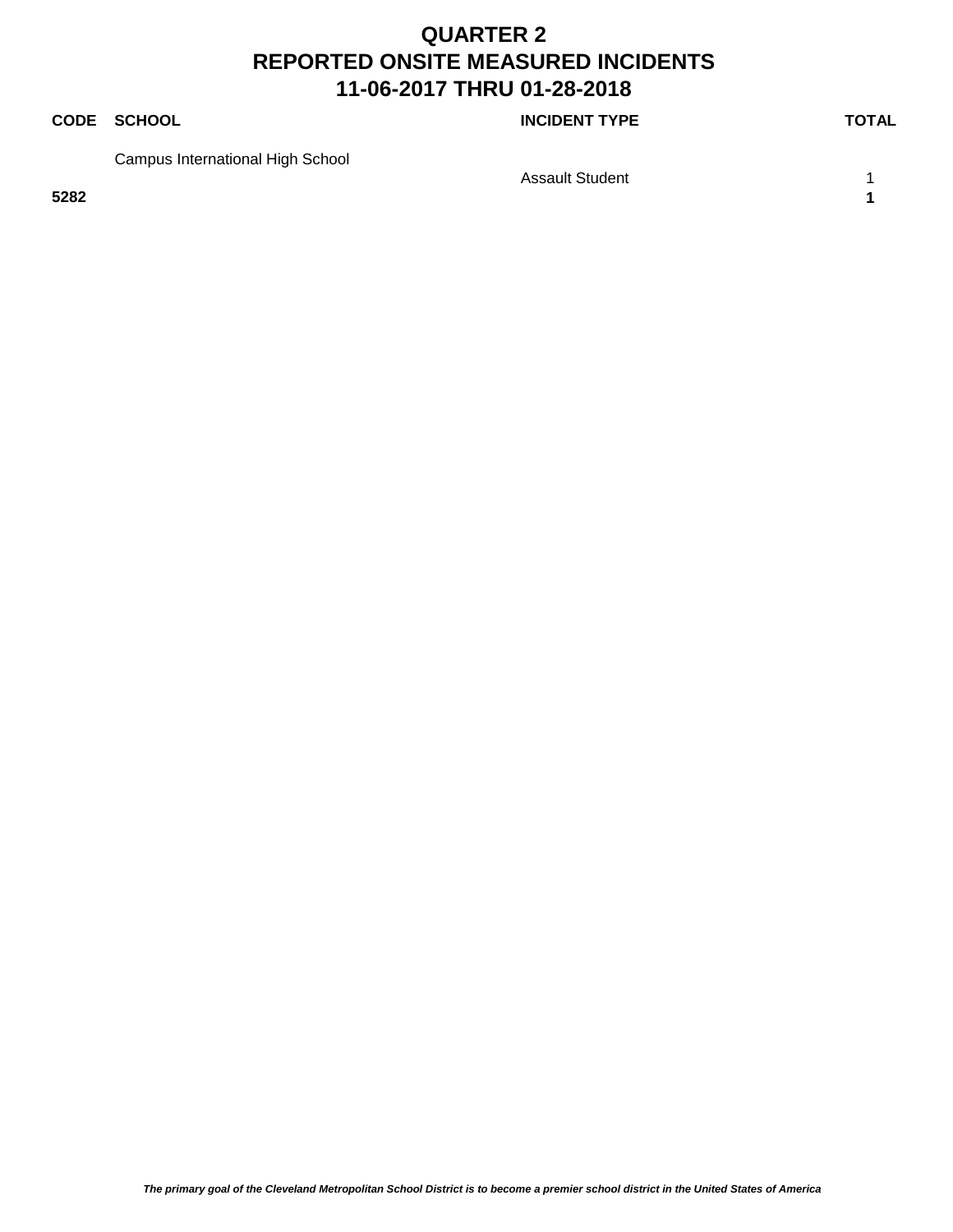# QUARTER 2
# REPORTED ONSITE MEASURED INCIDENTS
# 11-06-2017 THRU 01-28-2018

| CODE | SCHOOL | INCIDENT TYPE | TOTAL |
|---|---|---|---|
| | Campus International High School | | |
| | | Assault Student | 1 |
| **5282** | | | **1** |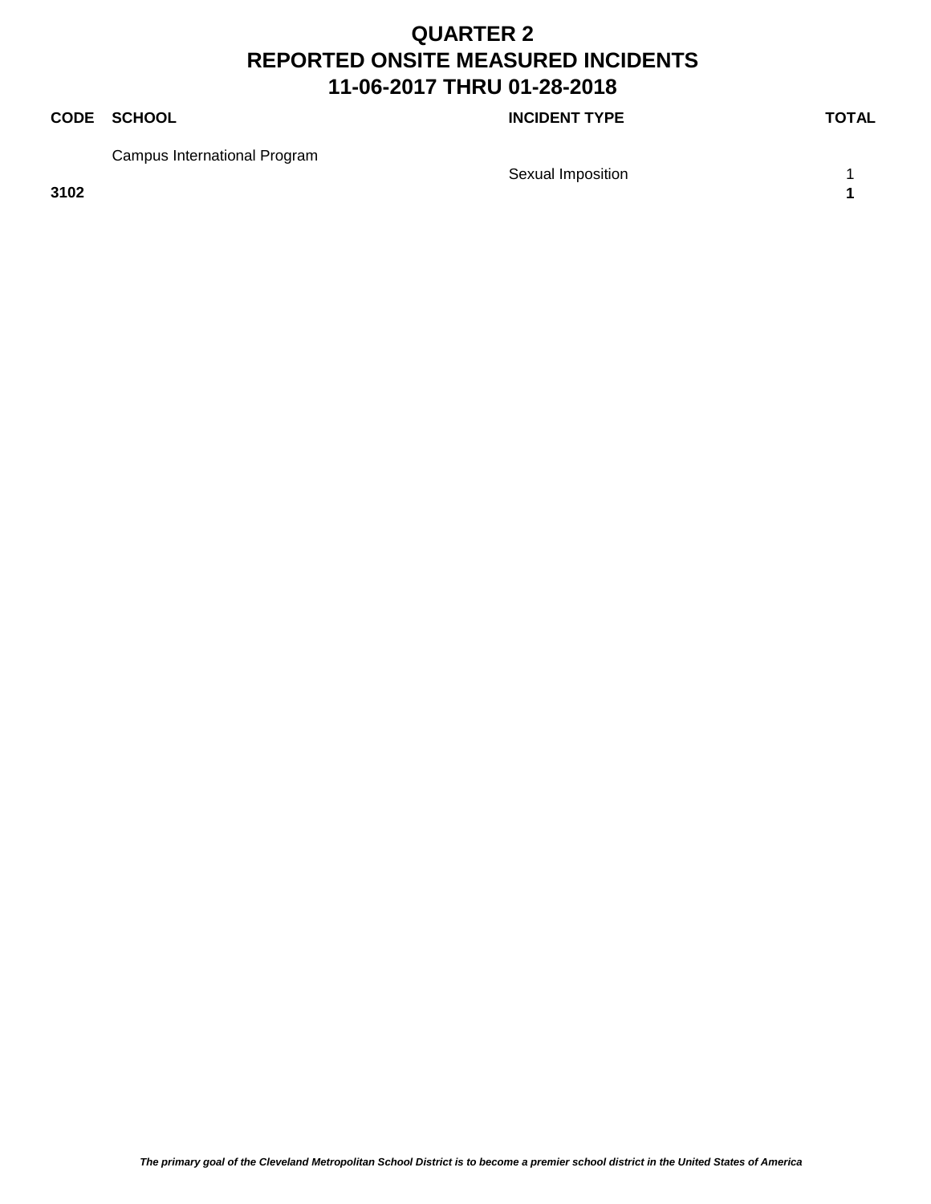# QUARTER 2
# REPORTED ONSITE MEASURED INCIDENTS
# 11-06-2017 THRU 01-28-2018

| CODE | SCHOOL | INCIDENT TYPE | TOTAL |
|---|---|---|---|
| | Campus International Program | | |
| | | Sexual Imposition | 1 |
| **3102** | | | **1** |

*The primary goal of the Cleveland Metropolitan School District is to become a premier school district in the United States of America*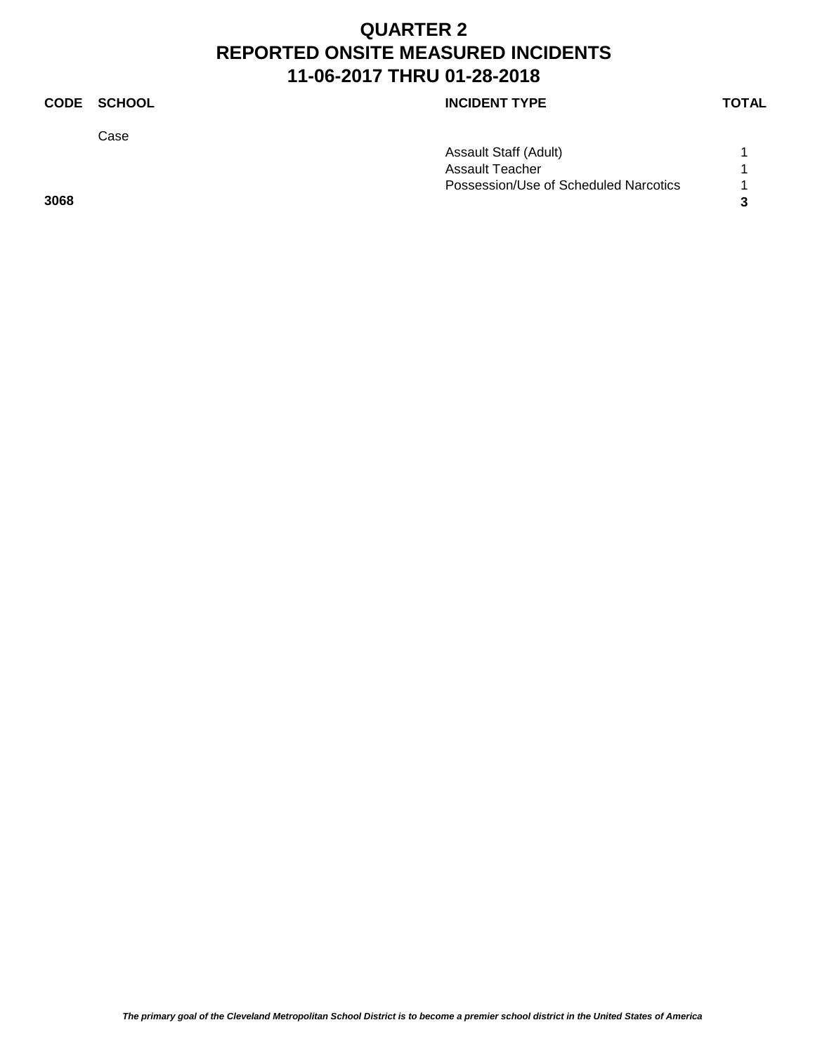# QUARTER 2
# REPORTED ONSITE MEASURED INCIDENTS
# 11-06-2017 THRU 01-28-2018

| CODE | SCHOOL | INCIDENT TYPE | TOTAL |
|---|---|---|---|
| | Case | | |
| | | Assault Staff (Adult) | 1 |
| | | Assault Teacher | 1 |
| | | Possession/Use of Scheduled Narcotics | 1 |
| **3068** | | | **3** |

*The primary goal of the Cleveland Metropolitan School District is to become a premier school district in the United States of America*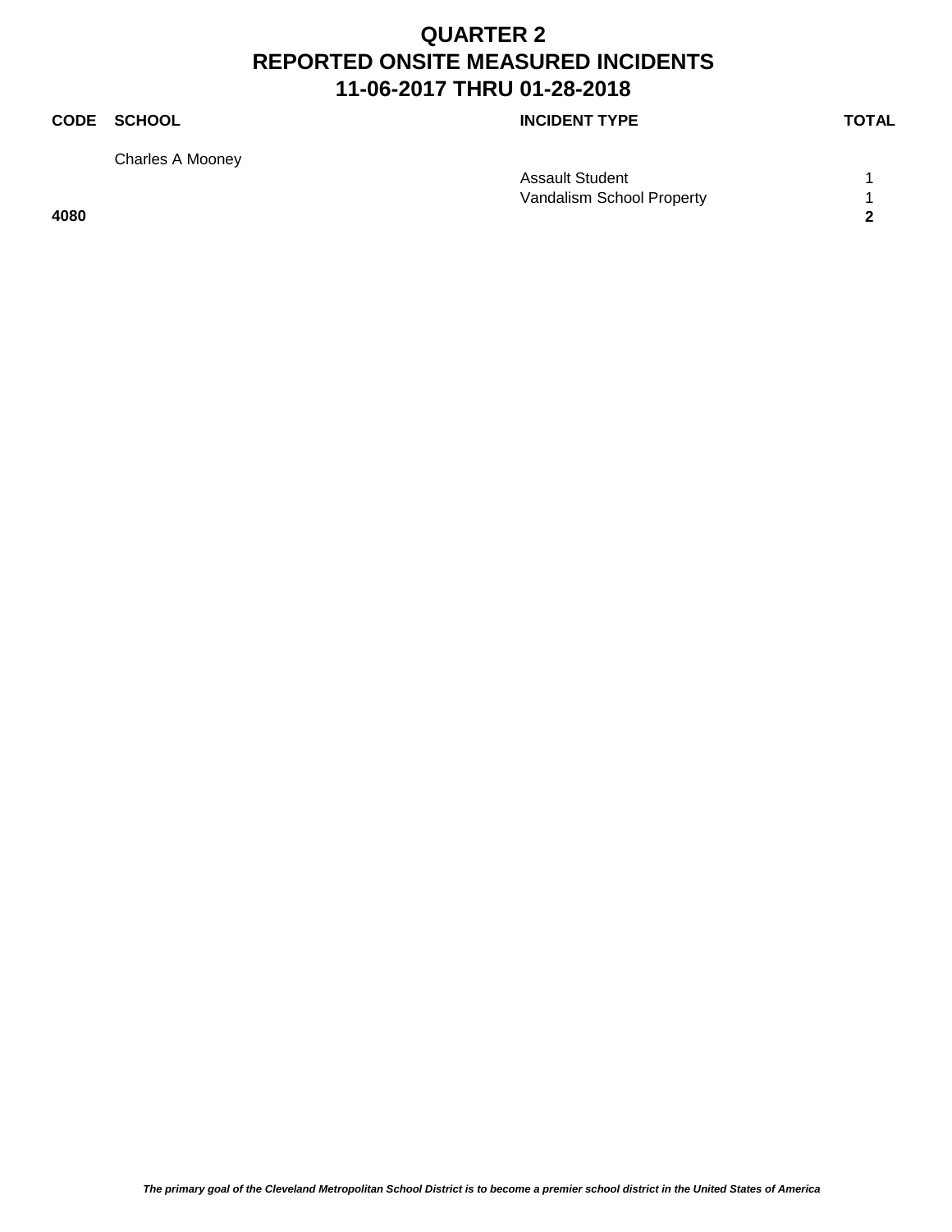# QUARTER 2
# REPORTED ONSITE MEASURED INCIDENTS
# 11-06-2017 THRU 01-28-2018

| CODE | SCHOOL | INCIDENT TYPE | TOTAL |
|---|---|---|---|
| | Charles A Mooney | | |
| | | Assault Student | 1 |
| | | Vandalism School Property | 1 |
| **4080** | | | **2** |

*The primary goal of the Cleveland Metropolitan School District is to become a premier school district in the United States of America*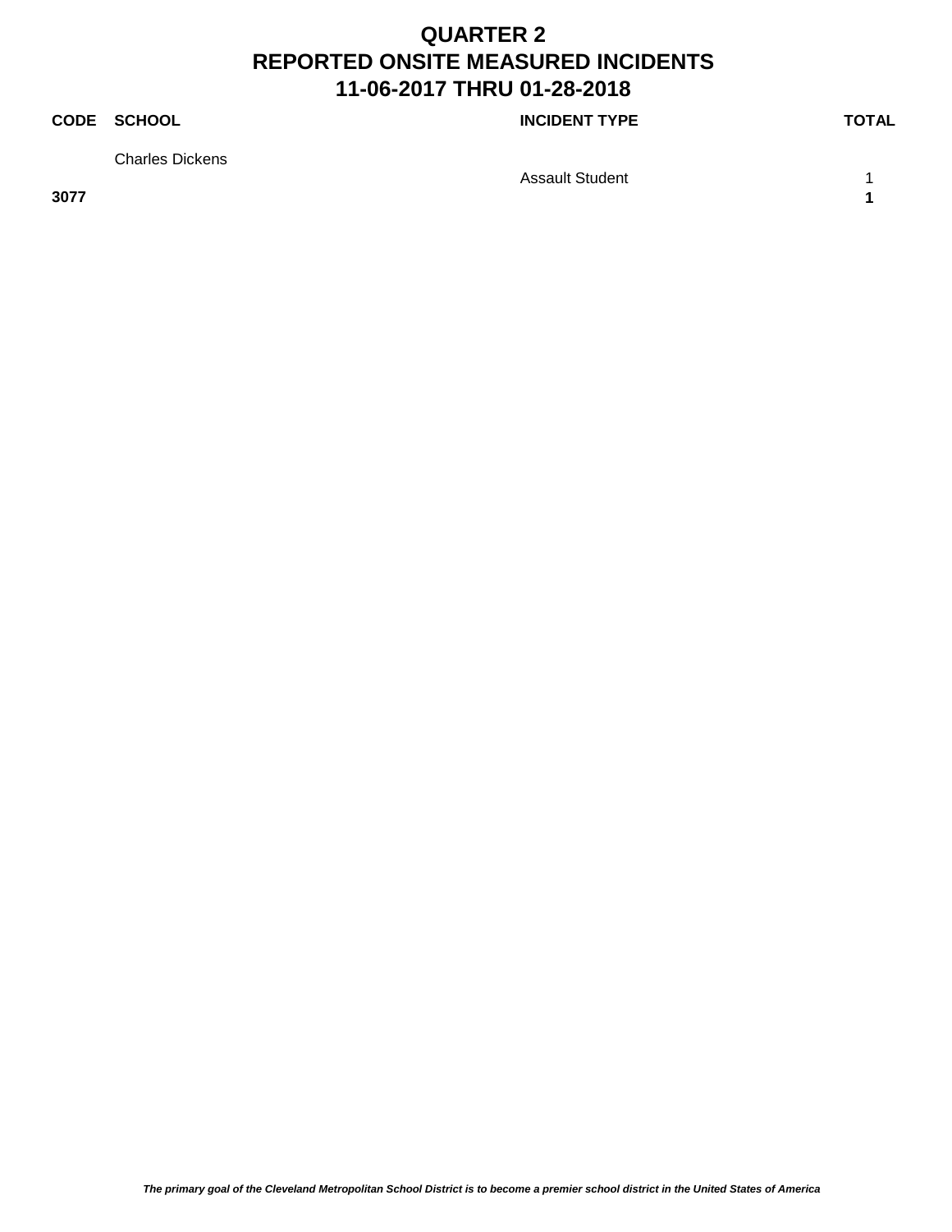# QUARTER 2
# REPORTED ONSITE MEASURED INCIDENTS
# 11-06-2017 THRU 01-28-2018

| CODE | SCHOOL | INCIDENT TYPE | TOTAL |
|---|---|---|---|
| | Charles Dickens | | |
| | | Assault Student | 1 |
| **3077** | | | **1** |

*The primary goal of the Cleveland Metropolitan School District is to become a premier school district in the United States of America*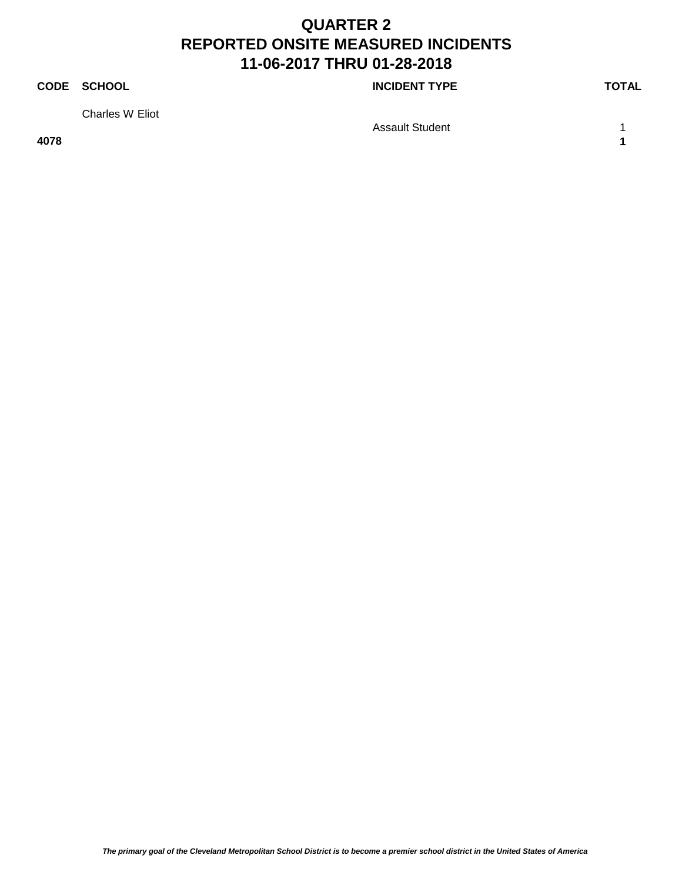# QUARTER 2
# REPORTED ONSITE MEASURED INCIDENTS
# 11-06-2017 THRU 01-28-2018

| CODE | SCHOOL | INCIDENT TYPE | TOTAL |
|---|---|---|---|
| | Charles W Eliot | | |
| | | Assault Student | 1 |
| **4078** | | | **1** |

*The primary goal of the Cleveland Metropolitan School District is to become a premier school district in the United States of America*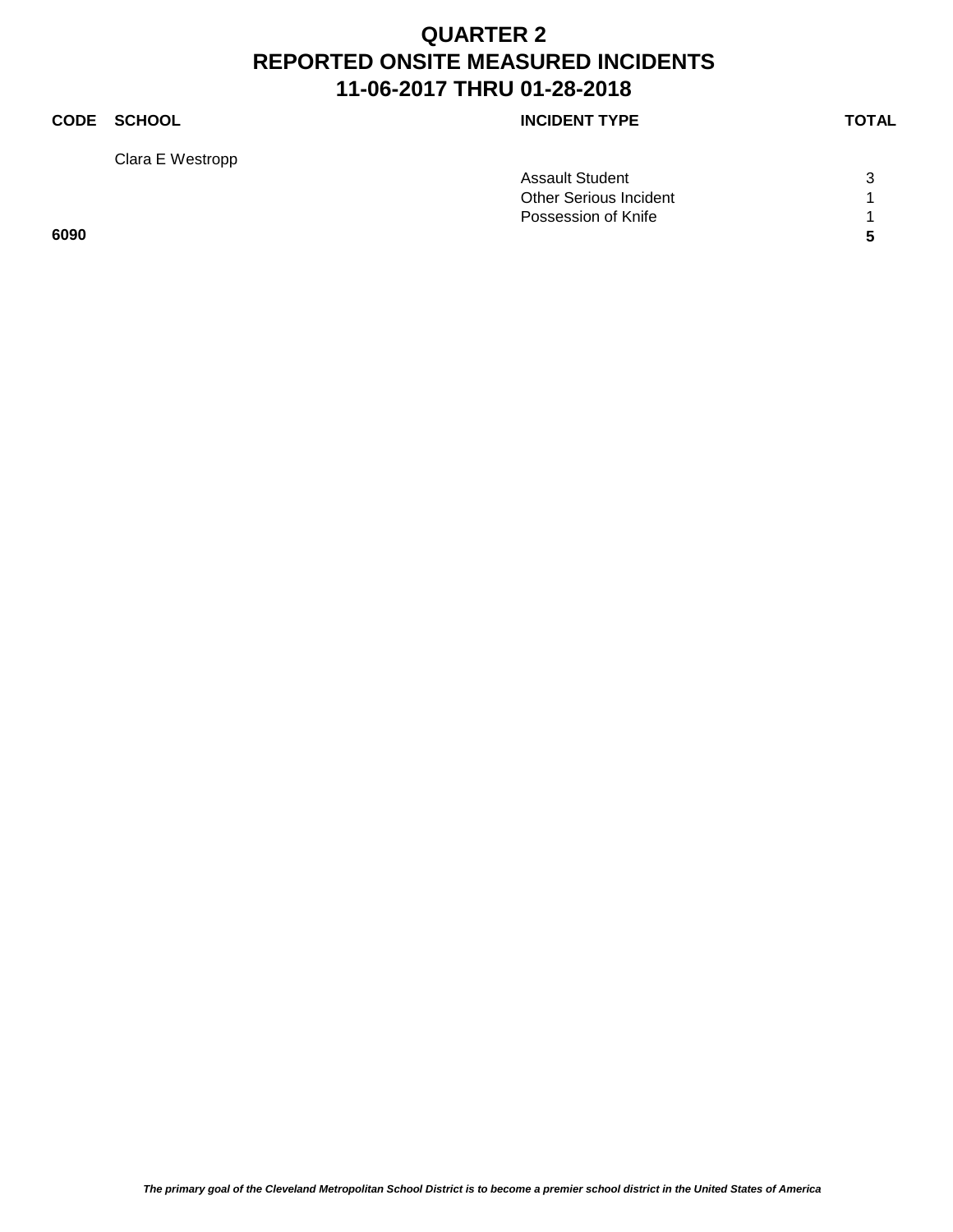# QUARTER 2
# REPORTED ONSITE MEASURED INCIDENTS
# 11-06-2017 THRU 01-28-2018

| CODE | SCHOOL | INCIDENT TYPE | TOTAL |
|---|---|---|---|
| | Clara E Westropp | | |
| | | Assault Student | 3 |
| | | Other Serious Incident | 1 |
| | | Possession of Knife | 1 |
| **6090** | | | **5** |

*The primary goal of the Cleveland Metropolitan School District is to become a premier school district in the United States of America*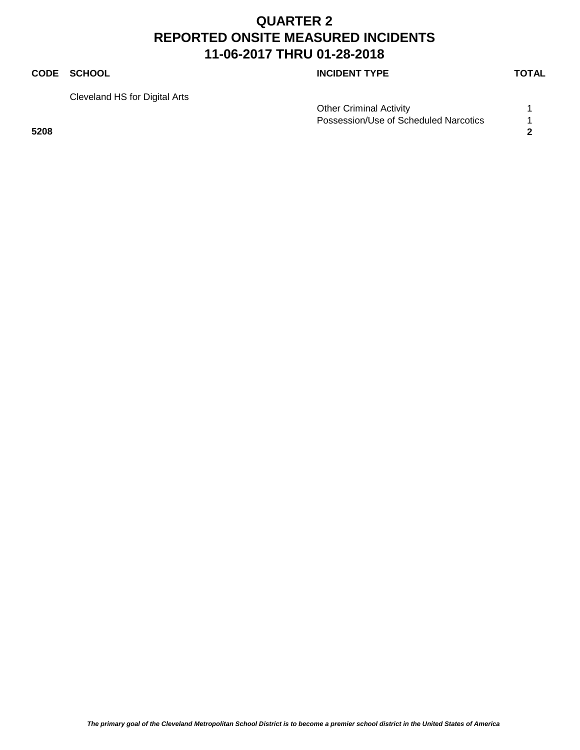# QUARTER 2
# REPORTED ONSITE MEASURED INCIDENTS
# 11-06-2017 THRU 01-28-2018

| CODE | SCHOOL | INCIDENT TYPE | TOTAL |
|---|---|---|---|
| | Cleveland HS for Digital Arts | | |
| | | Other Criminal Activity | 1 |
| | | Possession/Use of Scheduled Narcotics | 1 |
| **5208** | | | **2** |

***The primary goal of the Cleveland Metropolitan School District is to become a premier school district in the United States of America***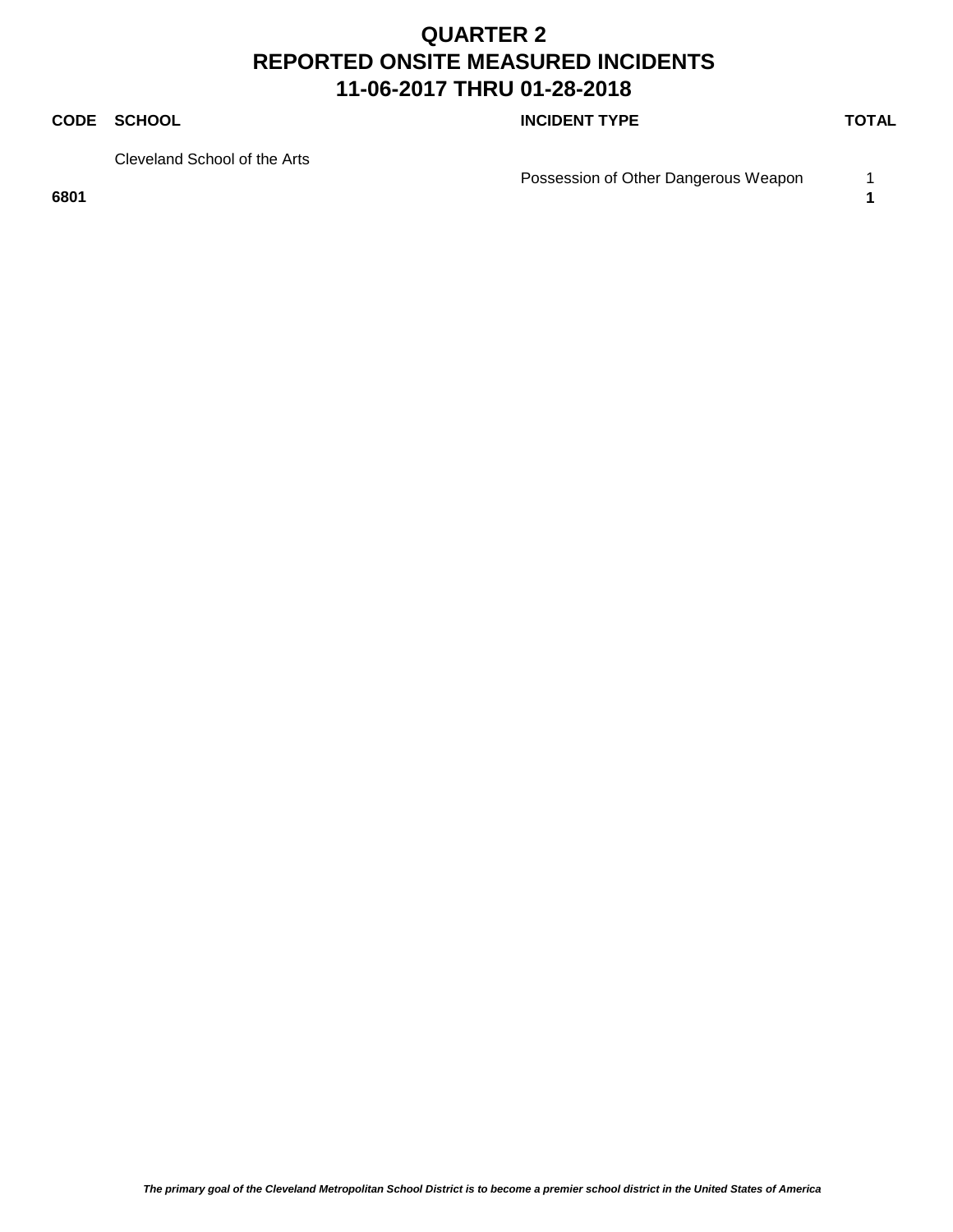# QUARTER 2
# REPORTED ONSITE MEASURED INCIDENTS
# 11-06-2017 THRU 01-28-2018

| CODE | SCHOOL | INCIDENT TYPE | TOTAL |
|---|---|---|---|
| | Cleveland School of the Arts | | |
| | | Possession of Other Dangerous Weapon | 1 |
| **6801** | | | **1** |

***The primary goal of the Cleveland Metropolitan School District is to become a premier school district in the United States of America***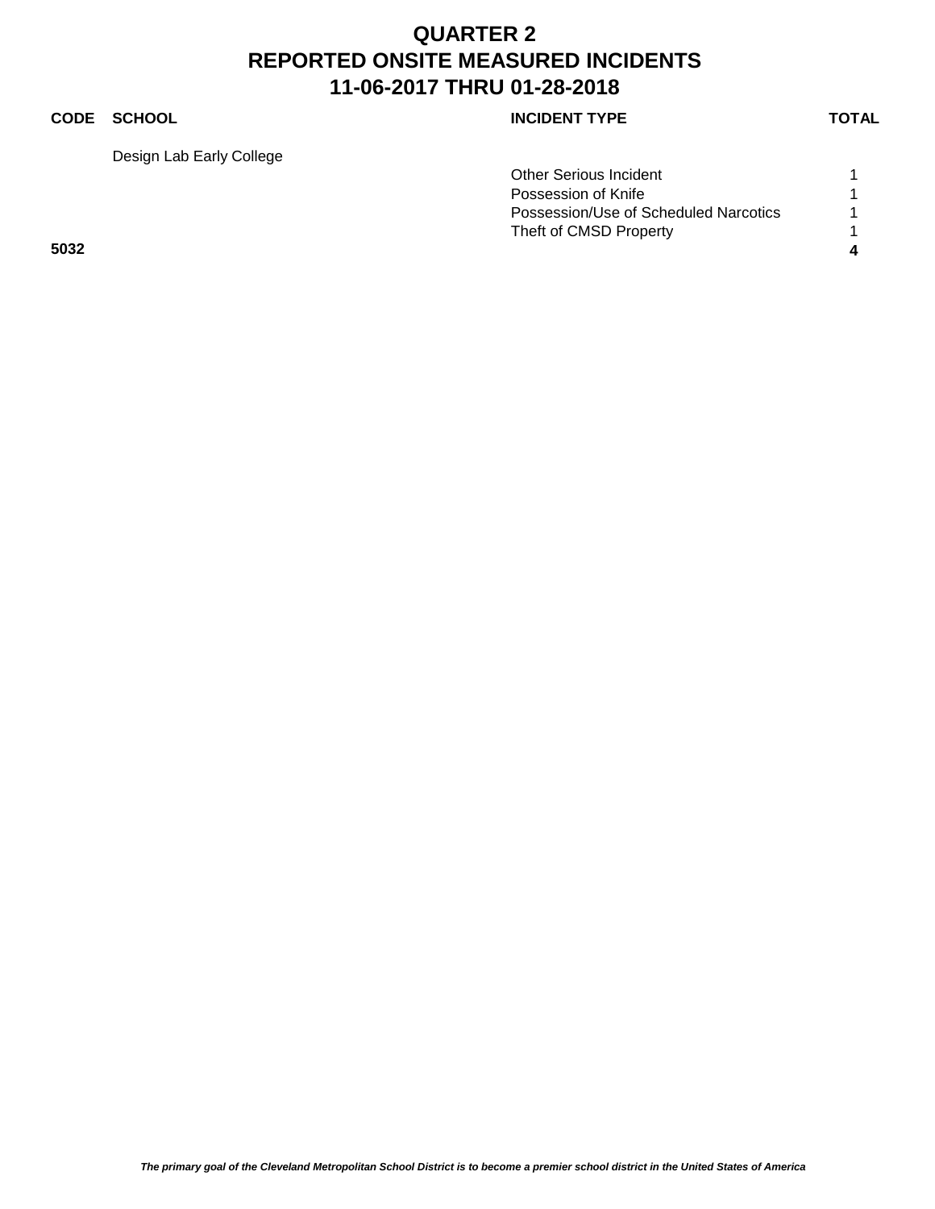# QUARTER 2
# REPORTED ONSITE MEASURED INCIDENTS
# 11-06-2017 THRU 01-28-2018

| CODE | SCHOOL | INCIDENT TYPE | TOTAL |
|---|---|---|---|
| | Design Lab Early College | | |
| | | Other Serious Incident | 1 |
| | | Possession of Knife | 1 |
| | | Possession/Use of Scheduled Narcotics | 1 |
| | | Theft of CMSD Property | 1 |
| **5032** | | | **4** |

*The primary goal of the Cleveland Metropolitan School District is to become a premier school district in the United States of America*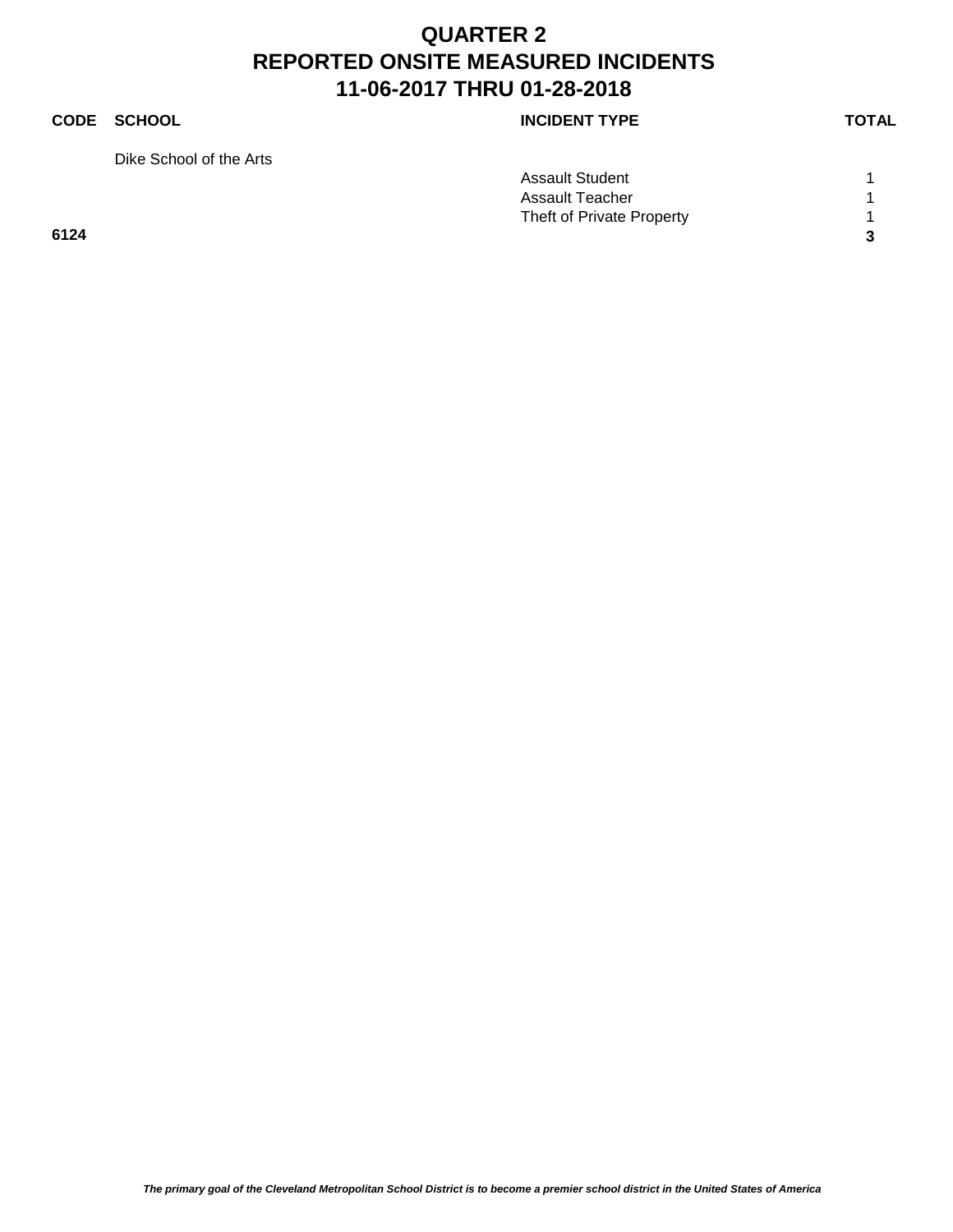# QUARTER 2
# REPORTED ONSITE MEASURED INCIDENTS
# 11-06-2017 THRU 01-28-2018

| CODE | SCHOOL | INCIDENT TYPE | TOTAL |
|---|---|---|---|
| | Dike School of the Arts | | |
| | | Assault Student | 1 |
| | | Assault Teacher | 1 |
| | | Theft of Private Property | 1 |
| **6124** | | | **3** |

*The primary goal of the Cleveland Metropolitan School District is to become a premier school district in the United States of America*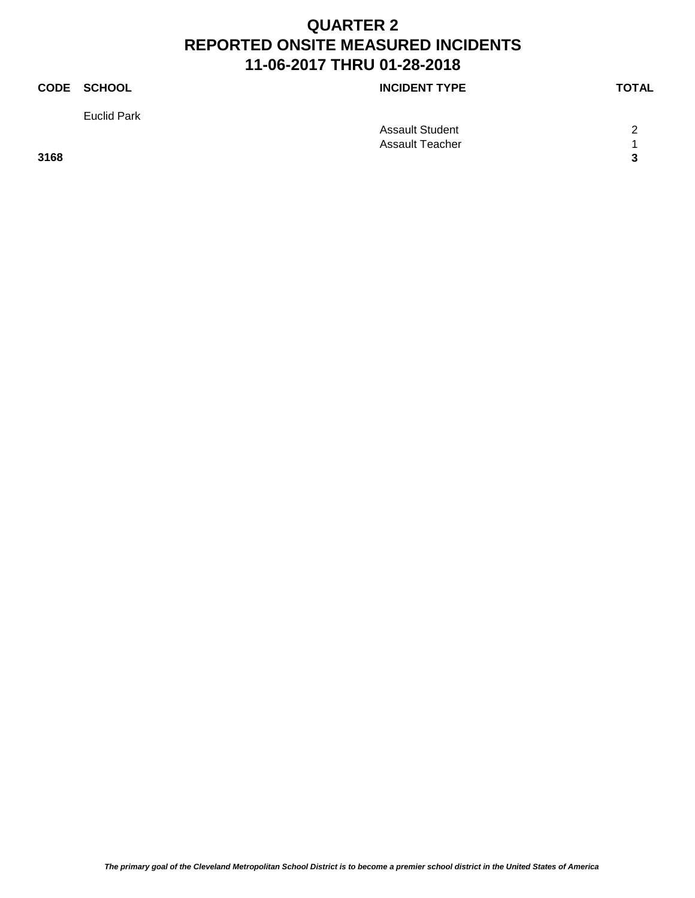# QUARTER 2
# REPORTED ONSITE MEASURED INCIDENTS
# 11-06-2017 THRU 01-28-2018

| CODE | SCHOOL | INCIDENT TYPE | TOTAL |
|---|---|---|---|
| | Euclid Park | | |
| | | Assault Student | 2 |
| | | Assault Teacher | 1 |
| **3168** | | | **3** |

*The primary goal of the Cleveland Metropolitan School District is to become a premier school district in the United States of America*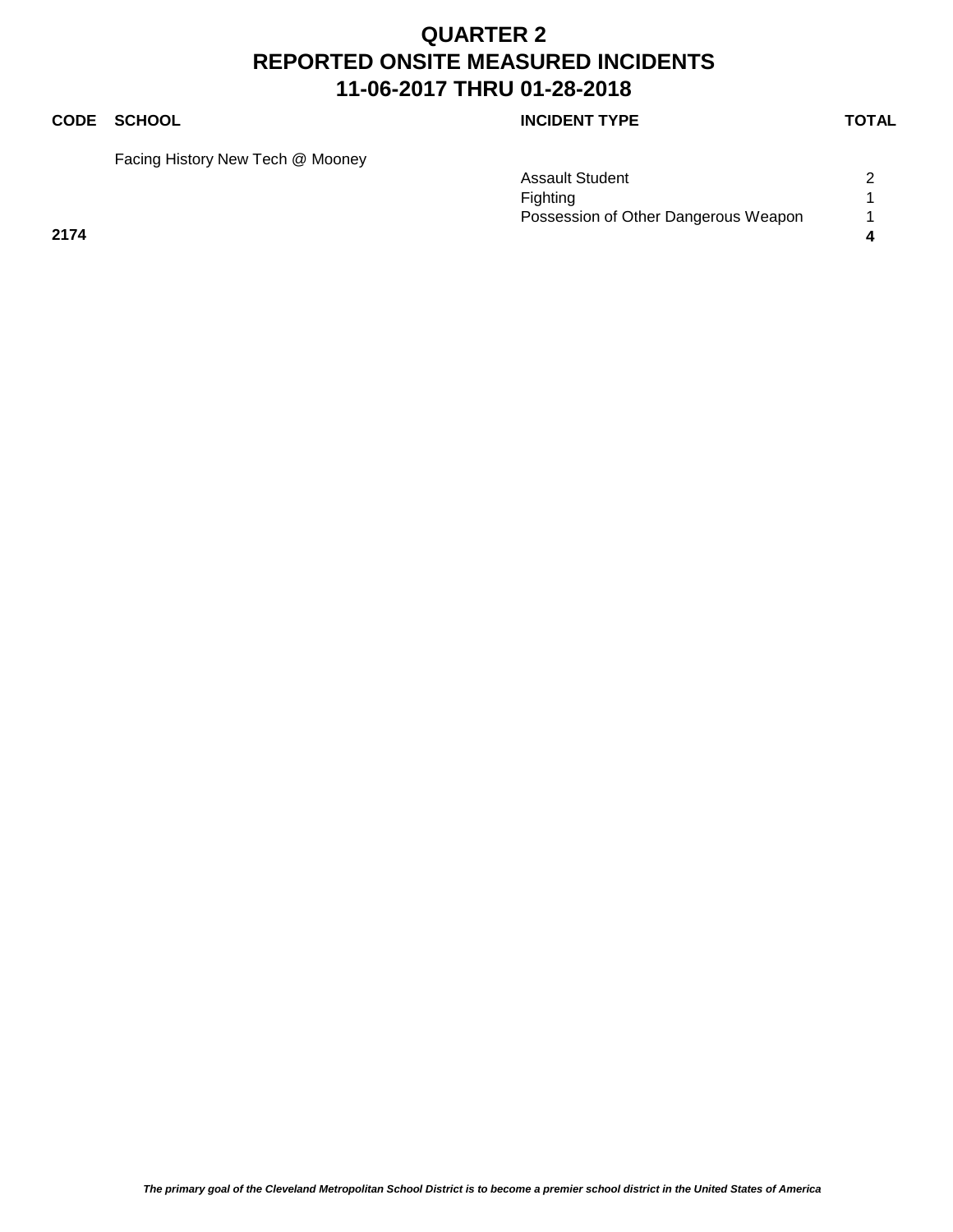# QUARTER 2
# REPORTED ONSITE MEASURED INCIDENTS
# 11-06-2017 THRU 01-28-2018

| CODE | SCHOOL | INCIDENT TYPE | TOTAL |
| --- | --- | --- | --- |
| | Facing History New Tech @ Mooney | | |
| | | Assault Student | 2 |
| | | Fighting | 1 |
| | | Possession of Other Dangerous Weapon | 1 |
| **2174** | | | **4** |

*The primary goal of the Cleveland Metropolitan School District is to become a premier school district in the United States of America*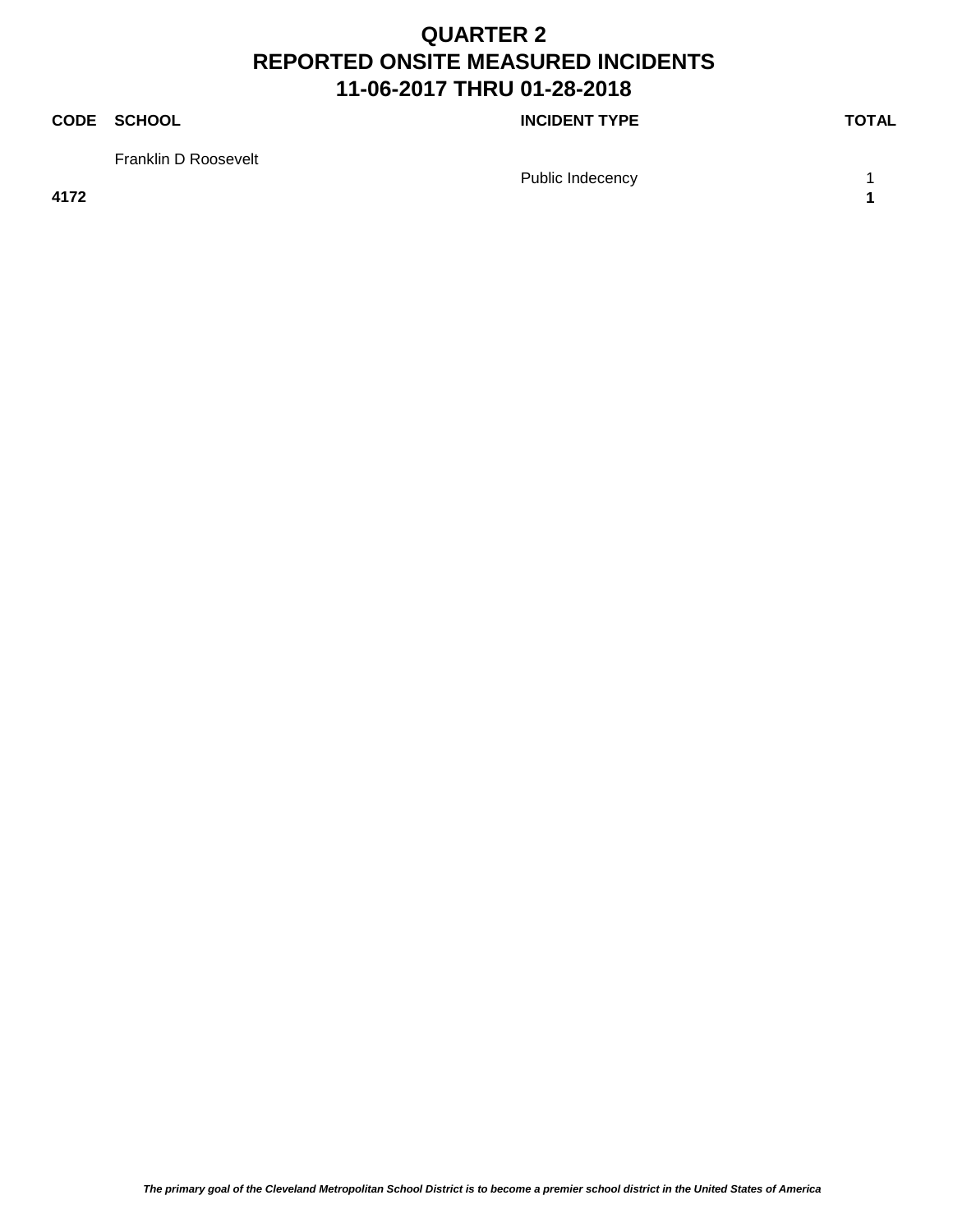# QUARTER 2
# REPORTED ONSITE MEASURED INCIDENTS
# 11-06-2017 THRU 01-28-2018

| CODE | SCHOOL | INCIDENT TYPE | TOTAL |
|---|---|---|---|
| | Franklin D Roosevelt | | |
| | | Public Indecency | 1 |
| **4172** | | | **1** |

*The primary goal of the Cleveland Metropolitan School District is to become a premier school district in the United States of America*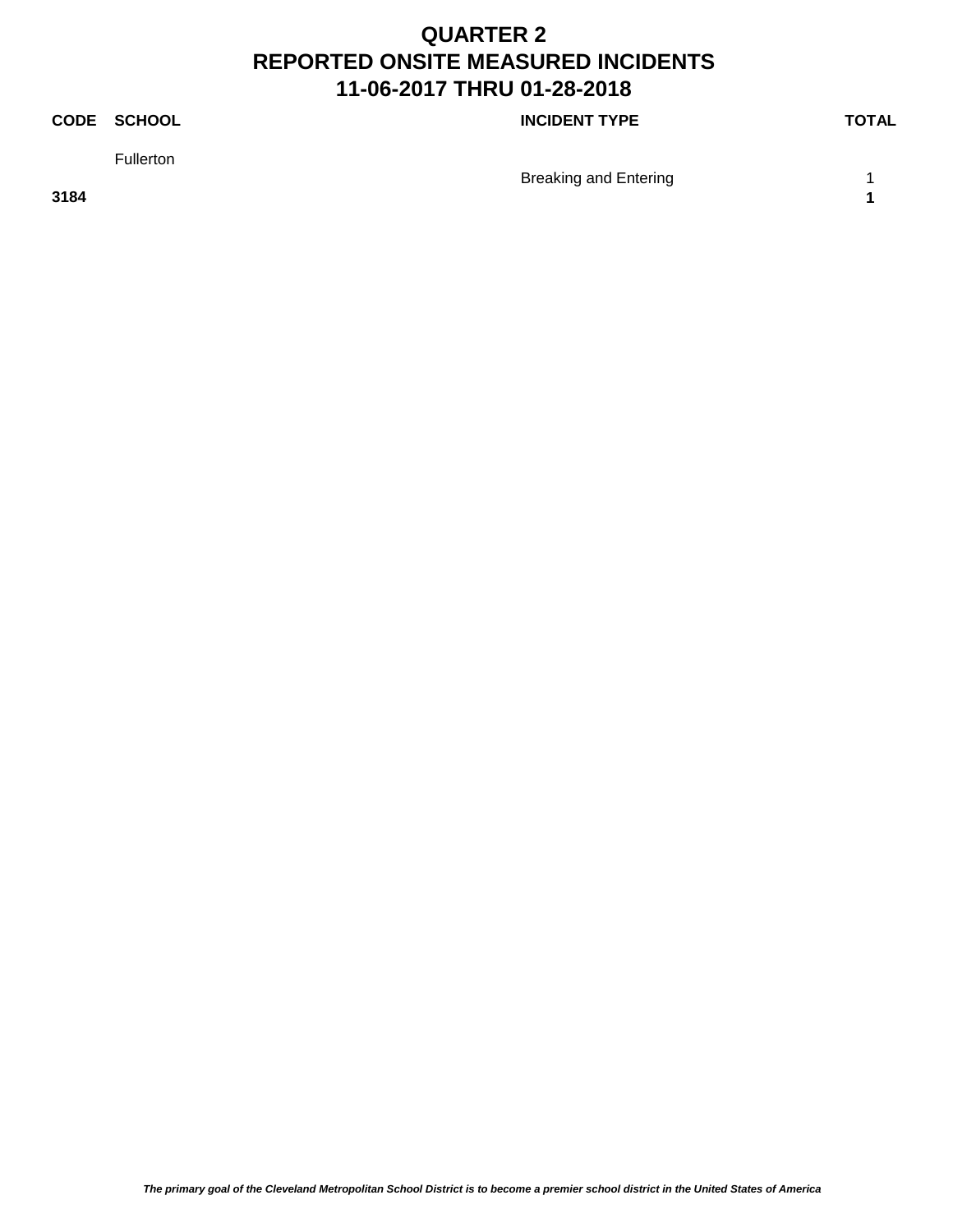# QUARTER 2
# REPORTED ONSITE MEASURED INCIDENTS
# 11-06-2017 THRU 01-28-2018

| CODE | SCHOOL | INCIDENT TYPE | TOTAL |
| --- | --- | --- | --- |
| | Fullerton | | |
| | | Breaking and Entering | 1 |
| **3184** | | | **1** |

*The primary goal of the Cleveland Metropolitan School District is to become a premier school district in the United States of America*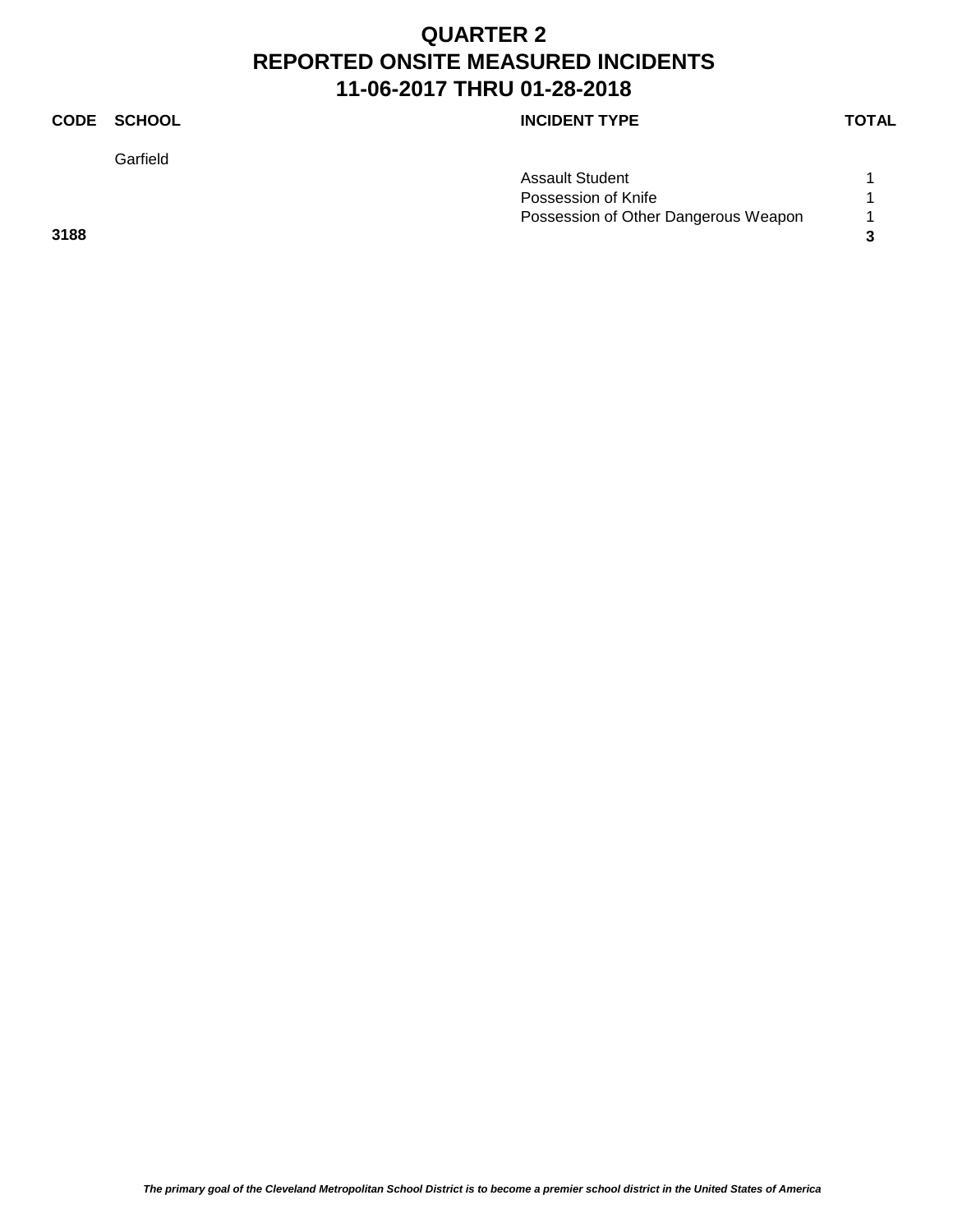# QUARTER 2
# REPORTED ONSITE MEASURED INCIDENTS
# 11-06-2017 THRU 01-28-2018

| CODE | SCHOOL | INCIDENT TYPE | TOTAL |
|---|---|---|---|
| | Garfield | | |
| | | Assault Student | 1 |
| | | Possession of Knife | 1 |
| | | Possession of Other Dangerous Weapon | 1 |
| **3188** | | | **3** |

*The primary goal of the Cleveland Metropolitan School District is to become a premier school district in the United States of America*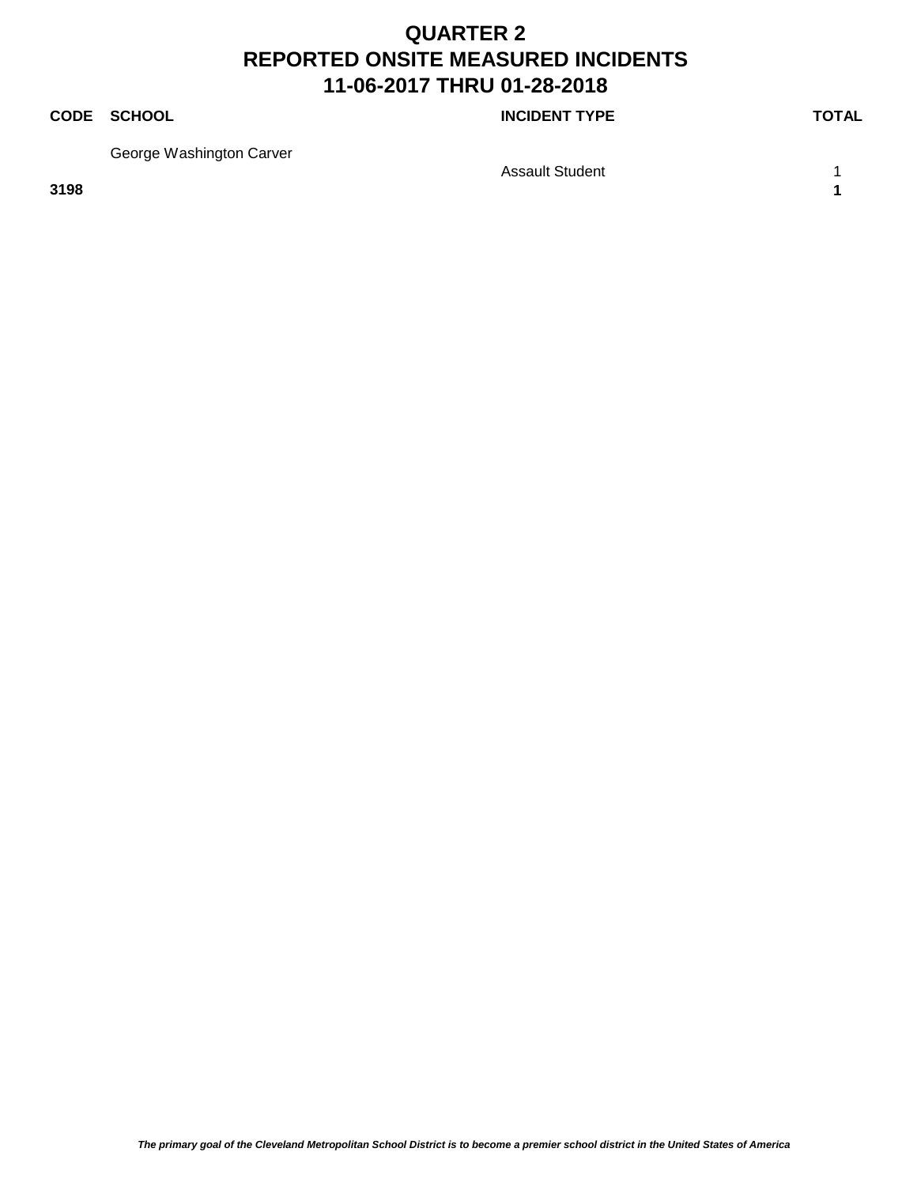# QUARTER 2
# REPORTED ONSITE MEASURED INCIDENTS
# 11-06-2017 THRU 01-28-2018

| CODE | SCHOOL | INCIDENT TYPE | TOTAL |
|---|---|---|---|
| | George Washington Carver | | |
| | | Assault Student | 1 |
| **3198** | | | **1** |

*The primary goal of the Cleveland Metropolitan School District is to become a premier school district in the United States of America*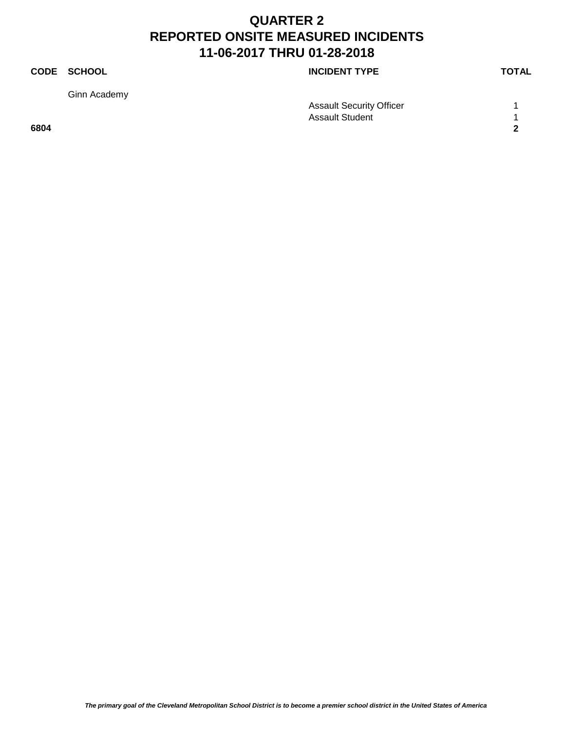# QUARTER 2
# REPORTED ONSITE MEASURED INCIDENTS
# 11-06-2017 THRU 01-28-2018

| CODE | SCHOOL | INCIDENT TYPE | TOTAL |
|---|---|---|---|
| | Ginn Academy | | |
| | | Assault Security Officer | 1 |
| | | Assault Student | 1 |
| **6804** | | | **2** |

*The primary goal of the Cleveland Metropolitan School District is to become a premier school district in the United States of America*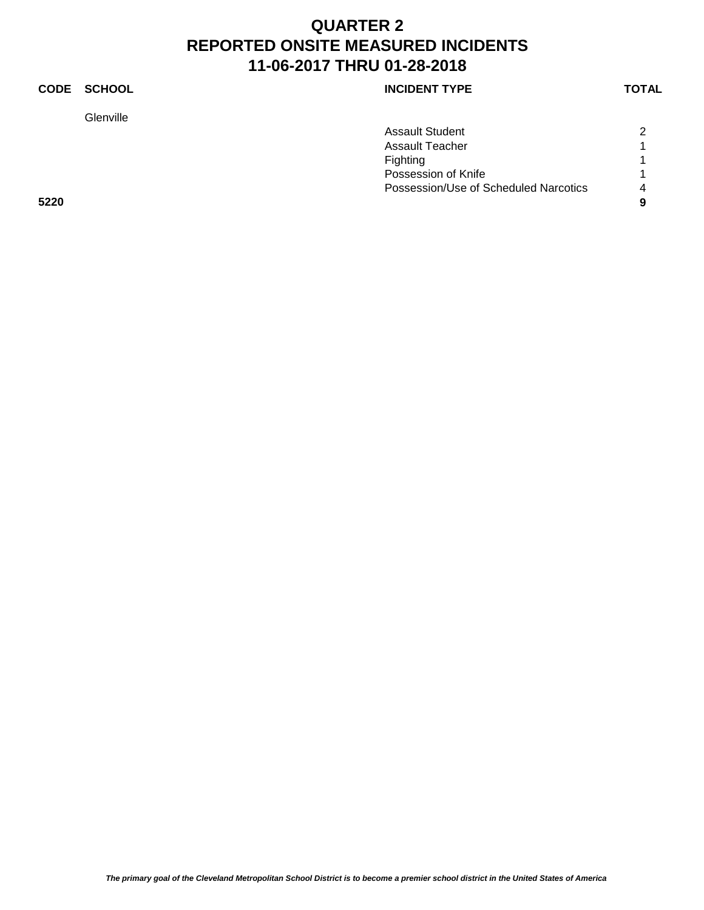# QUARTER 2
# REPORTED ONSITE MEASURED INCIDENTS
# 11-06-2017 THRU 01-28-2018

| CODE | SCHOOL | INCIDENT TYPE | TOTAL |
|---|---|---|---|
| | Glenville | | |
| | | Assault Student | 2 |
| | | Assault Teacher | 1 |
| | | Fighting | 1 |
| | | Possession of Knife | 1 |
| | | Possession/Use of Scheduled Narcotics | 4 |
| **5220** | | | **9** |

*The primary goal of the Cleveland Metropolitan School District is to become a premier school district in the United States of America*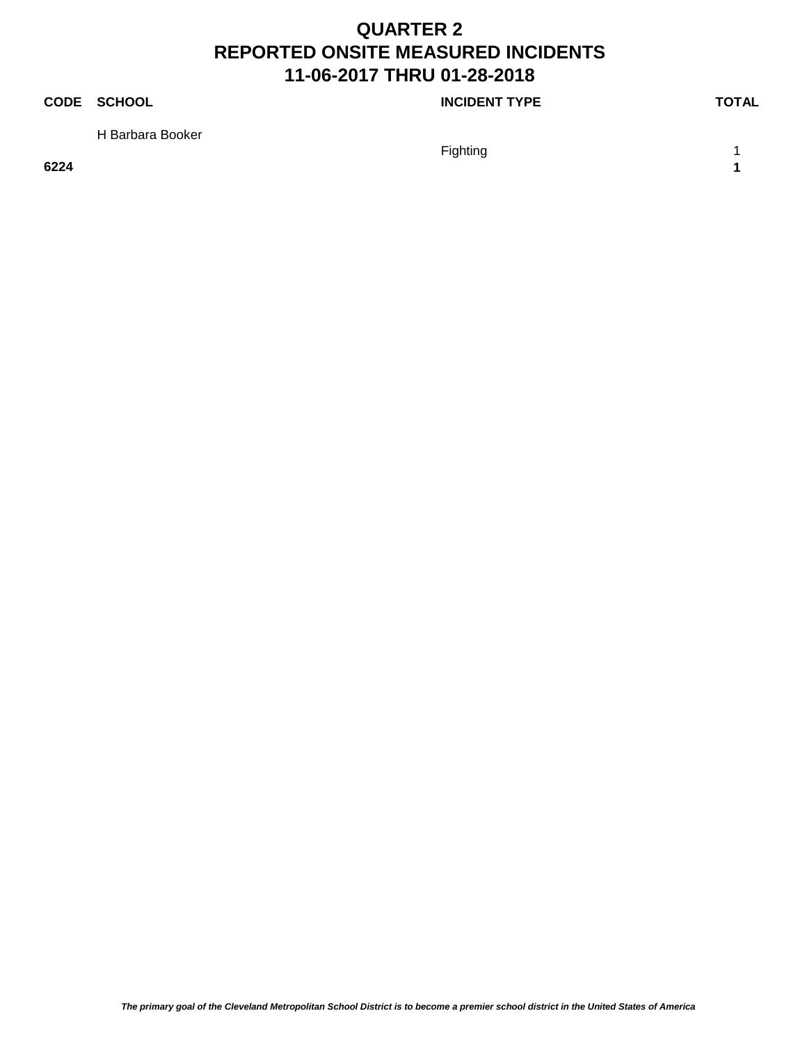# QUARTER 2
# REPORTED ONSITE MEASURED INCIDENTS
# 11-06-2017 THRU 01-28-2018

| CODE | SCHOOL | INCIDENT TYPE | TOTAL |
|---|---|---|---|
| | H Barbara Booker | | |
| | | Fighting | 1 |
| **6224** | | | **1** |

*The primary goal of the Cleveland Metropolitan School District is to become a premier school district in the United States of America*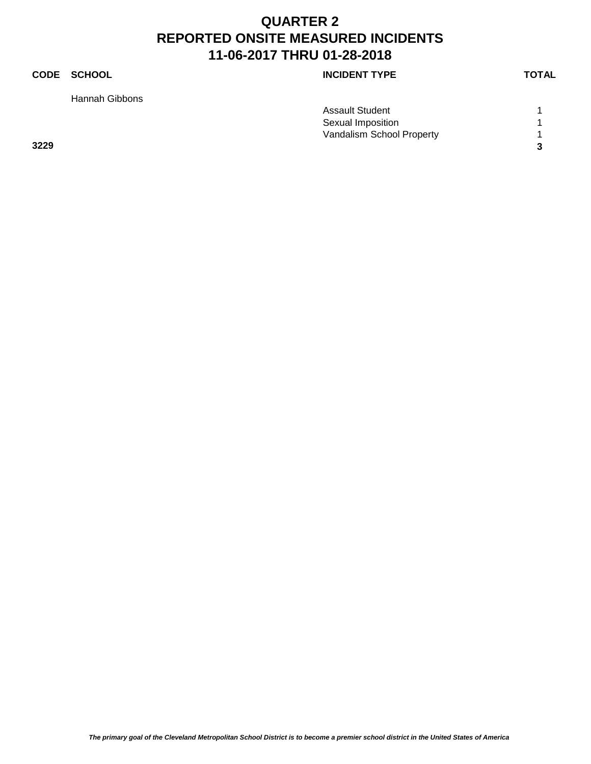# QUARTER 2
# REPORTED ONSITE MEASURED INCIDENTS
# 11-06-2017 THRU 01-28-2018

| CODE | SCHOOL | INCIDENT TYPE | TOTAL |
|---|---|---|---|
| | Hannah Gibbons | | |
| | | Assault Student | 1 |
| | | Sexual Imposition | 1 |
| | | Vandalism School Property | 1 |
| **3229** | | | **3** |

*The primary goal of the Cleveland Metropolitan School District is to become a premier school district in the United States of America*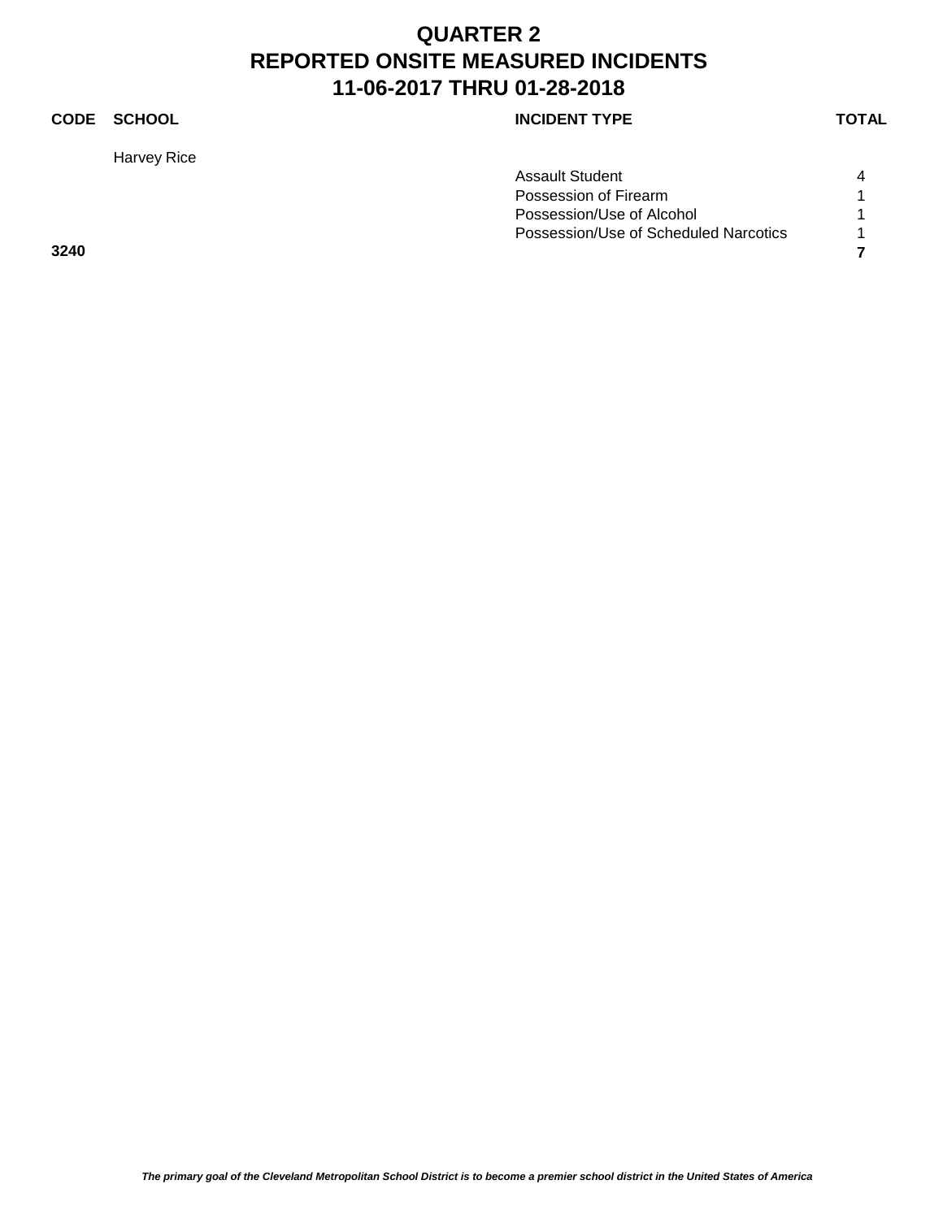# QUARTER 2
# REPORTED ONSITE MEASURED INCIDENTS
# 11-06-2017 THRU 01-28-2018

| CODE | SCHOOL | INCIDENT TYPE | TOTAL |
|---|---|---|---|
| | Harvey Rice | | |
| | | Assault Student | 4 |
| | | Possession of Firearm | 1 |
| | | Possession/Use of Alcohol | 1 |
| | | Possession/Use of Scheduled Narcotics | 1 |
| **3240** | | | **7** |

*The primary goal of the Cleveland Metropolitan School District is to become a premier school district in the United States of America*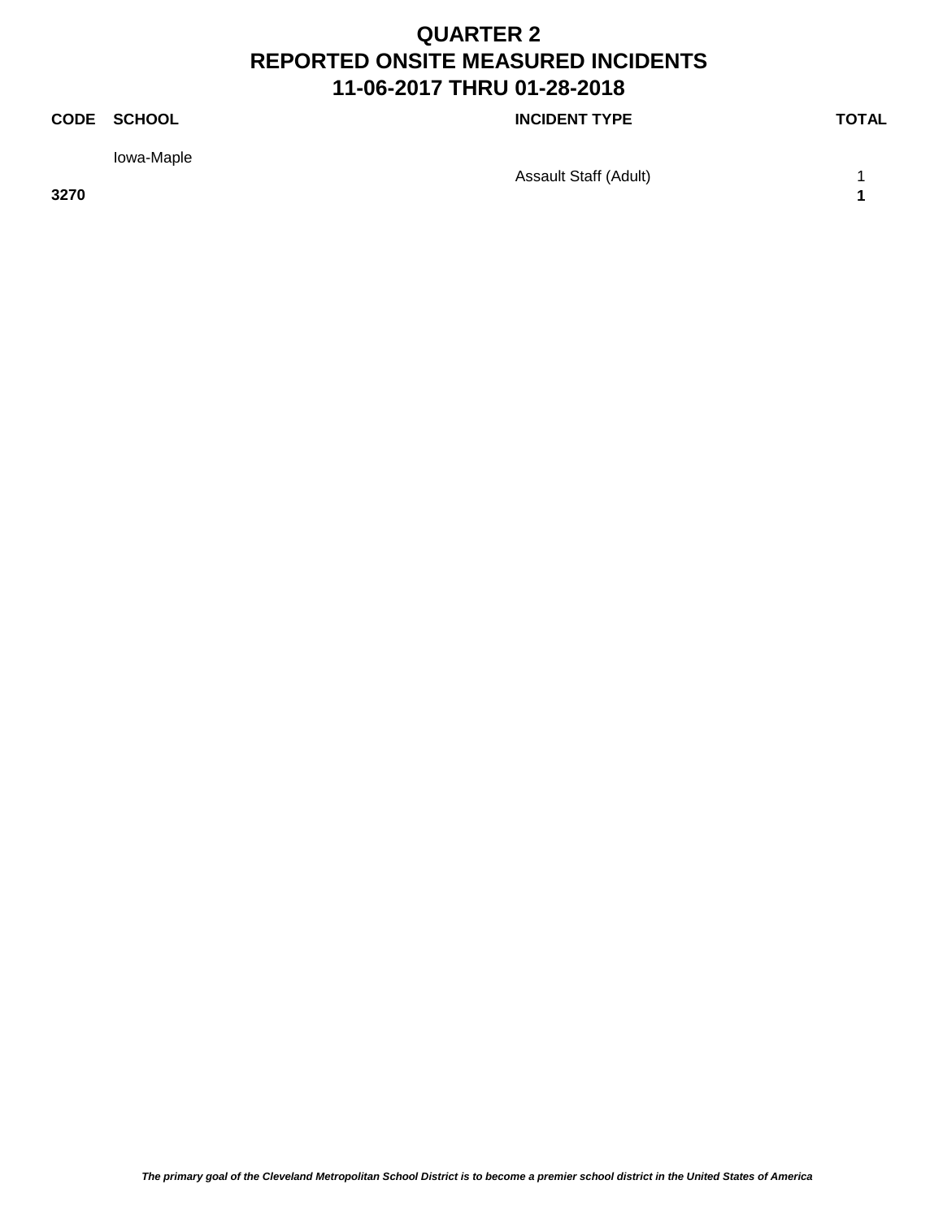# QUARTER 2
# REPORTED ONSITE MEASURED INCIDENTS
# 11-06-2017 THRU 01-28-2018

| CODE | SCHOOL | INCIDENT TYPE | TOTAL |
|---|---|---|---|
| | Iowa-Maple | | |
| | | Assault Staff (Adult) | 1 |
| **3270** | | | **1** |

*The primary goal of the Cleveland Metropolitan School District is to become a premier school district in the United States of America*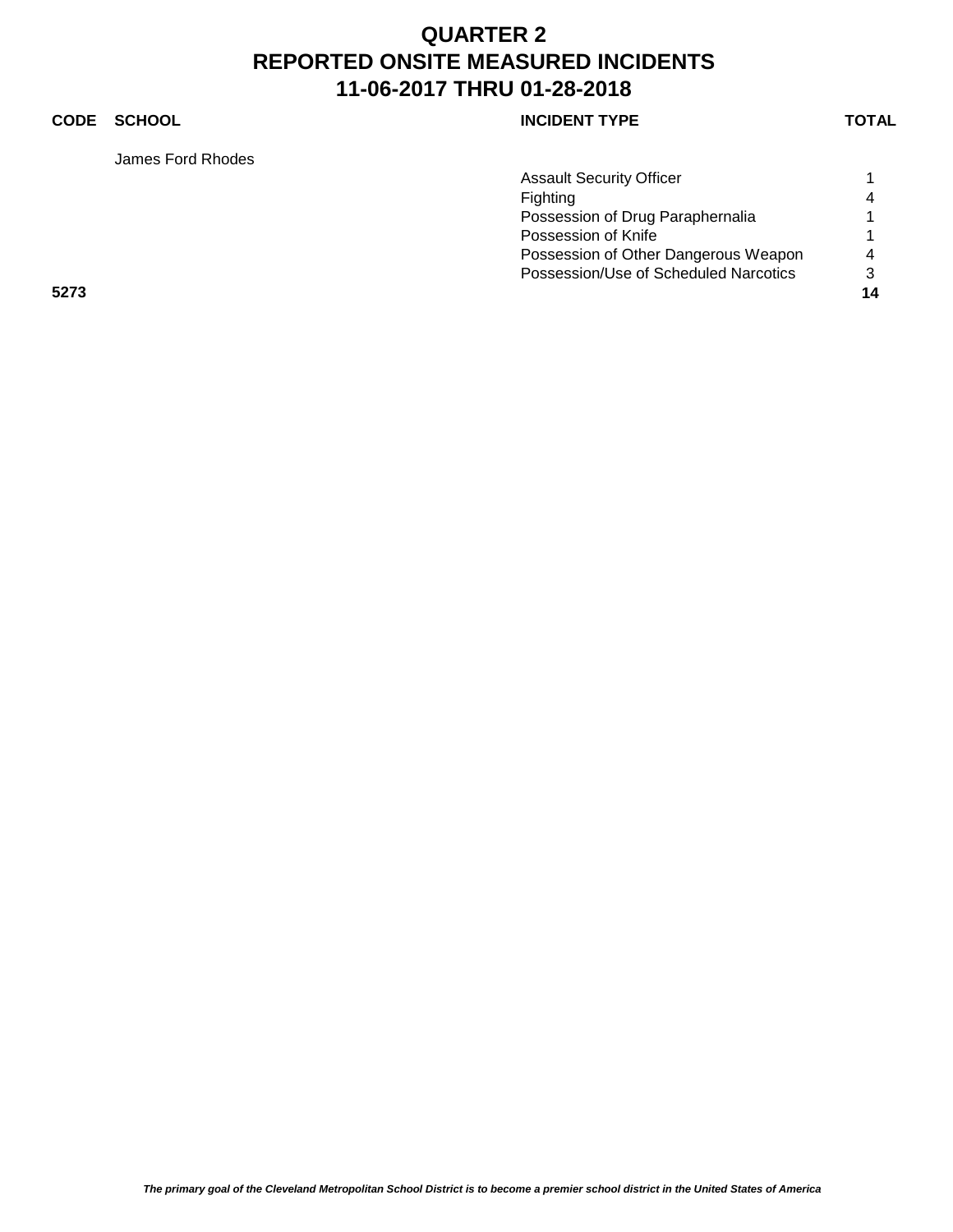# QUARTER 2
# REPORTED ONSITE MEASURED INCIDENTS
# 11-06-2017 THRU 01-28-2018

| CODE | SCHOOL | INCIDENT TYPE | TOTAL |
|---|---|---|---|
| | James Ford Rhodes | | |
| | | Assault Security Officer | 1 |
| | | Fighting | 4 |
| | | Possession of Drug Paraphernalia | 1 |
| | | Possession of Knife | 1 |
| | | Possession of Other Dangerous Weapon | 4 |
| | | Possession/Use of Scheduled Narcotics | 3 |
| **5273** | | | **14** |

*The primary goal of the Cleveland Metropolitan School District is to become a premier school district in the United States of America*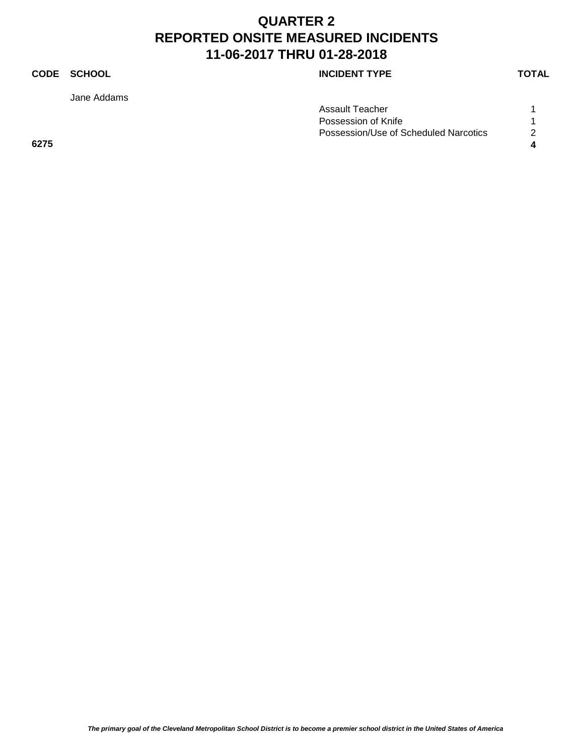# QUARTER 2
# REPORTED ONSITE MEASURED INCIDENTS
# 11-06-2017 THRU 01-28-2018

| CODE | SCHOOL | INCIDENT TYPE | TOTAL |
|---|---|---|---|
| | Jane Addams | | |
| | | Assault Teacher | 1 |
| | | Possession of Knife | 1 |
| | | Possession/Use of Scheduled Narcotics | 2 |
| **6275** | | | **4** |

*The primary goal of the Cleveland Metropolitan School District is to become a premier school district in the United States of America*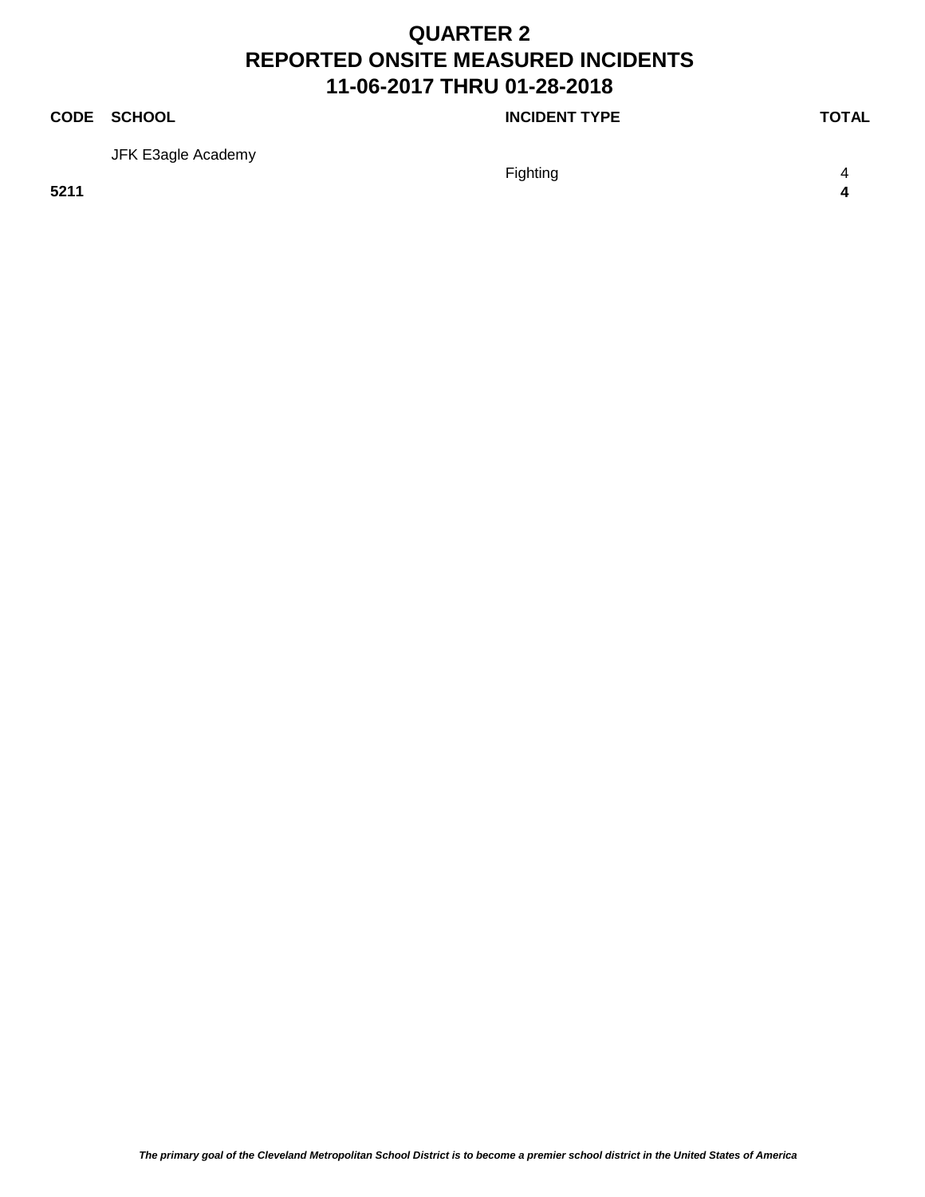# QUARTER 2
# REPORTED ONSITE MEASURED INCIDENTS
# 11-06-2017 THRU 01-28-2018

| CODE | SCHOOL | INCIDENT TYPE | TOTAL |
|---|---|---|---|
| | JFK E3agle Academy | | |
| | | Fighting | 4 |
| **5211** | | | **4** |

*The primary goal of the Cleveland Metropolitan School District is to become a premier school district in the United States of America*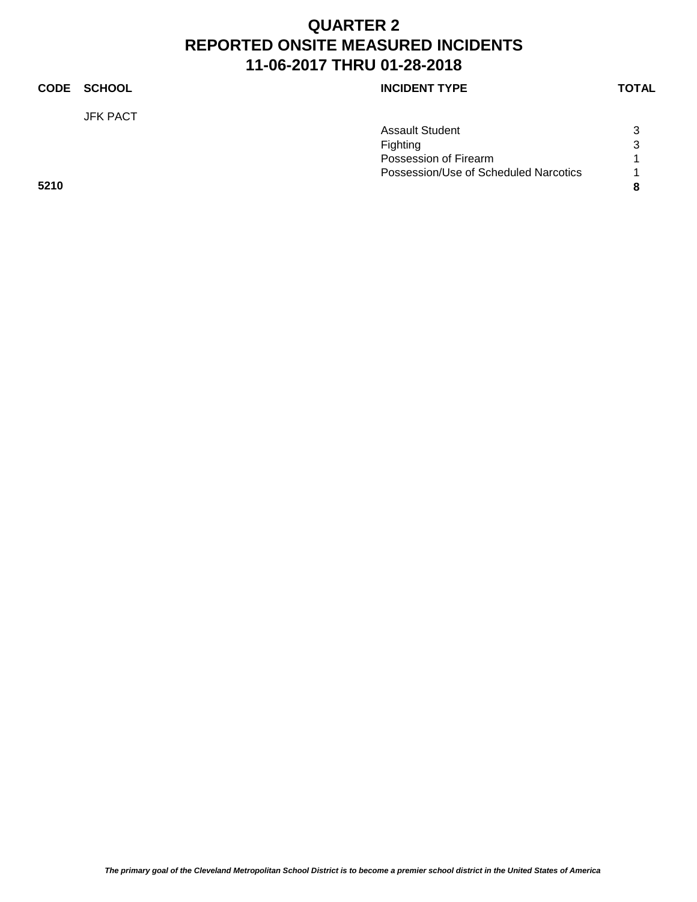# QUARTER 2
# REPORTED ONSITE MEASURED INCIDENTS
# 11-06-2017 THRU 01-28-2018

| CODE | SCHOOL | INCIDENT TYPE | TOTAL |
|---|---|---|---|
| | JFK PACT | | |
| | | Assault Student | 3 |
| | | Fighting | 3 |
| | | Possession of Firearm | 1 |
| | | Possession/Use of Scheduled Narcotics | 1 |
| **5210** | | | **8** |

*The primary goal of the Cleveland Metropolitan School District is to become a premier school district in the United States of America*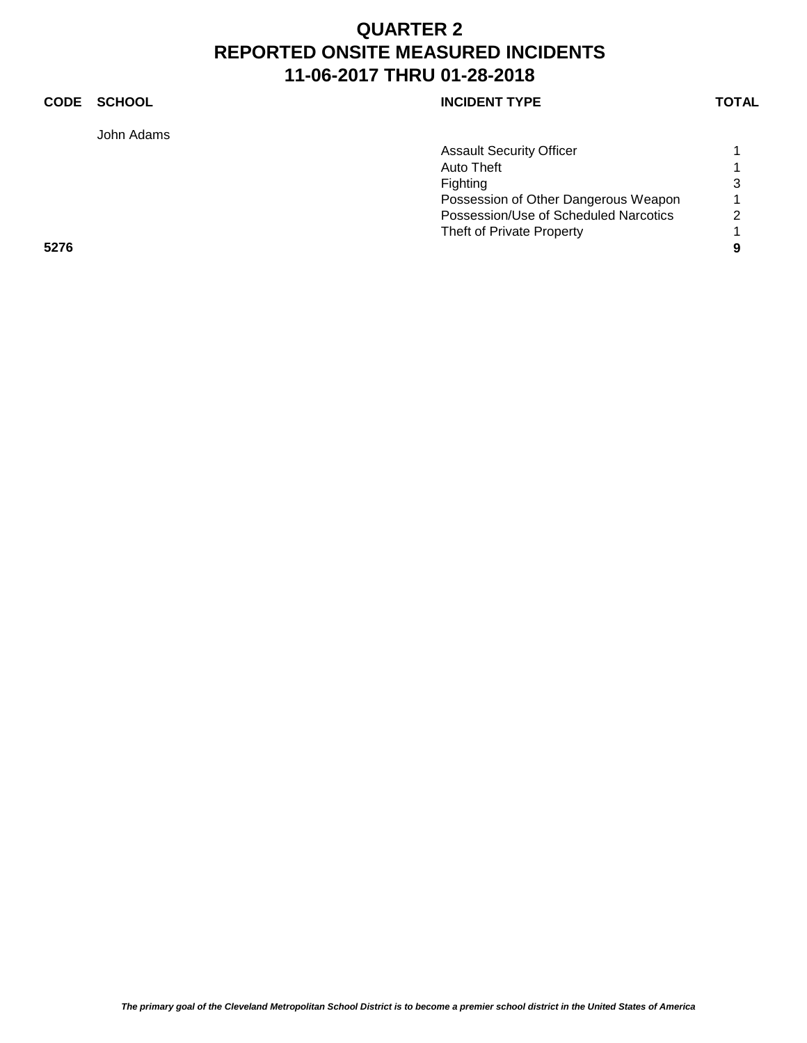# QUARTER 2
# REPORTED ONSITE MEASURED INCIDENTS
# 11-06-2017 THRU 01-28-2018

| CODE | SCHOOL | INCIDENT TYPE | TOTAL |
|---|---|---|---|
| | John Adams | | |
| | | Assault Security Officer | 1 |
| | | Auto Theft | 1 |
| | | Fighting | 3 |
| | | Possession of Other Dangerous Weapon | 1 |
| | | Possession/Use of Scheduled Narcotics | 2 |
| | | Theft of Private Property | 1 |
| **5276** | | | **9** |

*The primary goal of the Cleveland Metropolitan School District is to become a premier school district in the United States of America*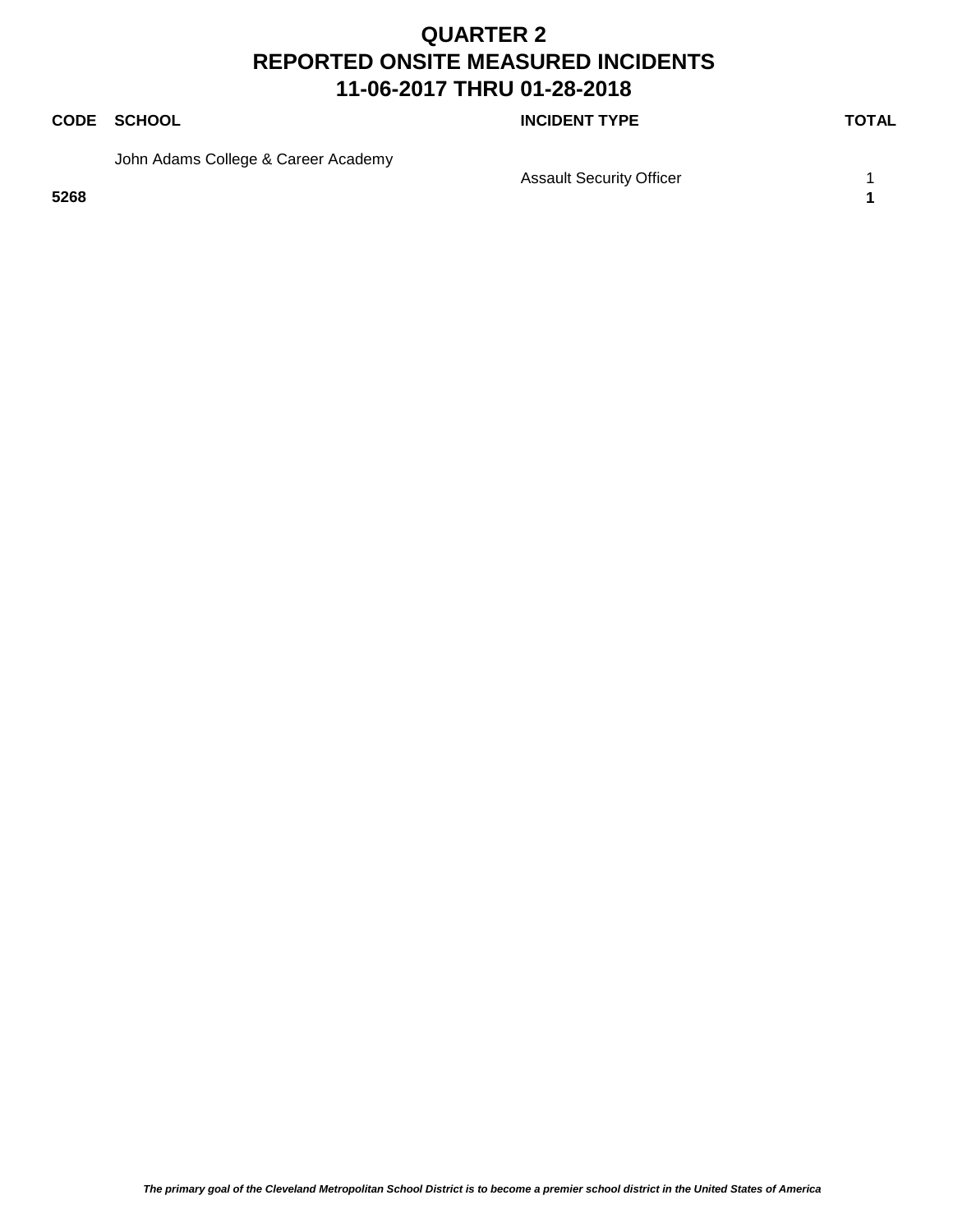# QUARTER 2
# REPORTED ONSITE MEASURED INCIDENTS
# 11-06-2017 THRU 01-28-2018

| CODE | SCHOOL | INCIDENT TYPE | TOTAL |
|---|---|---|---|
| | John Adams College & Career Academy | | |
| | | Assault Security Officer | 1 |
| **5268** | | | **1** |

*The primary goal of the Cleveland Metropolitan School District is to become a premier school district in the United States of America*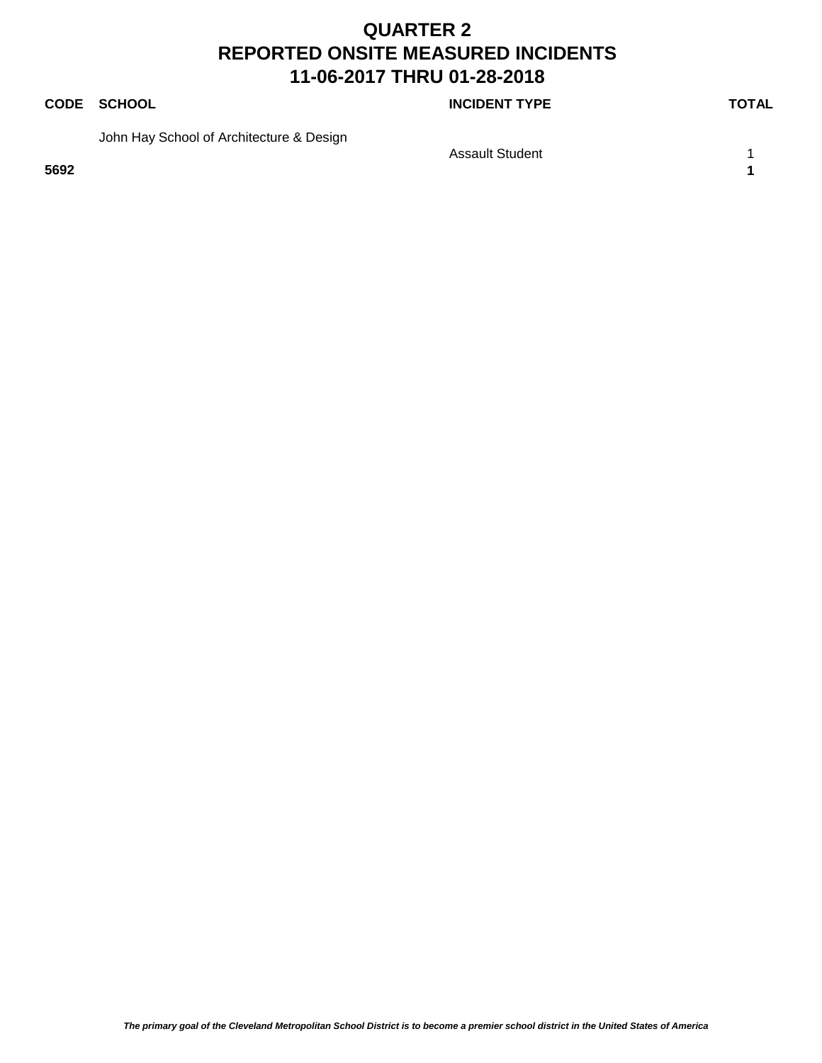# QUARTER 2
# REPORTED ONSITE MEASURED INCIDENTS
# 11-06-2017 THRU 01-28-2018

| CODE | SCHOOL | INCIDENT TYPE | TOTAL |
|---|---|---|---|
| | John Hay School of Architecture & Design | | |
| | | Assault Student | 1 |
| **5692** | | | **1** |

*The primary goal of the Cleveland Metropolitan School District is to become a premier school district in the United States of America*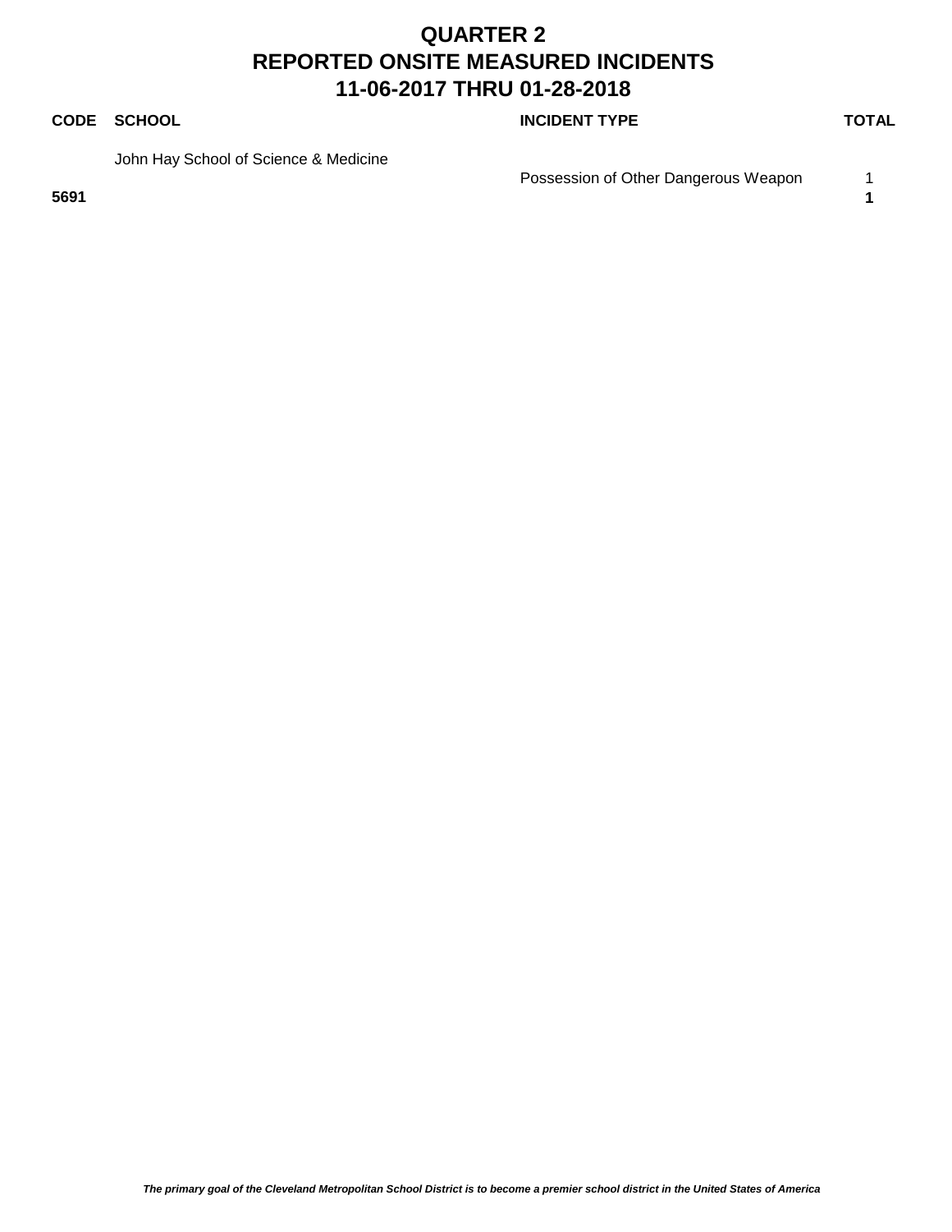# QUARTER 2
# REPORTED ONSITE MEASURED INCIDENTS
# 11-06-2017 THRU 01-28-2018

| CODE | SCHOOL | INCIDENT TYPE | TOTAL |
|---|---|---|---|
| | John Hay School of Science & Medicine | | |
| | | Possession of Other Dangerous Weapon | 1 |
| **5691** | | | **1** |

*The primary goal of the Cleveland Metropolitan School District is to become a premier school district in the United States of America*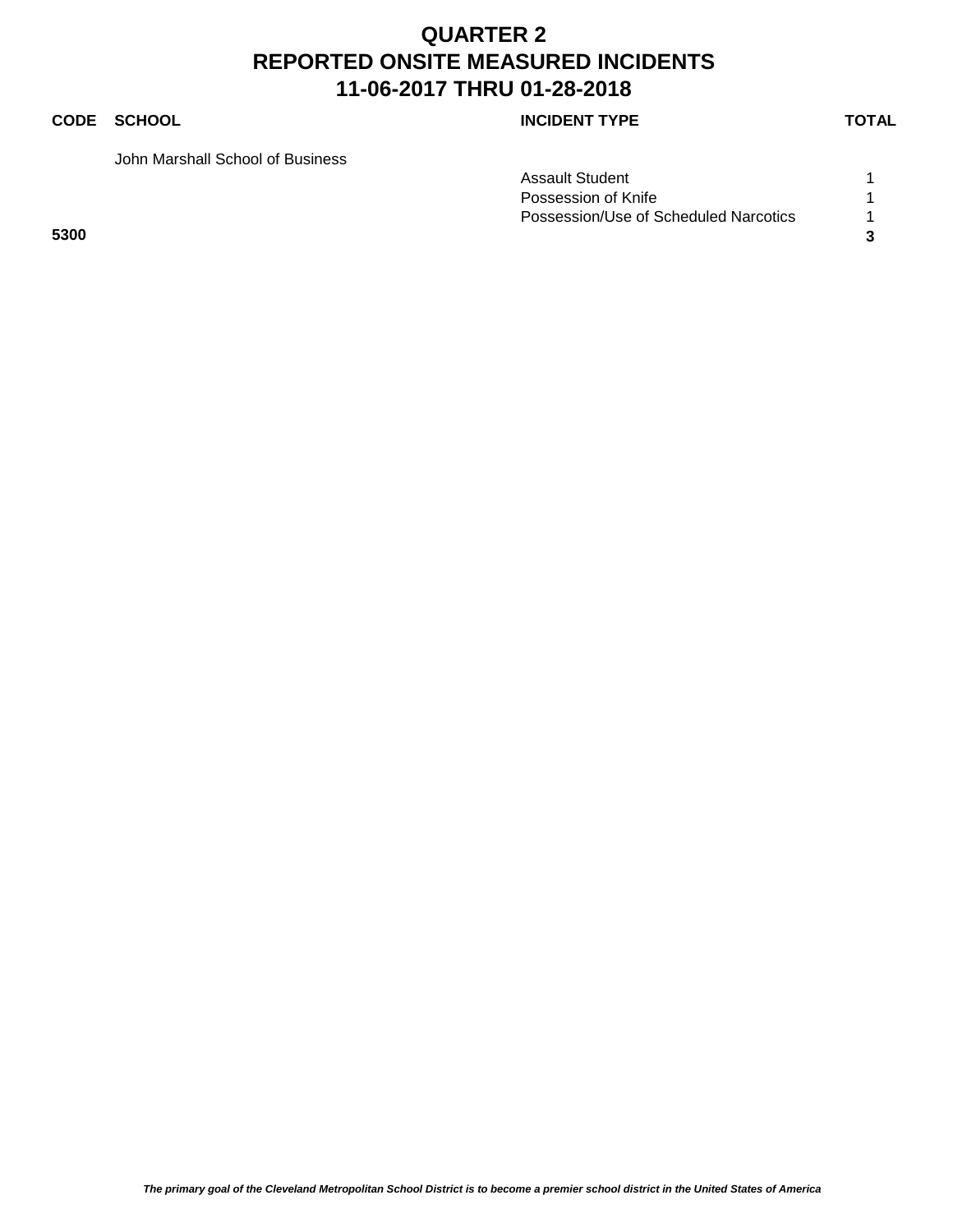# QUARTER 2
# REPORTED ONSITE MEASURED INCIDENTS
# 11-06-2017 THRU 01-28-2018

| CODE | SCHOOL | INCIDENT TYPE | TOTAL |
|---|---|---|---|
| | John Marshall School of Business | | |
| | | Assault Student | 1 |
| | | Possession of Knife | 1 |
| | | Possession/Use of Scheduled Narcotics | 1 |
| **5300** | | | **3** |

*The primary goal of the Cleveland Metropolitan School District is to become a premier school district in the United States of America*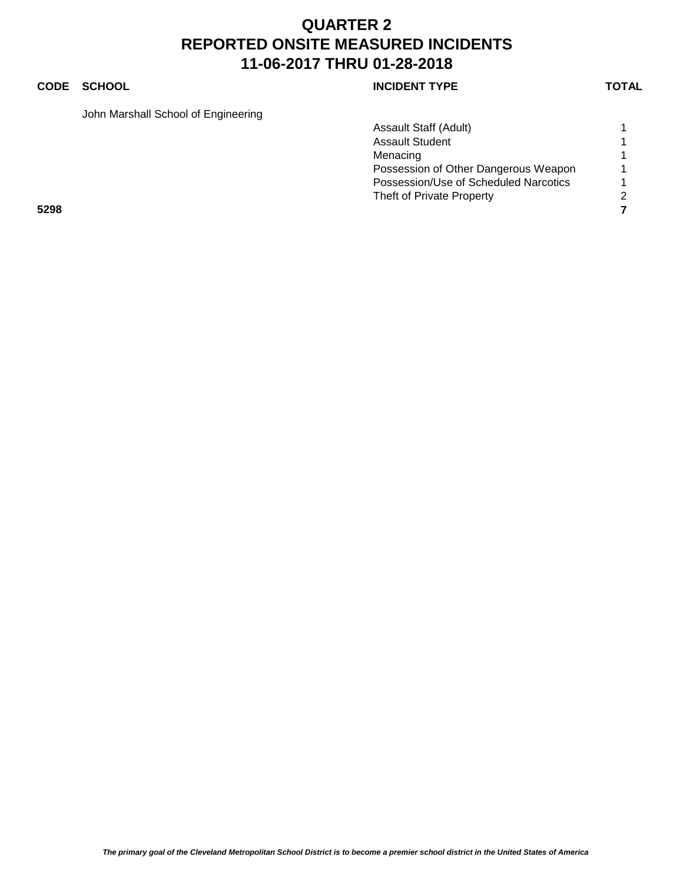# QUARTER 2
# REPORTED ONSITE MEASURED INCIDENTS
# 11-06-2017 THRU 01-28-2018

| CODE | SCHOOL | INCIDENT TYPE | TOTAL |
|---|---|---|---|
| | John Marshall School of Engineering | | |
| | | Assault Staff (Adult) | 1 |
| | | Assault Student | 1 |
| | | Menacing | 1 |
| | | Possession of Other Dangerous Weapon | 1 |
| | | Possession/Use of Scheduled Narcotics | 1 |
| | | Theft of Private Property | 2 |
| **5298** | | | **7** |

*The primary goal of the Cleveland Metropolitan School District is to become a premier school district in the United States of America*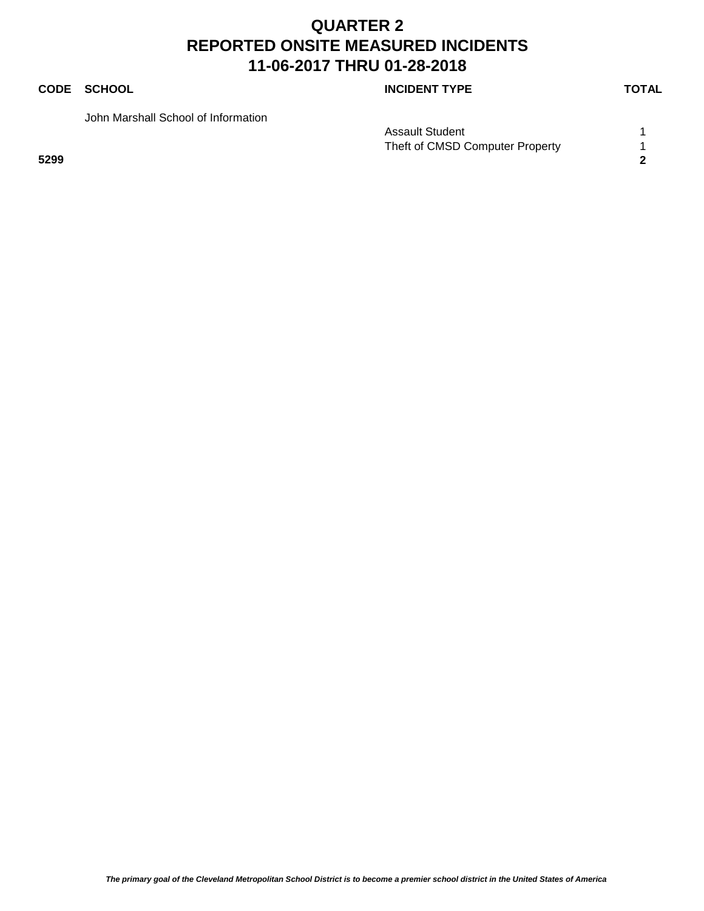# QUARTER 2
# REPORTED ONSITE MEASURED INCIDENTS
# 11-06-2017 THRU 01-28-2018

| CODE | SCHOOL | INCIDENT TYPE | TOTAL |
|---|---|---|---|
| | John Marshall School of Information | | |
| | | Assault Student | 1 |
| | | Theft of CMSD Computer Property | 1 |
| **5299** | | | **2** |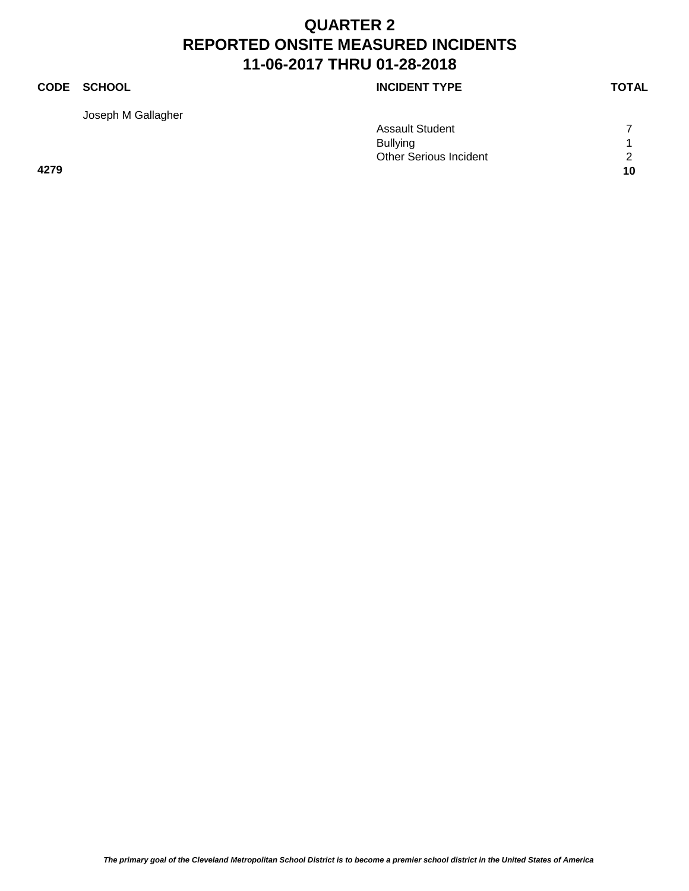# QUARTER 2
# REPORTED ONSITE MEASURED INCIDENTS
# 11-06-2017 THRU 01-28-2018

| CODE | SCHOOL | INCIDENT TYPE | TOTAL |
|---|---|---|---|
| | Joseph M Gallagher | | |
| | | Assault Student | 7 |
| | | Bullying | 1 |
| | | Other Serious Incident | 2 |
| **4279** | | | **10** |

*The primary goal of the Cleveland Metropolitan School District is to become a premier school district in the United States of America*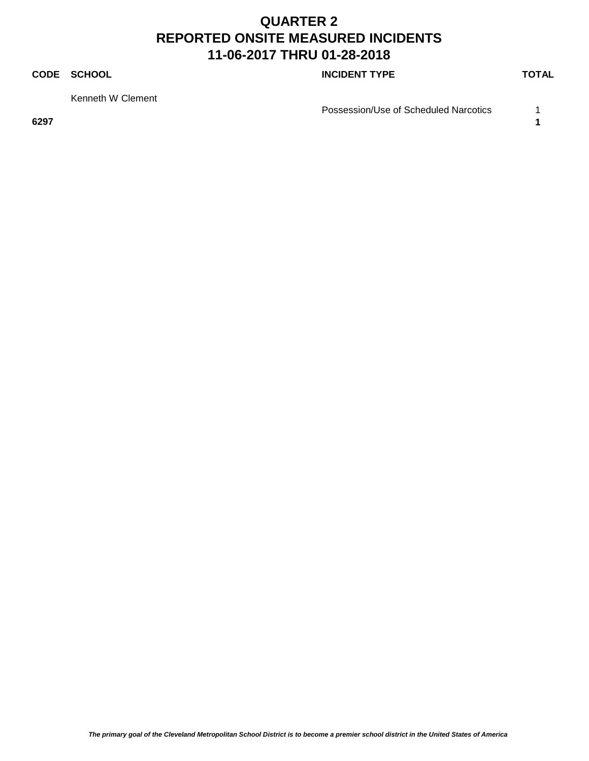# QUARTER 2
# REPORTED ONSITE MEASURED INCIDENTS
# 11-06-2017 THRU 01-28-2018

| CODE | SCHOOL | INCIDENT TYPE | TOTAL |
|---|---|---|---|
| | Kenneth W Clement | | |
| | | Possession/Use of Scheduled Narcotics | 1 |
| **6297** | | | **1** |

*The primary goal of the Cleveland Metropolitan School District is to become a premier school district in the United States of America*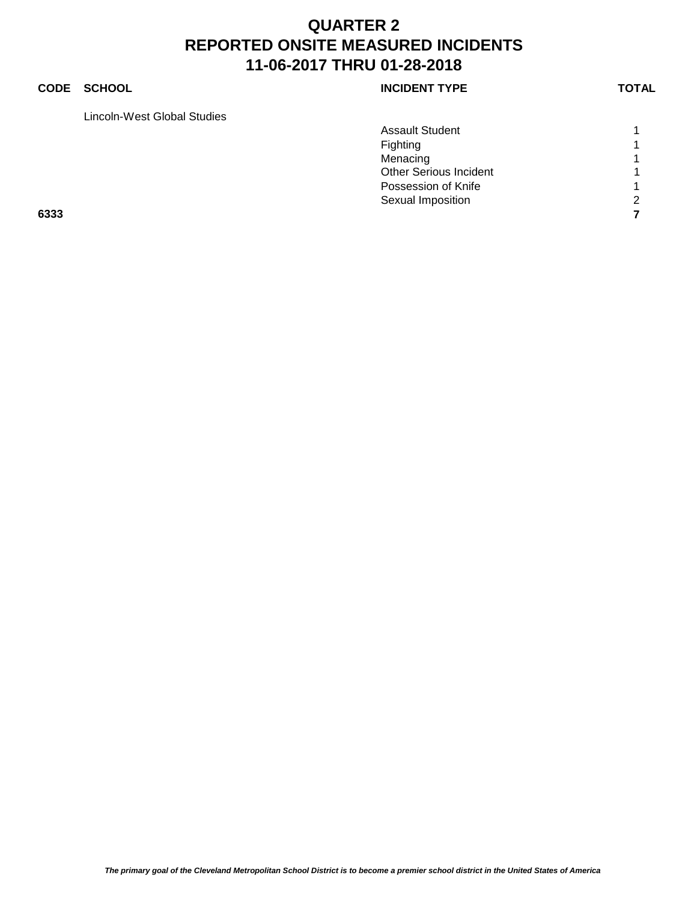# QUARTER 2
# REPORTED ONSITE MEASURED INCIDENTS
# 11-06-2017 THRU 01-28-2018

| CODE | SCHOOL | INCIDENT TYPE | TOTAL |
|---|---|---|---|
| | Lincoln-West Global Studies | | |
| | | Assault Student | 1 |
| | | Fighting | 1 |
| | | Menacing | 1 |
| | | Other Serious Incident | 1 |
| | | Possession of Knife | 1 |
| | | Sexual Imposition | 2 |
| **6333** | | | **7** |

*The primary goal of the Cleveland Metropolitan School District is to become a premier school district in the United States of America*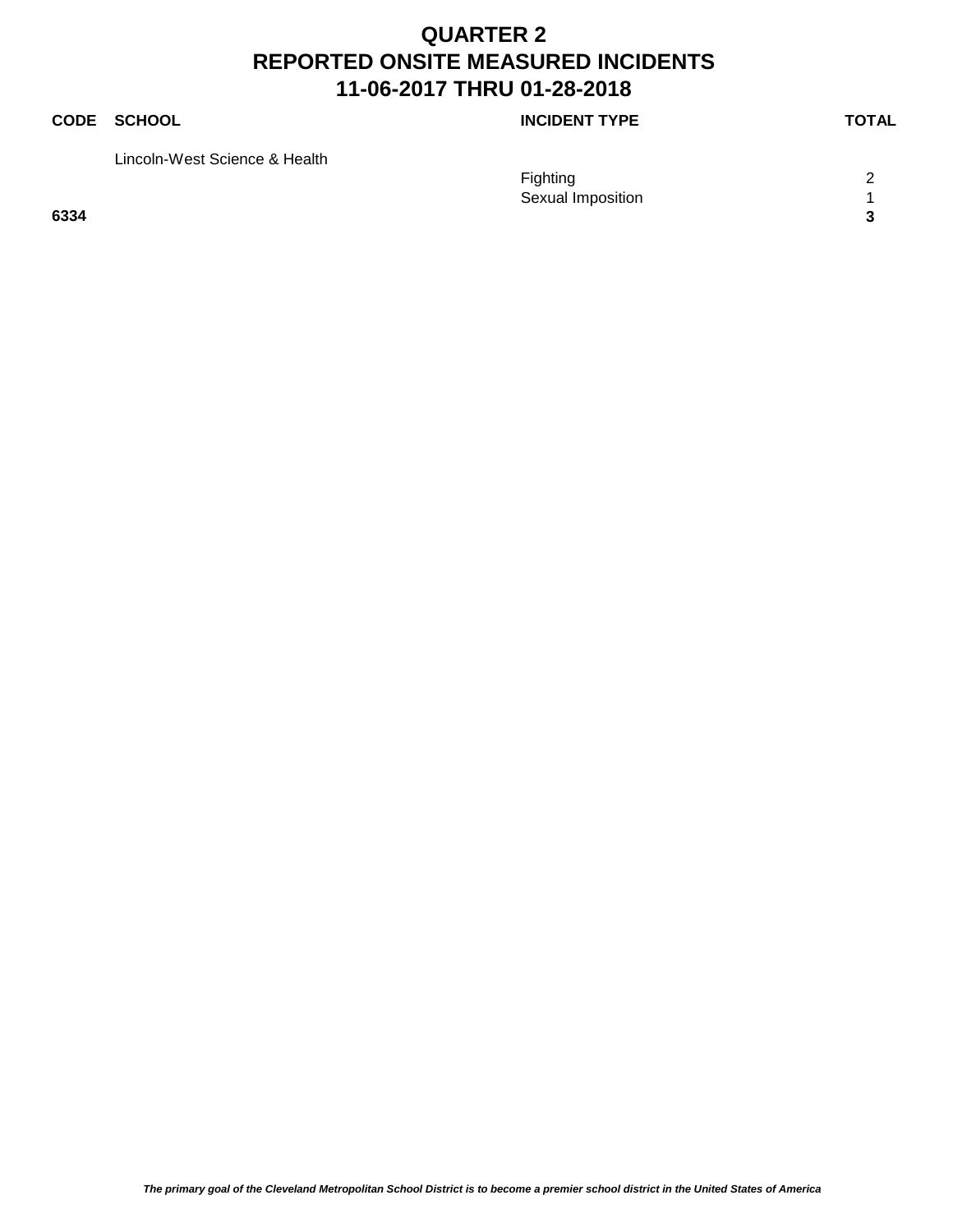# QUARTER 2
# REPORTED ONSITE MEASURED INCIDENTS
# 11-06-2017 THRU 01-28-2018

| CODE | SCHOOL | INCIDENT TYPE | TOTAL |
|---|---|---|---|
| | Lincoln-West Science & Health | | |
| | | Fighting | 2 |
| | | Sexual Imposition | 1 |
| **6334** | | | **3** |

*The primary goal of the Cleveland Metropolitan School District is to become a premier school district in the United States of America*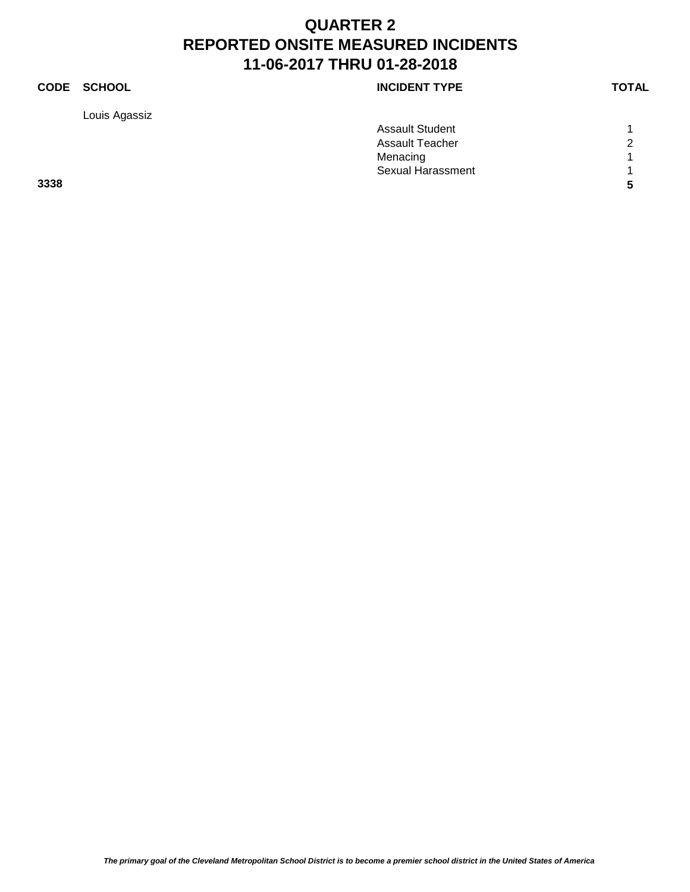# QUARTER 2
# REPORTED ONSITE MEASURED INCIDENTS
# 11-06-2017 THRU 01-28-2018

| CODE | SCHOOL | INCIDENT TYPE | TOTAL |
|---|---|---|---|
| | Louis Agassiz | | |
| | | Assault Student | 1 |
| | | Assault Teacher | 2 |
| | | Menacing | 1 |
| | | Sexual Harassment | 1 |
| **3338** | | | **5** |

*The primary goal of the Cleveland Metropolitan School District is to become a premier school district in the United States of America*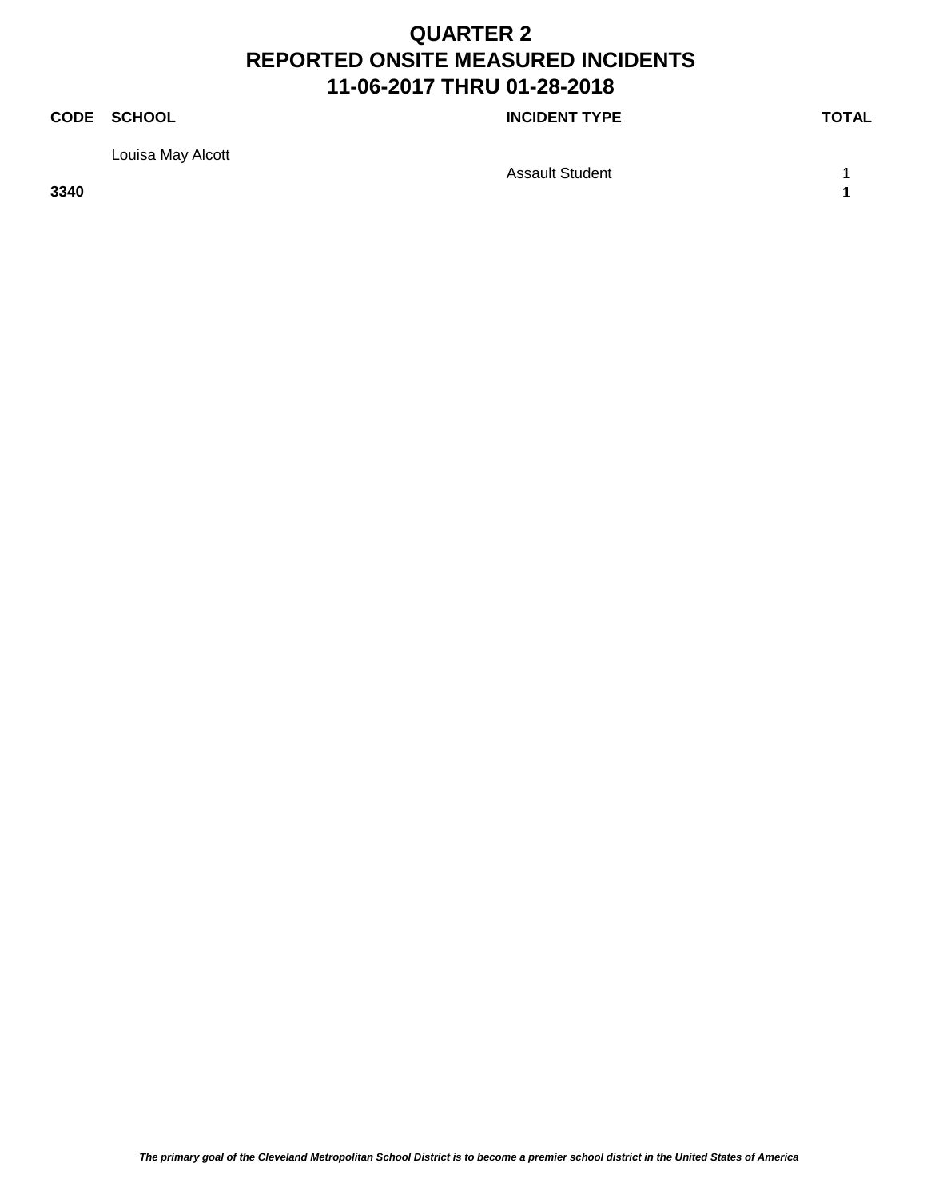# QUARTER 2
# REPORTED ONSITE MEASURED INCIDENTS
# 11-06-2017 THRU 01-28-2018

| CODE | SCHOOL | INCIDENT TYPE | TOTAL |
|---|---|---|---|
| | Louisa May Alcott | | |
| | | Assault Student | 1 |
| **3340** | | | **1** |

*The primary goal of the Cleveland Metropolitan School District is to become a premier school district in the United States of America*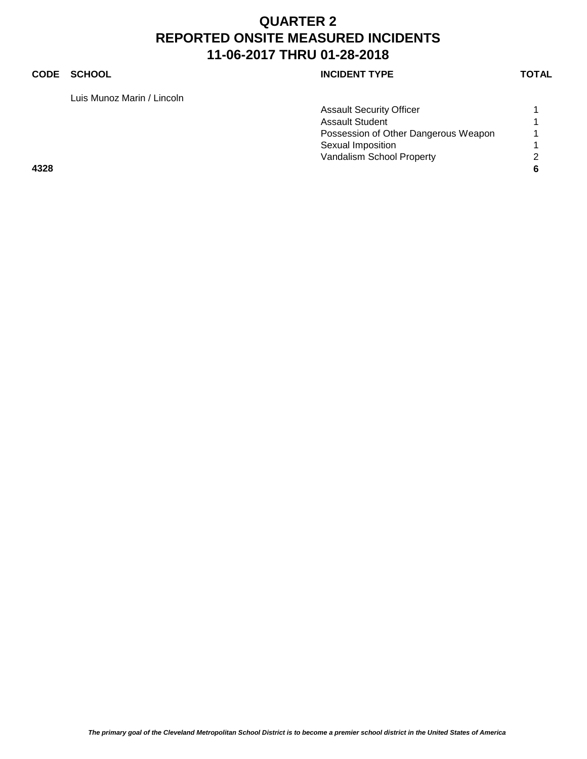# QUARTER 2
# REPORTED ONSITE MEASURED INCIDENTS
# 11-06-2017 THRU 01-28-2018

| CODE | SCHOOL | INCIDENT TYPE | TOTAL |
|---|---|---|---|
| | Luis Munoz Marin / Lincoln | | |
| | | Assault Security Officer | 1 |
| | | Assault Student | 1 |
| | | Possession of Other Dangerous Weapon | 1 |
| | | Sexual Imposition | 1 |
| | | Vandalism School Property | 2 |
| **4328** | | | **6** |

*The primary goal of the Cleveland Metropolitan School District is to become a premier school district in the United States of America*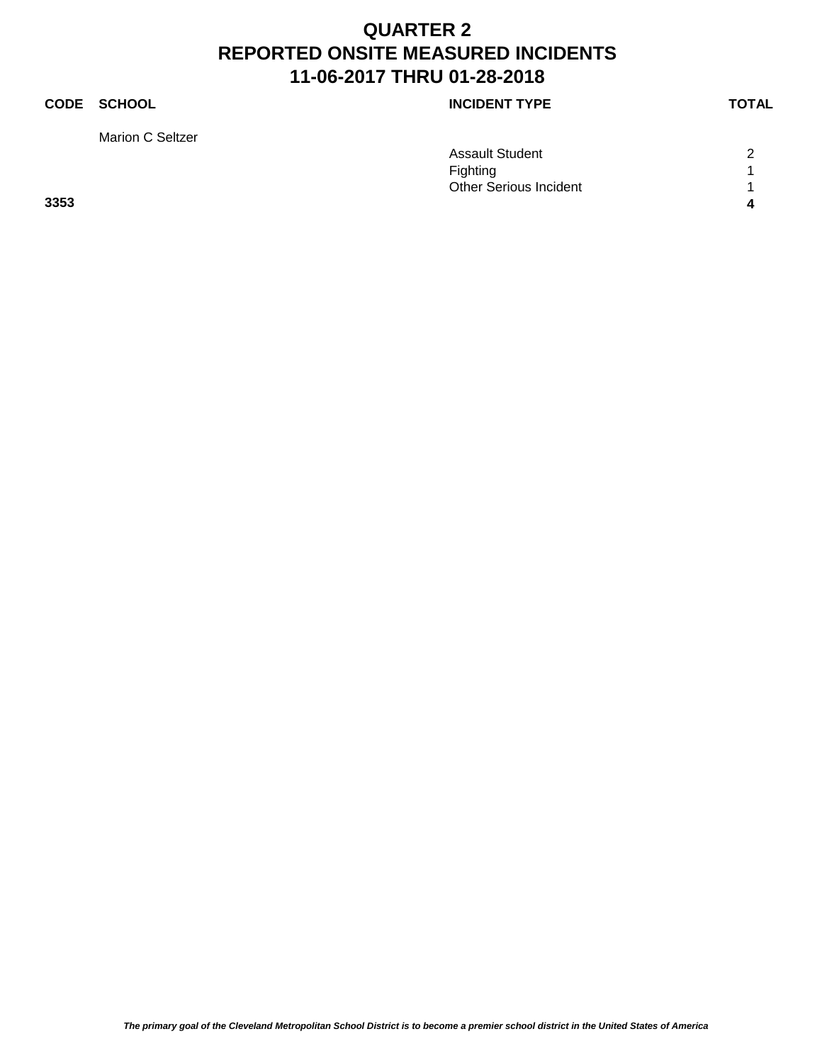# QUARTER 2
# REPORTED ONSITE MEASURED INCIDENTS
# 11-06-2017 THRU 01-28-2018

| CODE | SCHOOL | INCIDENT TYPE | TOTAL |
|---|---|---|---|
| | Marion C Seltzer | | |
| | | Assault Student | 2 |
| | | Fighting | 1 |
| | | Other Serious Incident | 1 |
| **3353** | | | **4** |

***The primary goal of the Cleveland Metropolitan School District is to become a premier school district in the United States of America***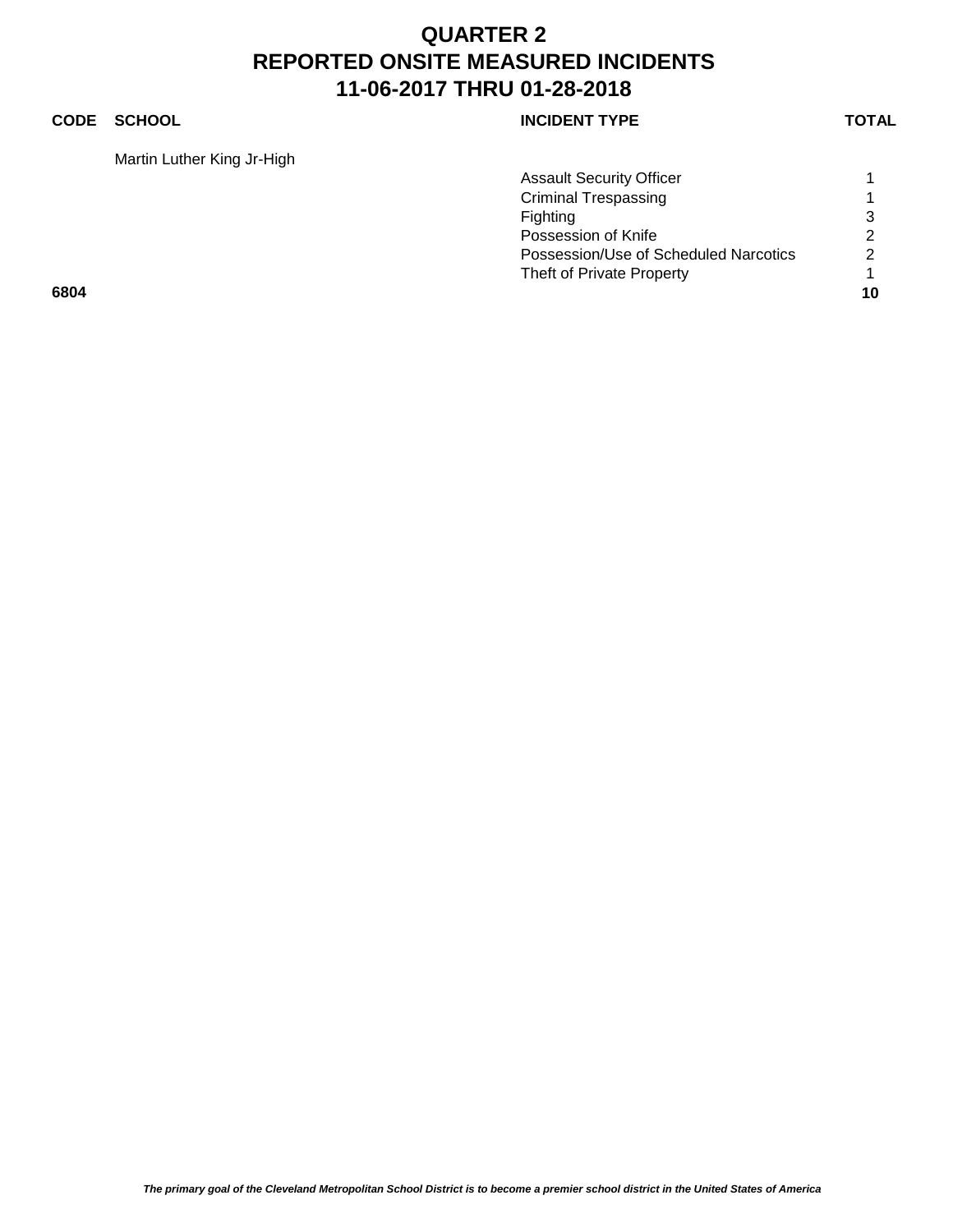# QUARTER 2
# REPORTED ONSITE MEASURED INCIDENTS
# 11-06-2017 THRU 01-28-2018

| CODE | SCHOOL | INCIDENT TYPE | TOTAL |
| --- | --- | --- | --- |
| | Martin Luther King Jr-High | | |
| | | Assault Security Officer | 1 |
| | | Criminal Trespassing | 1 |
| | | Fighting | 3 |
| | | Possession of Knife | 2 |
| | | Possession/Use of Scheduled Narcotics | 2 |
| | | Theft of Private Property | 1 |
| **6804** | | | **10** |

*The primary goal of the Cleveland Metropolitan School District is to become a premier school district in the United States of America*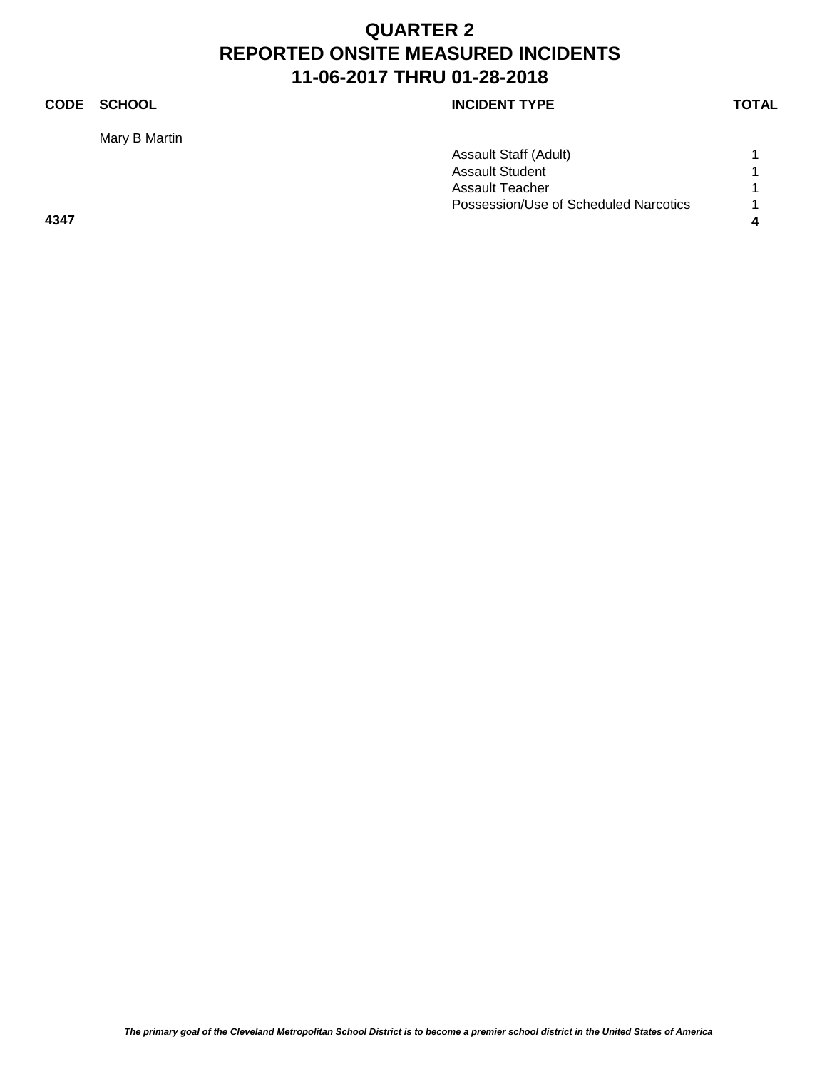# QUARTER 2
# REPORTED ONSITE MEASURED INCIDENTS
# 11-06-2017 THRU 01-28-2018

| CODE | SCHOOL | INCIDENT TYPE | TOTAL |
|---|---|---|---|
| | Mary B Martin | | |
| | | Assault Staff (Adult) | 1 |
| | | Assault Student | 1 |
| | | Assault Teacher | 1 |
| | | Possession/Use of Scheduled Narcotics | 1 |
| **4347** | | | **4** |

*The primary goal of the Cleveland Metropolitan School District is to become a premier school district in the United States of America*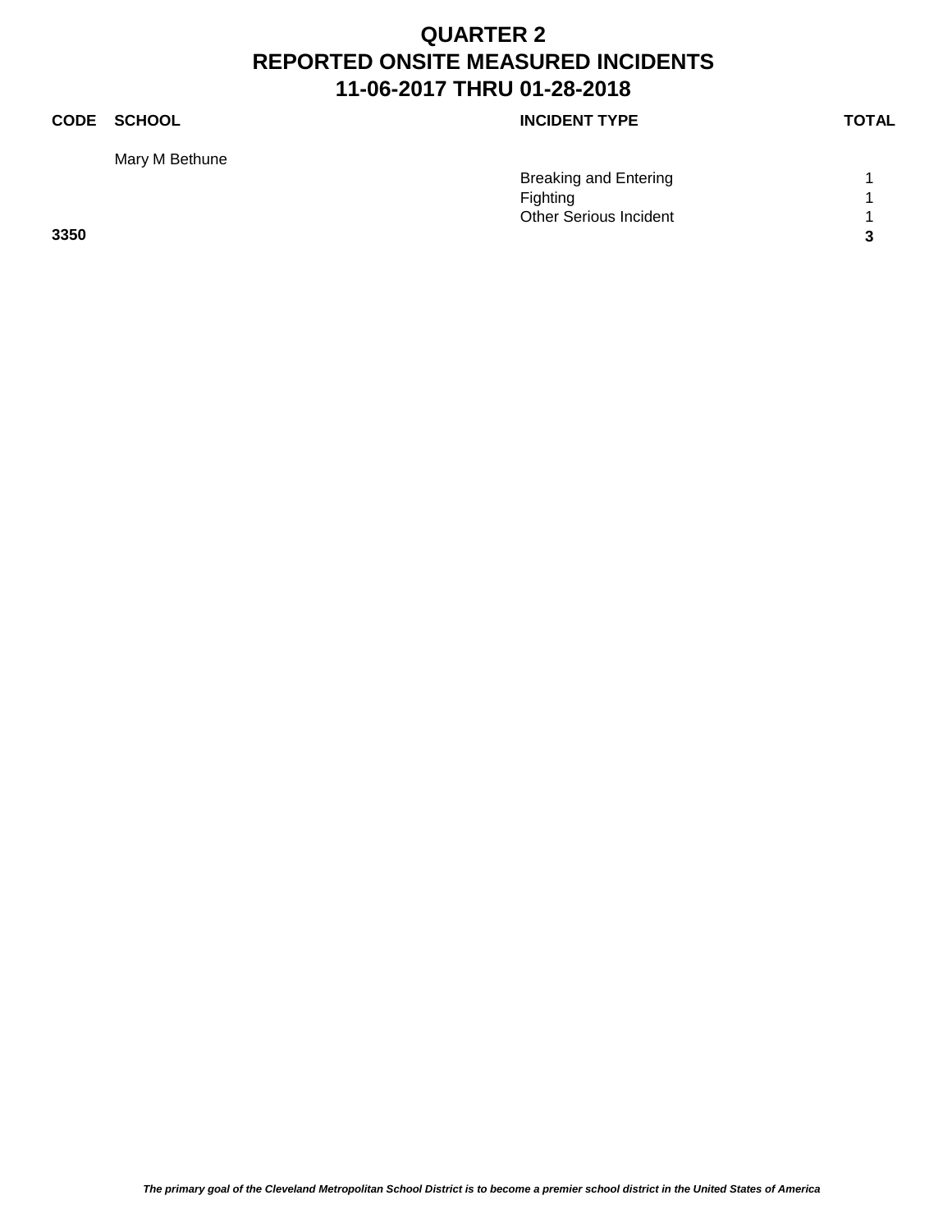# QUARTER 2
# REPORTED ONSITE MEASURED INCIDENTS
# 11-06-2017 THRU 01-28-2018

| CODE | SCHOOL | INCIDENT TYPE | TOTAL |
|---|---|---|---|
| | Mary M Bethune | | |
| | | Breaking and Entering | 1 |
| | | Fighting | 1 |
| | | Other Serious Incident | 1 |
| **3350** | | | **3** |

*The primary goal of the Cleveland Metropolitan School District is to become a premier school district in the United States of America*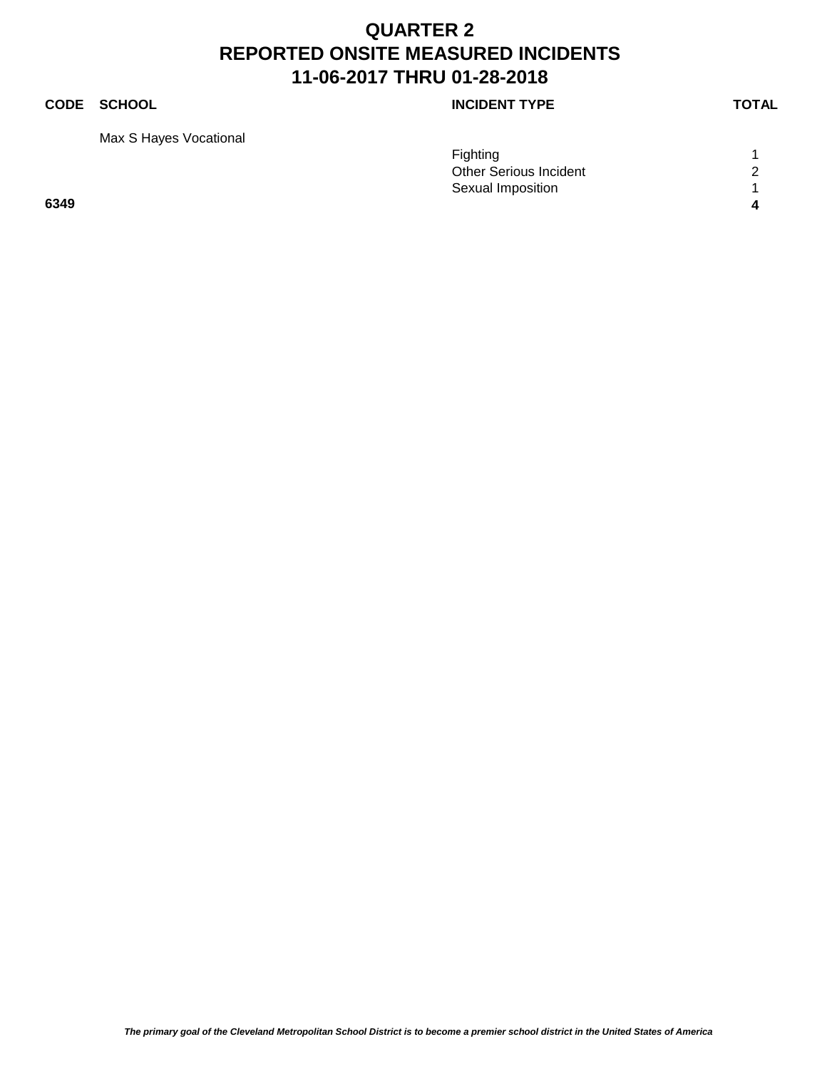# QUARTER 2
# REPORTED ONSITE MEASURED INCIDENTS
# 11-06-2017 THRU 01-28-2018

| CODE | SCHOOL | INCIDENT TYPE | TOTAL |
|---|---|---|---|
| | Max S Hayes Vocational | | |
| | | Fighting | 1 |
| | | Other Serious Incident | 2 |
| | | Sexual Imposition | 1 |
| **6349** | | | **4** |

*The primary goal of the Cleveland Metropolitan School District is to become a premier school district in the United States of America*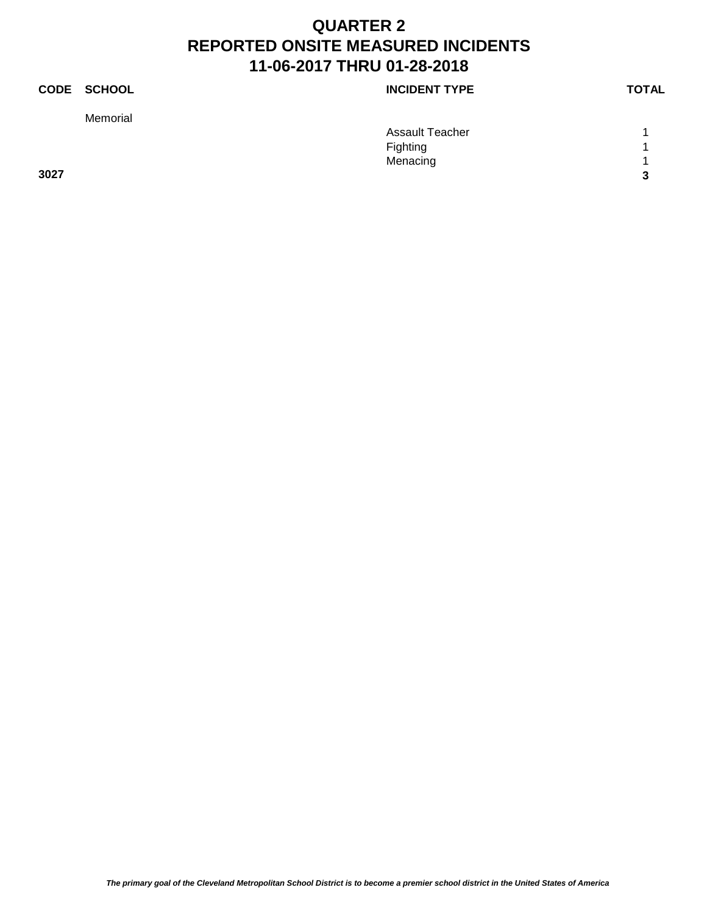# QUARTER 2
# REPORTED ONSITE MEASURED INCIDENTS
# 11-06-2017 THRU 01-28-2018

| CODE | SCHOOL | INCIDENT TYPE | TOTAL |
|---|---|---|---|
| | Memorial | | |
| | | Assault Teacher | 1 |
| | | Fighting | 1 |
| | | Menacing | 1 |
| **3027** | | | **3** |

*The primary goal of the Cleveland Metropolitan School District is to become a premier school district in the United States of America*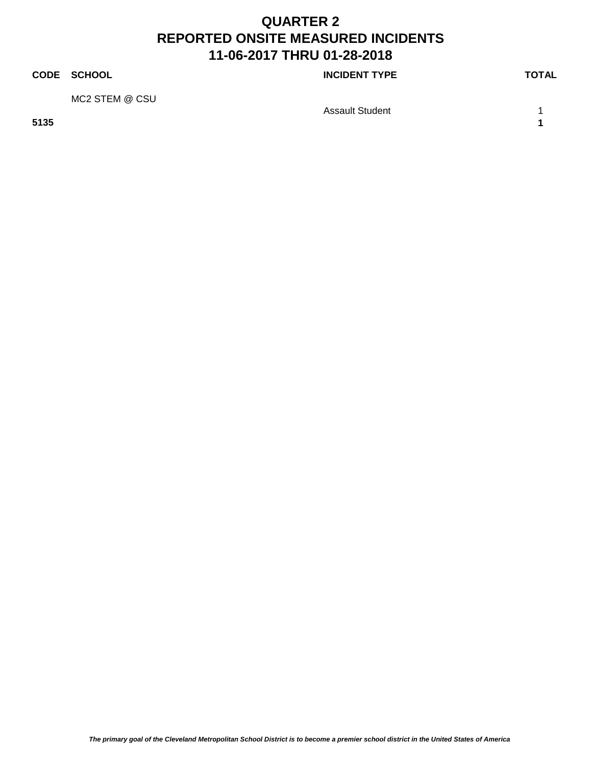# QUARTER 2
# REPORTED ONSITE MEASURED INCIDENTS
# 11-06-2017 THRU 01-28-2018

| CODE | SCHOOL | INCIDENT TYPE | TOTAL |
|---|---|---|---|
| | MC2 STEM @ CSU | | |
| | | Assault Student | 1 |
| **5135** | | | **1** |

*The primary goal of the Cleveland Metropolitan School District is to become a premier school district in the United States of America*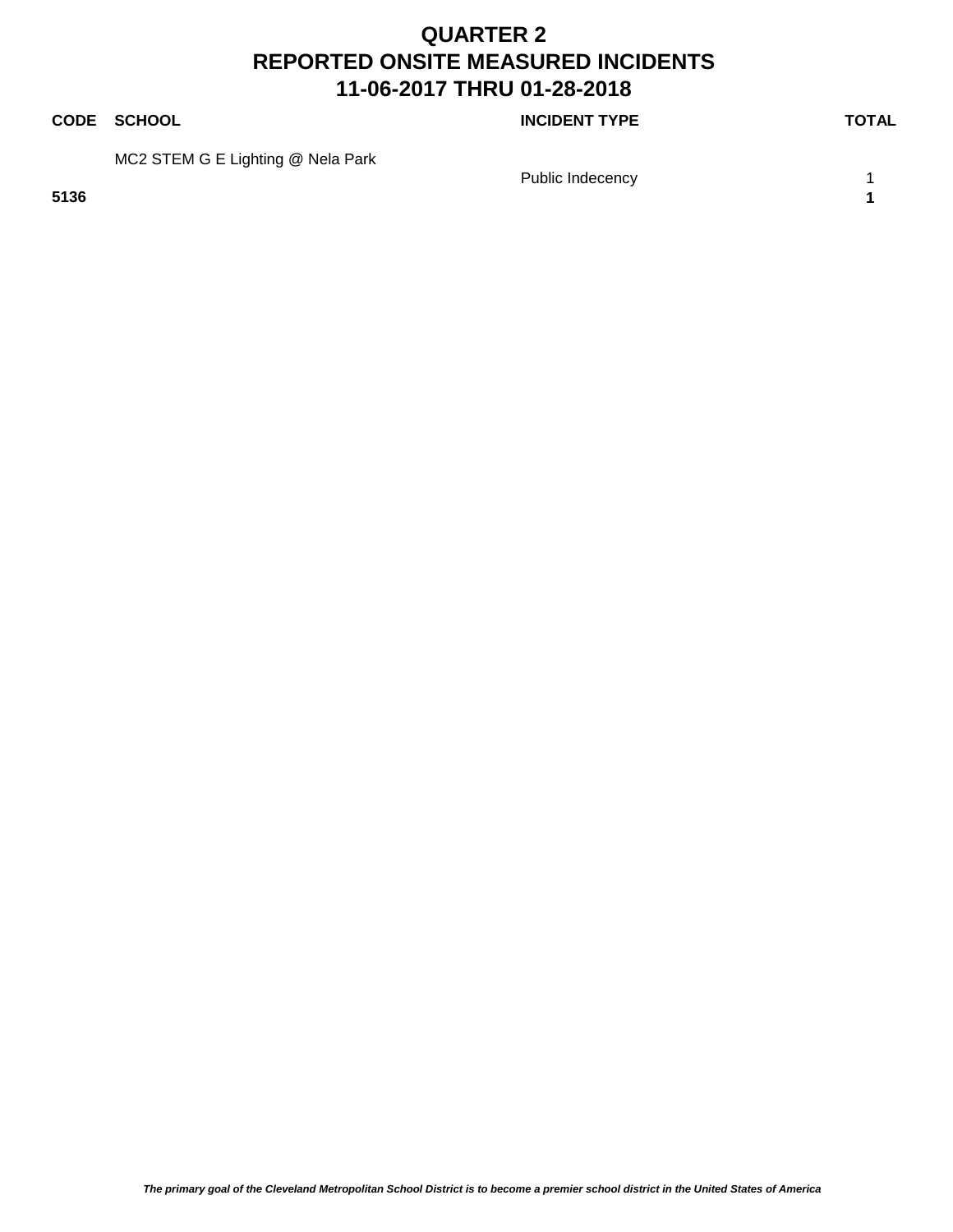# QUARTER 2
# REPORTED ONSITE MEASURED INCIDENTS
# 11-06-2017 THRU 01-28-2018

| CODE | SCHOOL | INCIDENT TYPE | TOTAL |
|---|---|---|---|
| | MC2 STEM G E Lighting @ Nela Park | | |
| | | Public Indecency | 1 |
| **5136** | | | **1** |

*The primary goal of the Cleveland Metropolitan School District is to become a premier school district in the United States of America*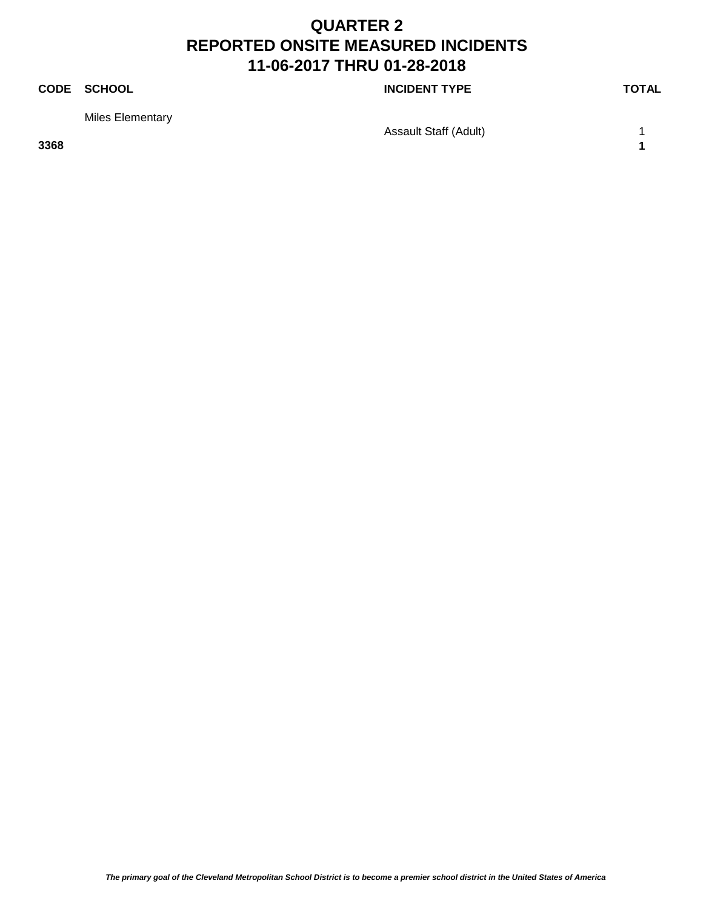# QUARTER 2
# REPORTED ONSITE MEASURED INCIDENTS
# 11-06-2017 THRU 01-28-2018

| CODE | SCHOOL | INCIDENT TYPE | TOTAL |
|---|---|---|---|
| | Miles Elementary | | |
| | | Assault Staff (Adult) | 1 |
| **3368** | | | **1** |

***The primary goal of the Cleveland Metropolitan School District is to become a premier school district in the United States of America***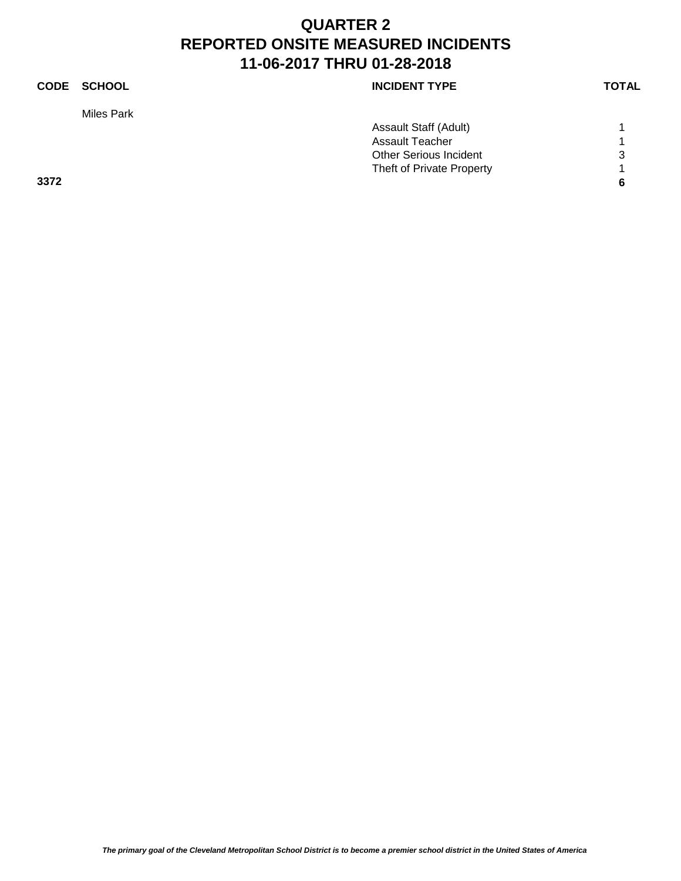# QUARTER 2
# REPORTED ONSITE MEASURED INCIDENTS
# 11-06-2017 THRU 01-28-2018

| CODE | SCHOOL | INCIDENT TYPE | TOTAL |
|---|---|---|---|
| | Miles Park | | |
| | | Assault Staff (Adult) | 1 |
| | | Assault Teacher | 1 |
| | | Other Serious Incident | 3 |
| | | Theft of Private Property | 1 |
| **3372** | | | **6** |

*The primary goal of the Cleveland Metropolitan School District is to become a premier school district in the United States of America*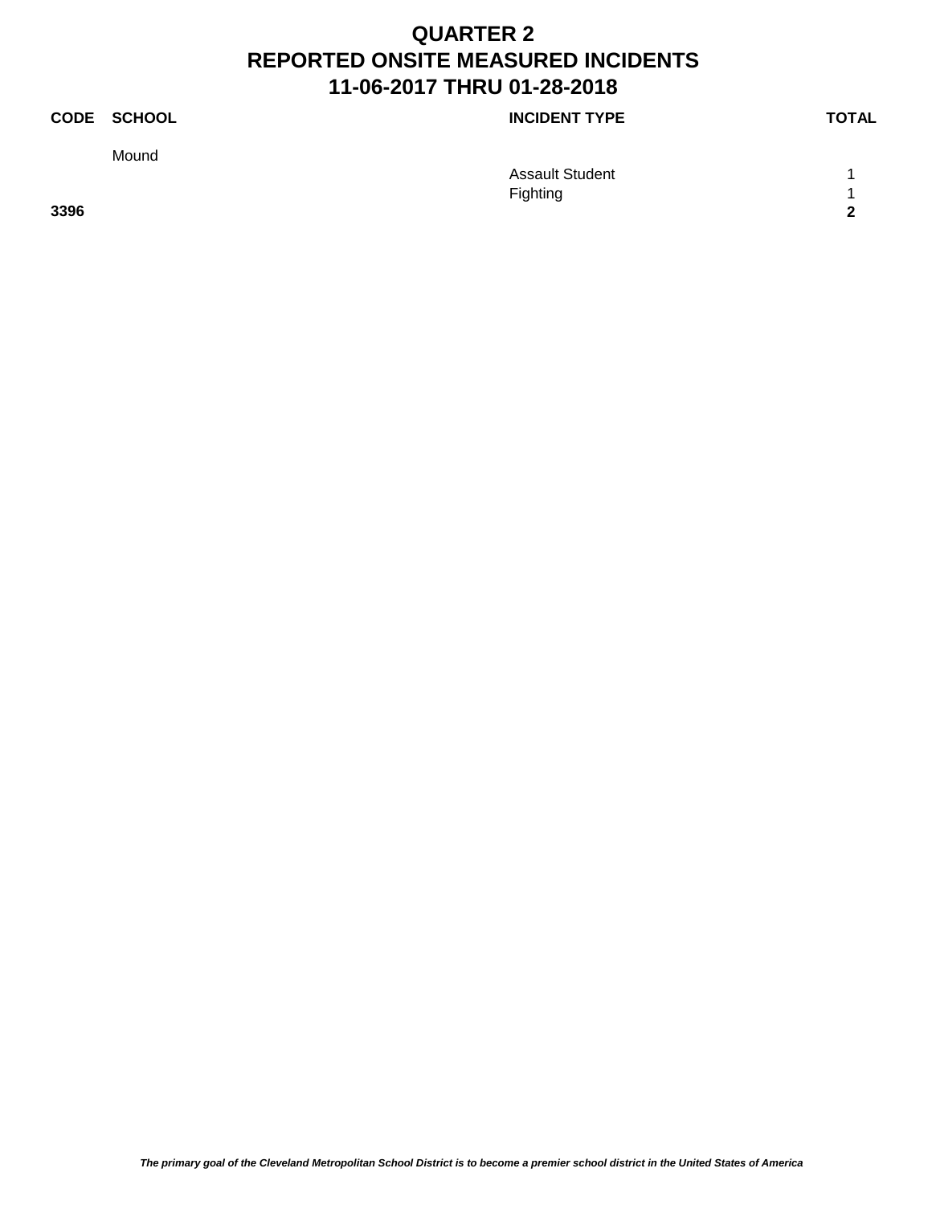# QUARTER 2
# REPORTED ONSITE MEASURED INCIDENTS
# 11-06-2017 THRU 01-28-2018

| CODE | SCHOOL | INCIDENT TYPE | TOTAL |
|---|---|---|---|
| | Mound | | |
| | | Assault Student | 1 |
| | | Fighting | 1 |
| **3396** | | | **2** |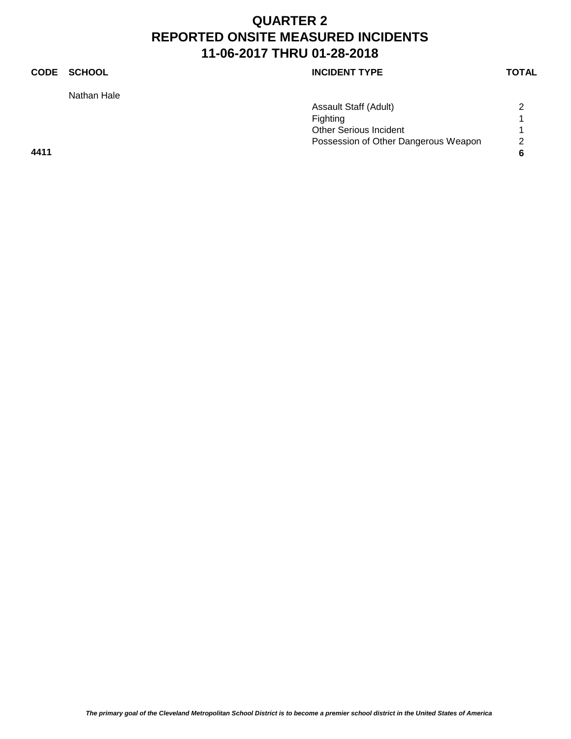# QUARTER 2
# REPORTED ONSITE MEASURED INCIDENTS
# 11-06-2017 THRU 01-28-2018

| CODE | SCHOOL | INCIDENT TYPE | TOTAL |
|---|---|---|---|
| | Nathan Hale | | |
| | | Assault Staff (Adult) | 2 |
| | | Fighting | 1 |
| | | Other Serious Incident | 1 |
| | | Possession of Other Dangerous Weapon | 2 |
| **4411** | | | **6** |

*The primary goal of the Cleveland Metropolitan School District is to become a premier school district in the United States of America*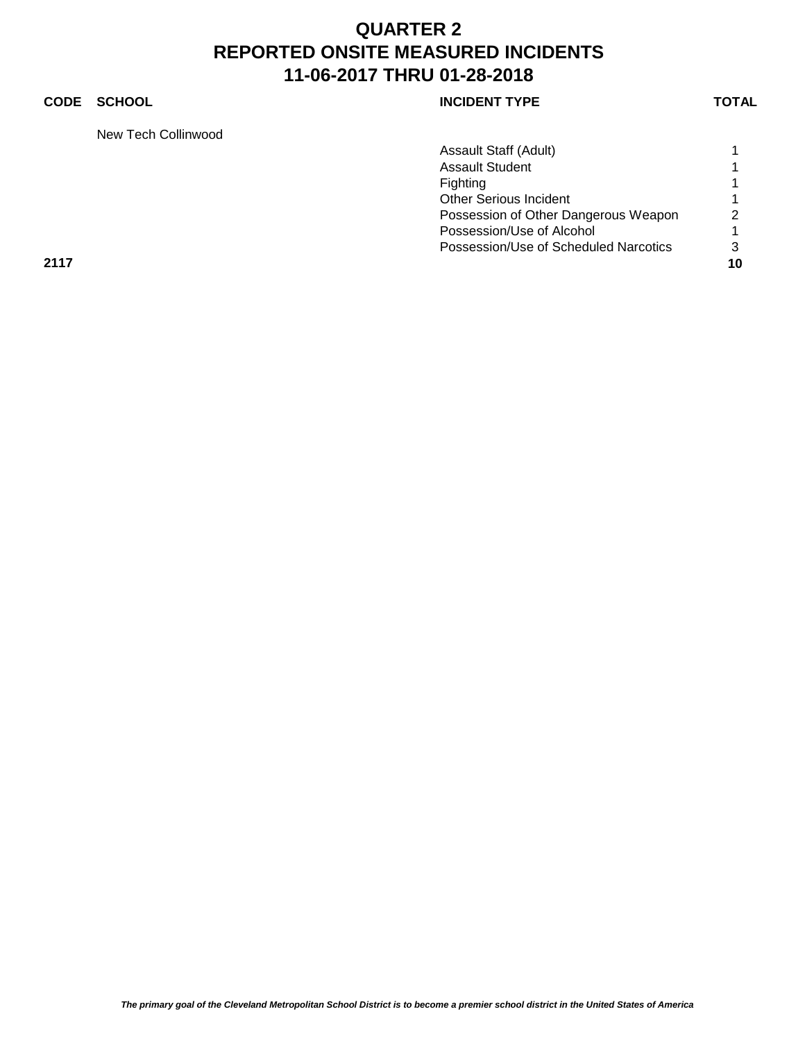# QUARTER 2
# REPORTED ONSITE MEASURED INCIDENTS
# 11-06-2017 THRU 01-28-2018

| CODE | SCHOOL | INCIDENT TYPE | TOTAL |
|---|---|---|---|
| | New Tech Collinwood | | |
| | | Assault Staff (Adult) | 1 |
| | | Assault Student | 1 |
| | | Fighting | 1 |
| | | Other Serious Incident | 1 |
| | | Possession of Other Dangerous Weapon | 2 |
| | | Possession/Use of Alcohol | 1 |
| | | Possession/Use of Scheduled Narcotics | 3 |
| **2117** | | | **10** |

*The primary goal of the Cleveland Metropolitan School District is to become a premier school district in the United States of America*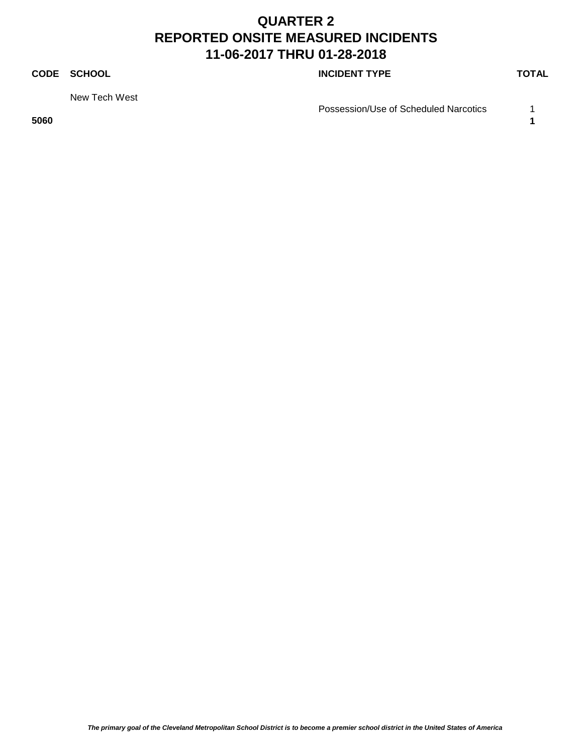# QUARTER 2
# REPORTED ONSITE MEASURED INCIDENTS
# 11-06-2017 THRU 01-28-2018

| CODE | SCHOOL | INCIDENT TYPE | TOTAL |
| --- | --- | --- | --- |
| | New Tech West | | |
| | | Possession/Use of Scheduled Narcotics | 1 |
| **5060** | | | **1** |

***The primary goal of the Cleveland Metropolitan School District is to become a premier school district in the United States of America***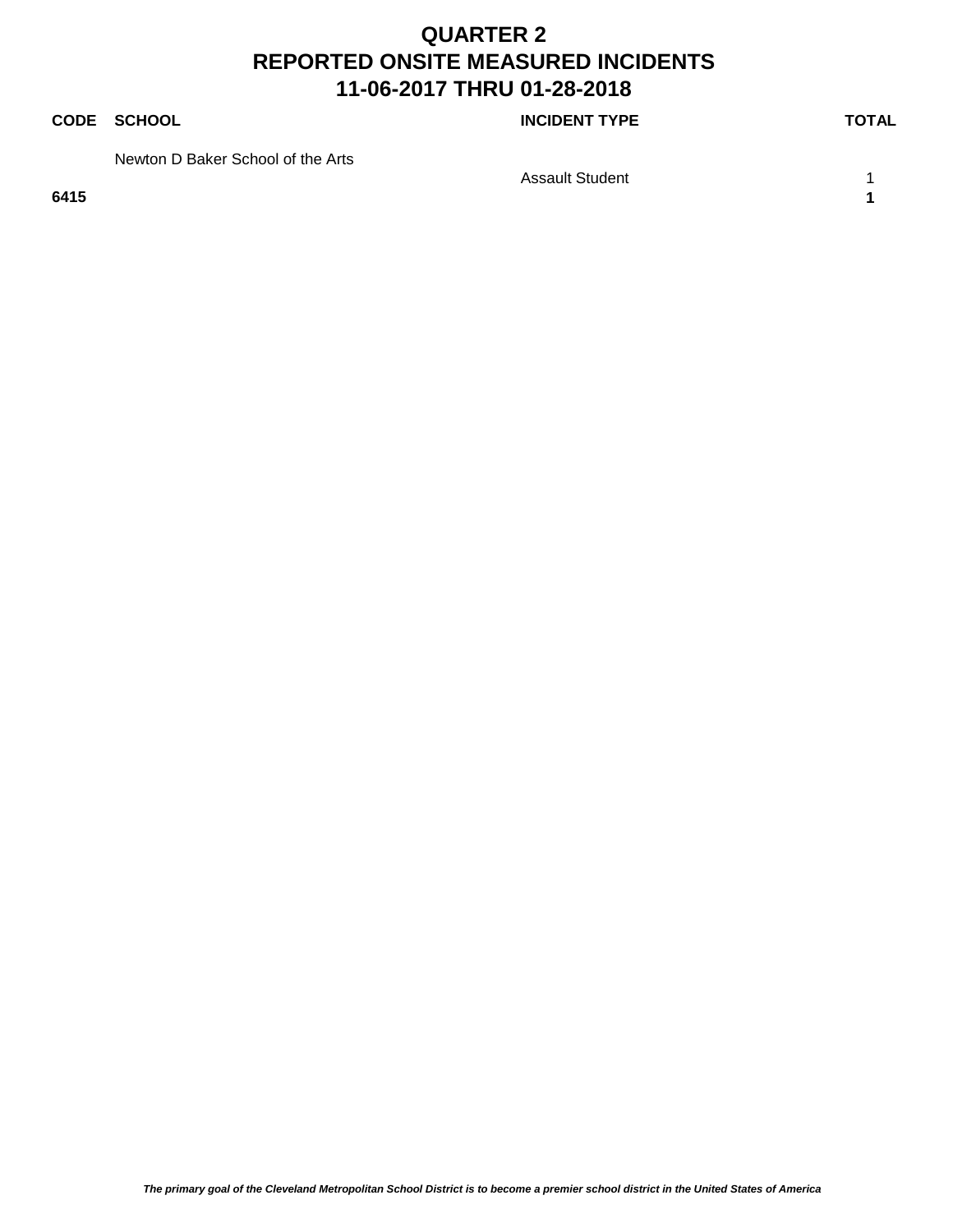# QUARTER 2
# REPORTED ONSITE MEASURED INCIDENTS
# 11-06-2017 THRU 01-28-2018

| CODE | SCHOOL | INCIDENT TYPE | TOTAL |
|---|---|---|---|
| | Newton D Baker School of the Arts | | |
| | | Assault Student | 1 |
| **6415** | | | **1** |

*The primary goal of the Cleveland Metropolitan School District is to become a premier school district in the United States of America*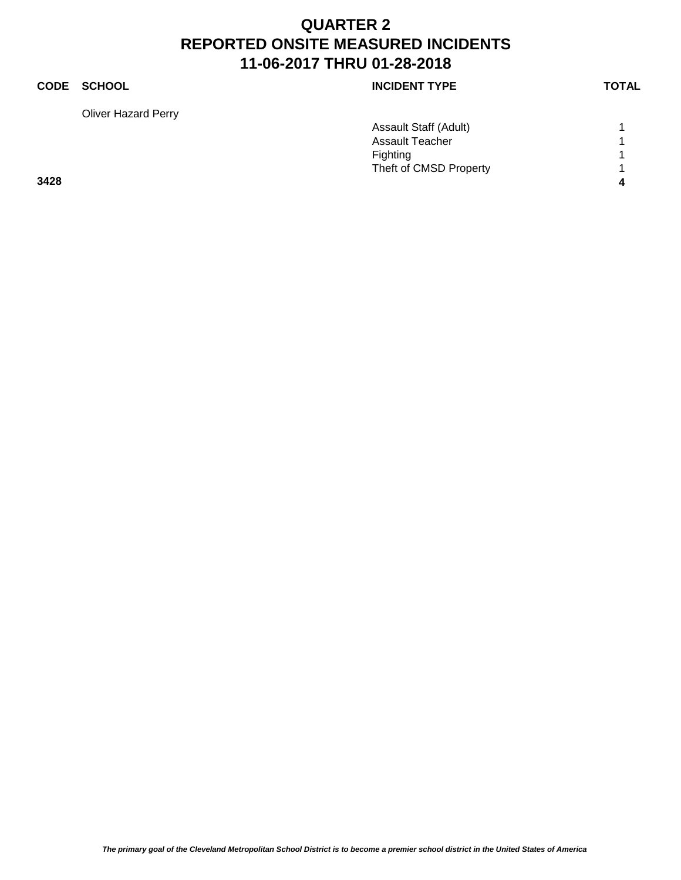# QUARTER 2
# REPORTED ONSITE MEASURED INCIDENTS
# 11-06-2017 THRU 01-28-2018

| CODE | SCHOOL | INCIDENT TYPE | TOTAL |
|---|---|---|---|
| | Oliver Hazard Perry | | |
| | | Assault Staff (Adult) | 1 |
| | | Assault Teacher | 1 |
| | | Fighting | 1 |
| | | Theft of CMSD Property | 1 |
| **3428** | | | **4** |

*The primary goal of the Cleveland Metropolitan School District is to become a premier school district in the United States of America*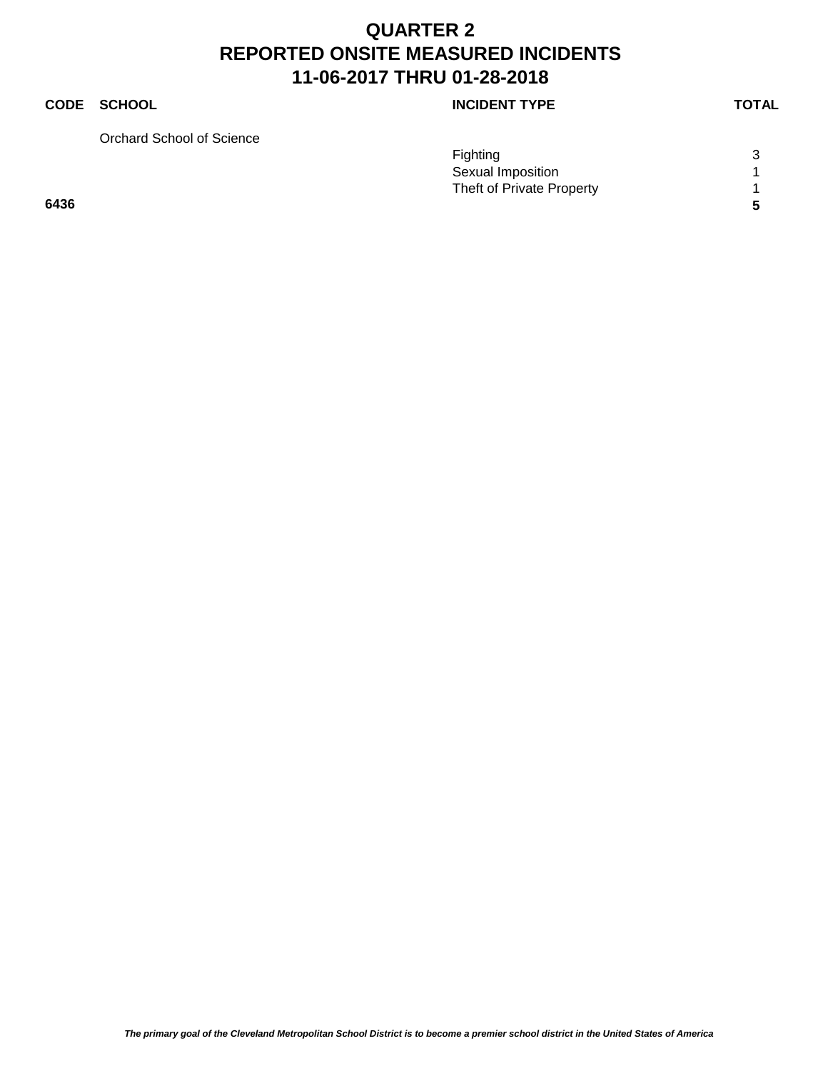# QUARTER 2
# REPORTED ONSITE MEASURED INCIDENTS
# 11-06-2017 THRU 01-28-2018

| CODE | SCHOOL | INCIDENT TYPE | TOTAL |
|---|---|---|---|
| | Orchard School of Science | | |
| | | Fighting | 3 |
| | | Sexual Imposition | 1 |
| | | Theft of Private Property | 1 |
| **6436** | | | **5** |

*The primary goal of the Cleveland Metropolitan School District is to become a premier school district in the United States of America*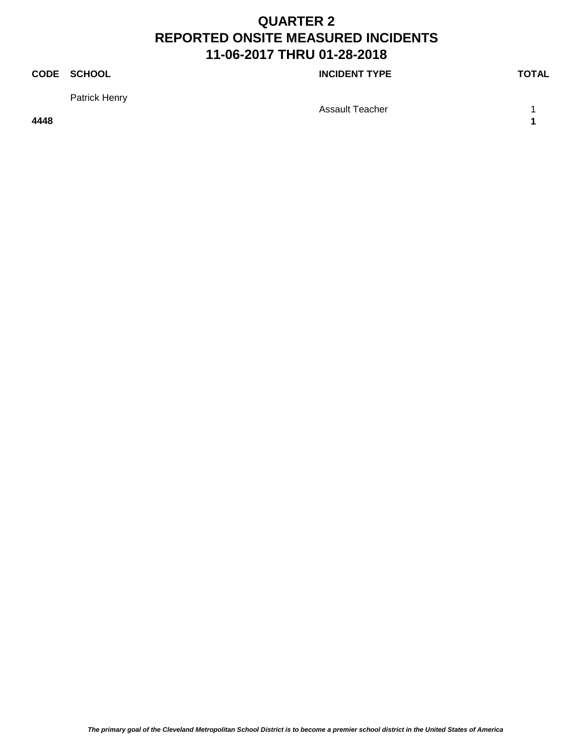# QUARTER 2
# REPORTED ONSITE MEASURED INCIDENTS
# 11-06-2017 THRU 01-28-2018

| CODE | SCHOOL | INCIDENT TYPE | TOTAL |
|---|---|---|---|
| | Patrick Henry | | |
| | | Assault Teacher | 1 |
| **4448** | | | **1** |

*The primary goal of the Cleveland Metropolitan School District is to become a premier school district in the United States of America*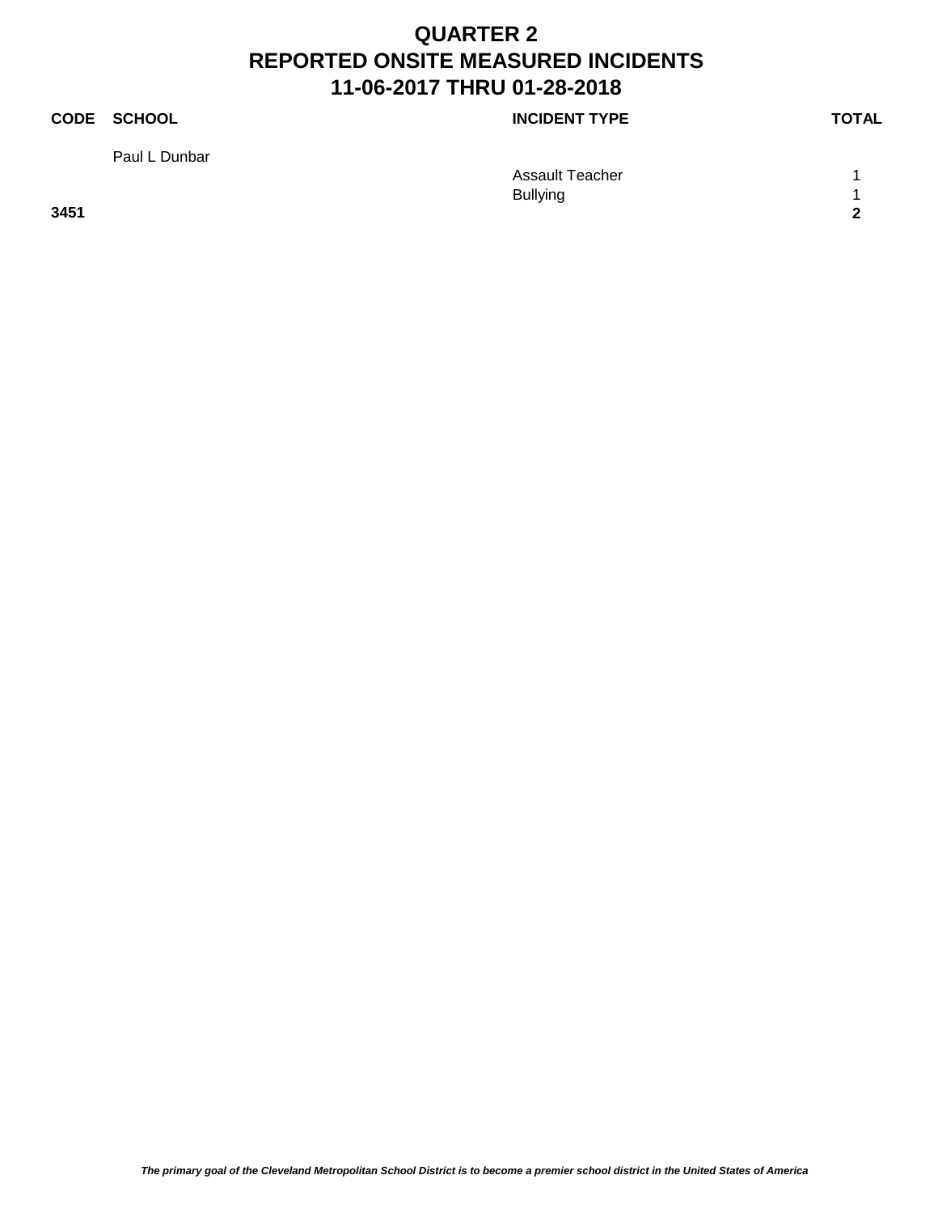# QUARTER 2
# REPORTED ONSITE MEASURED INCIDENTS
# 11-06-2017 THRU 01-28-2018

| CODE | SCHOOL | INCIDENT TYPE | TOTAL |
|---|---|---|---|
| | Paul L Dunbar | | |
| | | Assault Teacher | 1 |
| | | Bullying | 1 |
| **3451** | | | **2** |

*The primary goal of the Cleveland Metropolitan School District is to become a premier school district in the United States of America*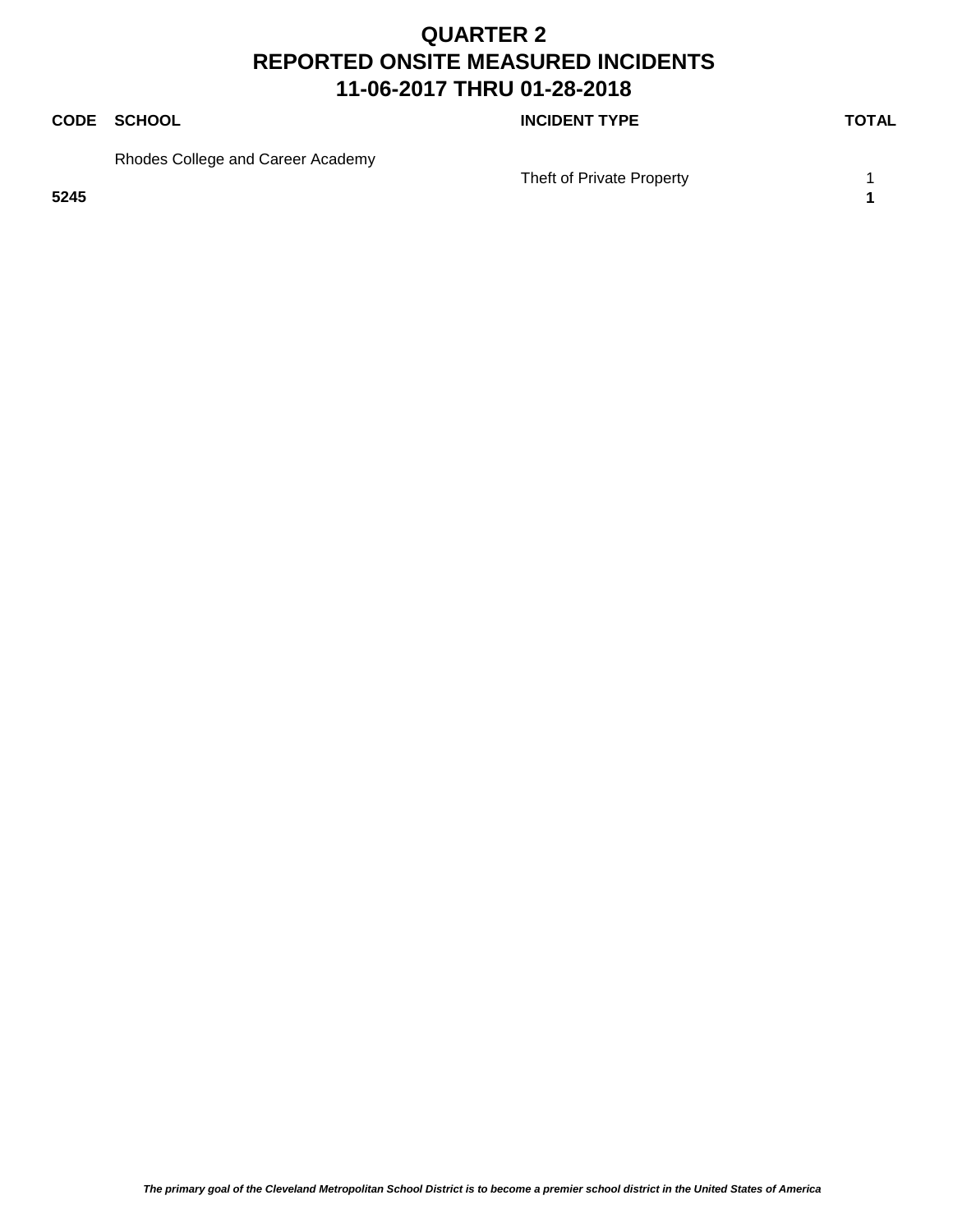# QUARTER 2
# REPORTED ONSITE MEASURED INCIDENTS
# 11-06-2017 THRU 01-28-2018

| CODE | SCHOOL | INCIDENT TYPE | TOTAL |
|---|---|---|---|
| | Rhodes College and Career Academy | | |
| | | Theft of Private Property | 1 |
| **5245** | | | **1** |

*The primary goal of the Cleveland Metropolitan School District is to become a premier school district in the United States of America*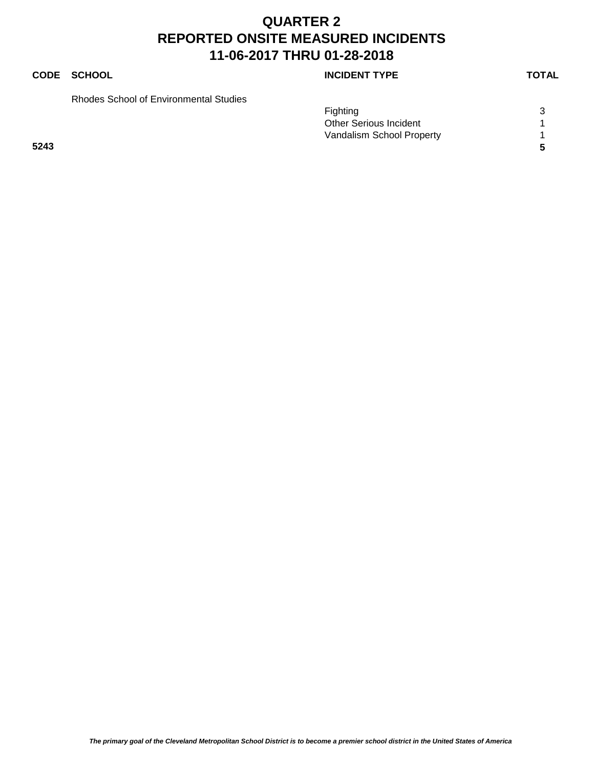# QUARTER 2
# REPORTED ONSITE MEASURED INCIDENTS
# 11-06-2017 THRU 01-28-2018

| CODE | SCHOOL | INCIDENT TYPE | TOTAL |
|---|---|---|---|
| | Rhodes School of Environmental Studies | | |
| | | Fighting | 3 |
| | | Other Serious Incident | 1 |
| | | Vandalism School Property | 1 |
| **5243** | | | **5** |

*The primary goal of the Cleveland Metropolitan School District is to become a premier school district in the United States of America*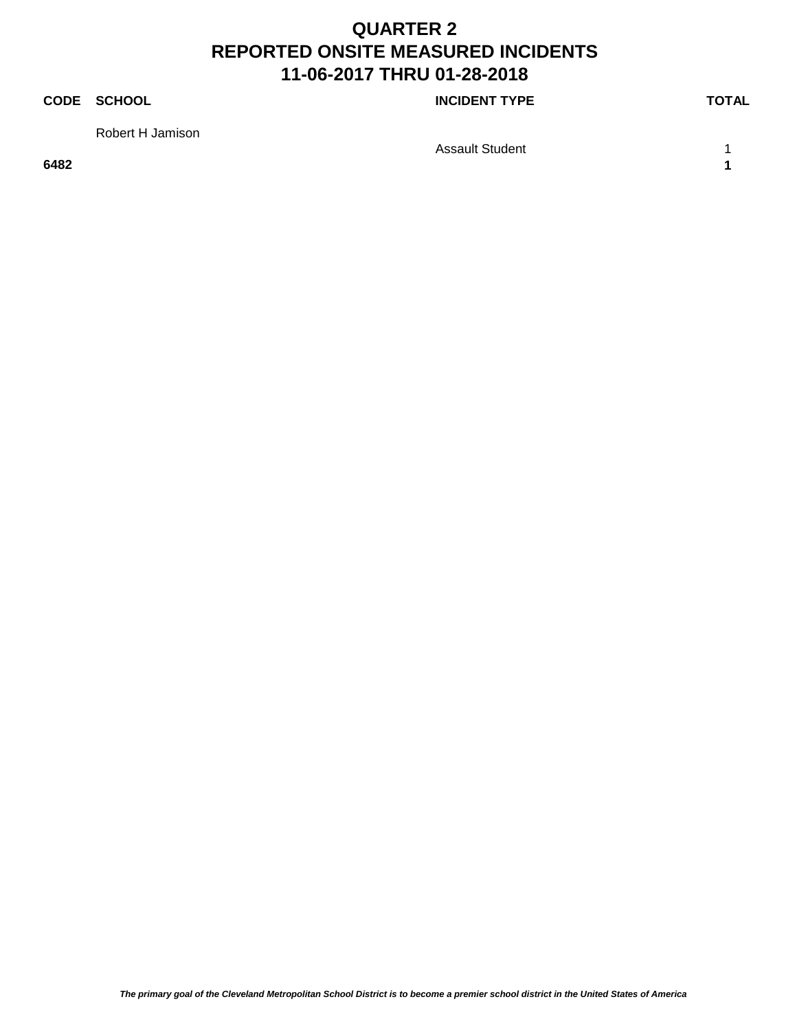# QUARTER 2
# REPORTED ONSITE MEASURED INCIDENTS
# 11-06-2017 THRU 01-28-2018

| CODE | SCHOOL | INCIDENT TYPE | TOTAL |
|---|---|---|---|
| | Robert H Jamison | | |
| | | Assault Student | 1 |
| **6482** | | | **1** |

*The primary goal of the Cleveland Metropolitan School District is to become a premier school district in the United States of America*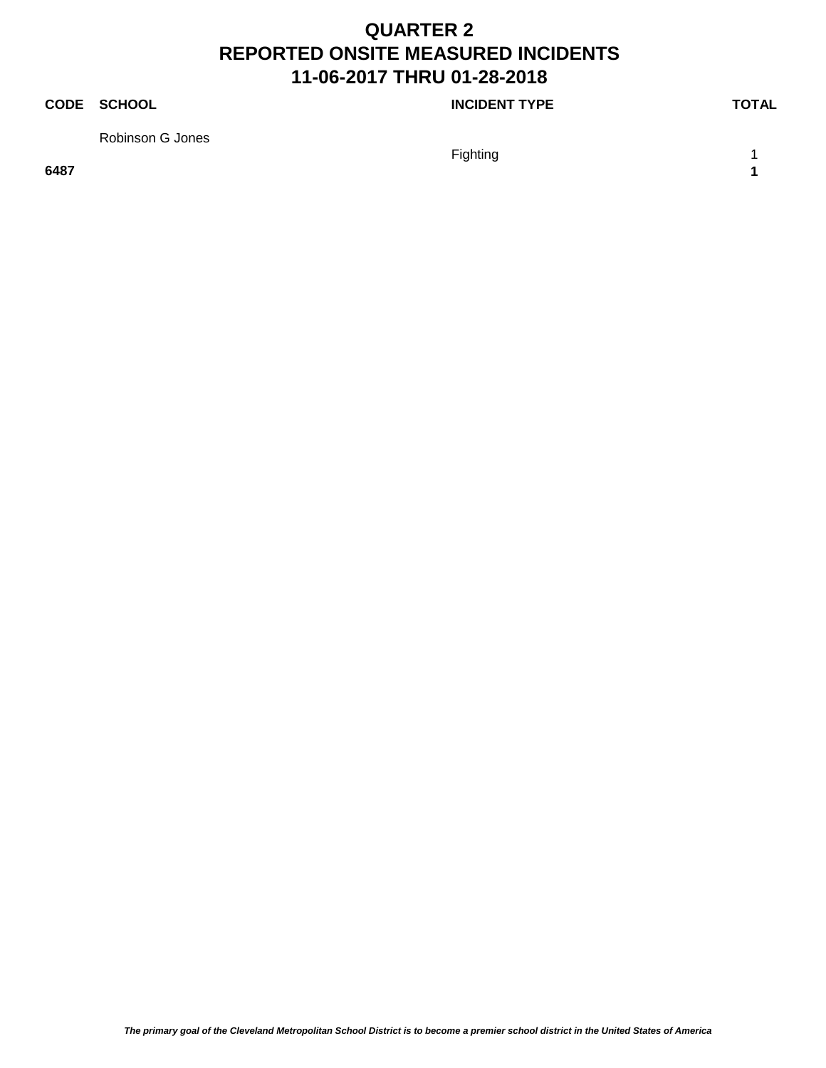# QUARTER 2
# REPORTED ONSITE MEASURED INCIDENTS
# 11-06-2017 THRU 01-28-2018

| CODE | SCHOOL | INCIDENT TYPE | TOTAL |
|---|---|---|---|
| | Robinson G Jones | | |
| | | Fighting | 1 |
| **6487** | | | **1** |

***The primary goal of the Cleveland Metropolitan School District is to become a premier school district in the United States of America***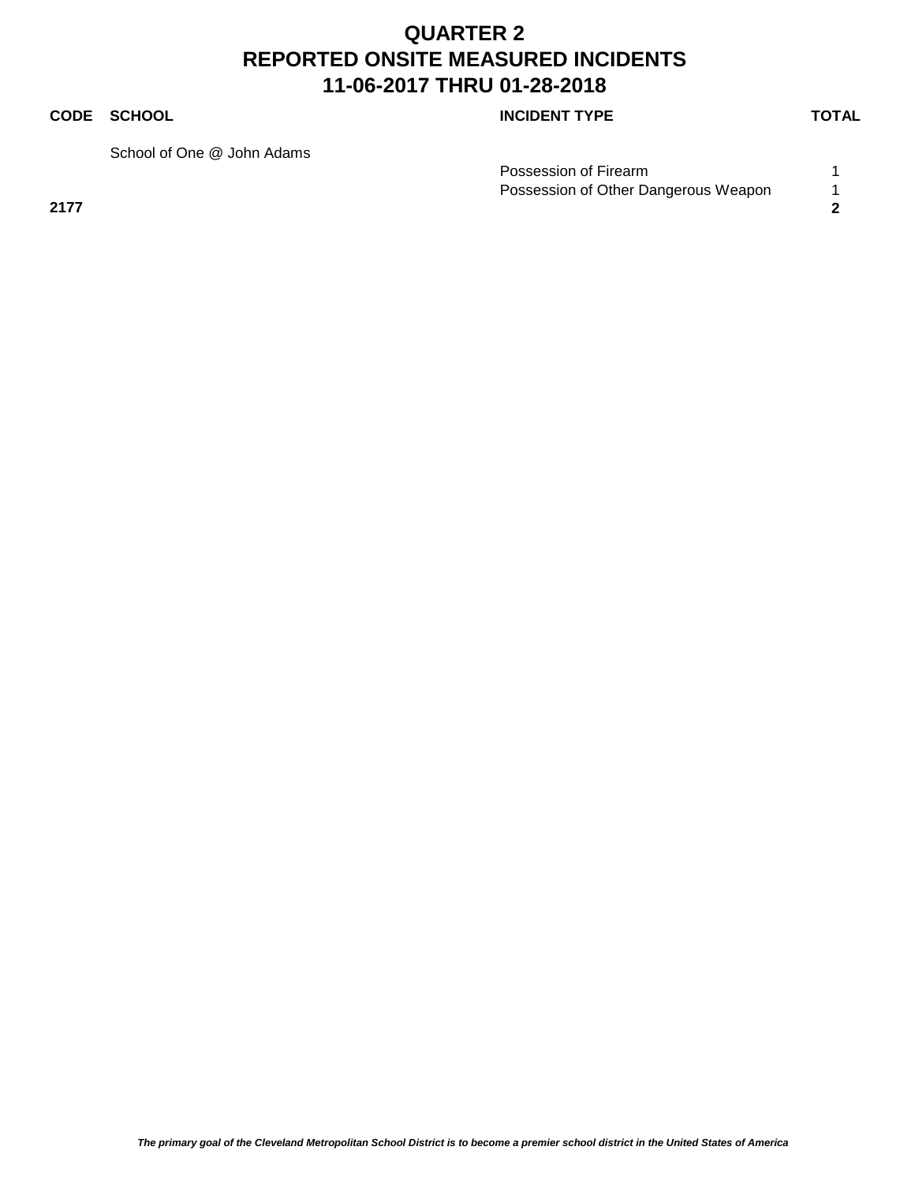# QUARTER 2
# REPORTED ONSITE MEASURED INCIDENTS
# 11-06-2017 THRU 01-28-2018

| CODE | SCHOOL | INCIDENT TYPE | TOTAL |
|---|---|---|---|
| | School of One @ John Adams | | |
| | | Possession of Firearm | 1 |
| | | Possession of Other Dangerous Weapon | 1 |
| **2177** | | | **2** |

*The primary goal of the Cleveland Metropolitan School District is to become a premier school district in the United States of America*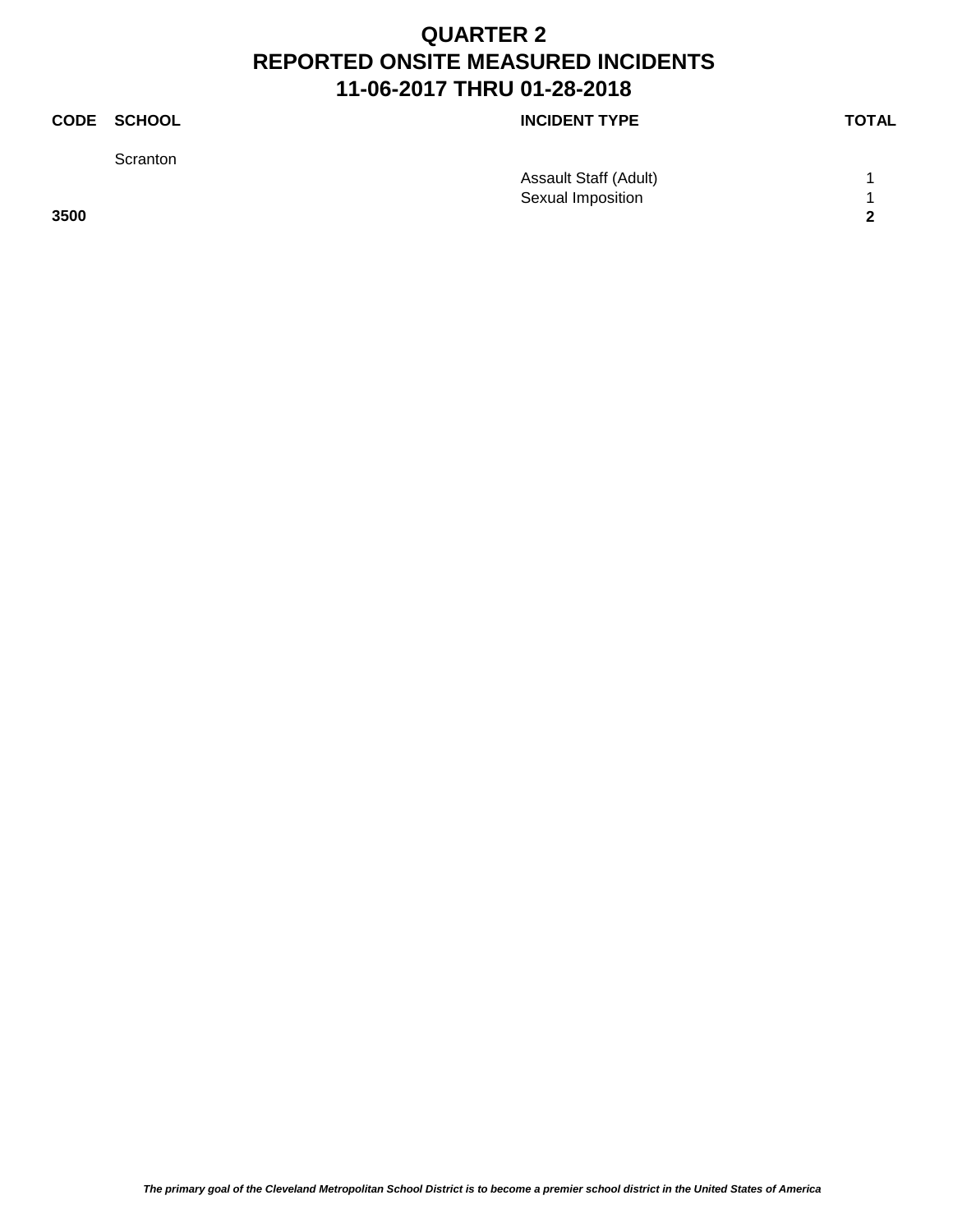# QUARTER 2
# REPORTED ONSITE MEASURED INCIDENTS
# 11-06-2017 THRU 01-28-2018

| CODE | SCHOOL | INCIDENT TYPE | TOTAL |
|---|---|---|---|
| | Scranton | | |
| | | Assault Staff (Adult) | 1 |
| | | Sexual Imposition | 1 |
| **3500** | | | **2** |

***The primary goal of the Cleveland Metropolitan School District is to become a premier school district in the United States of America***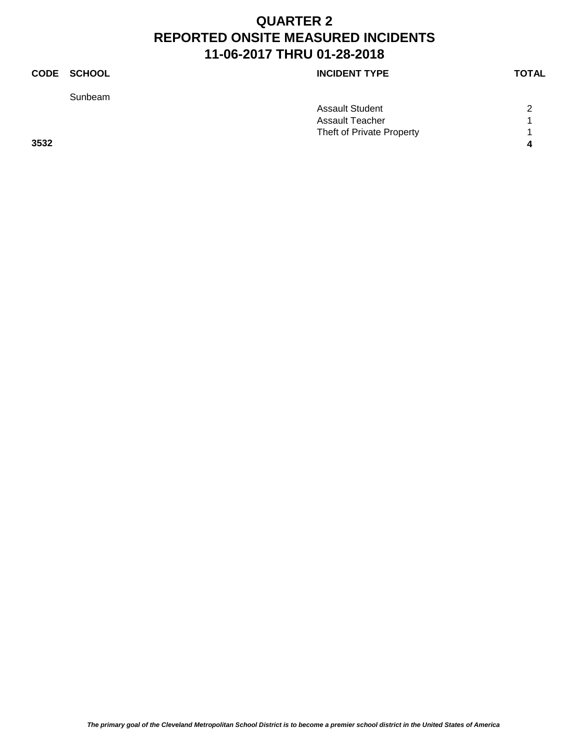# QUARTER 2
# REPORTED ONSITE MEASURED INCIDENTS
# 11-06-2017 THRU 01-28-2018

| CODE | SCHOOL | INCIDENT TYPE | TOTAL |
|---|---|---|---|
| | Sunbeam | | |
| | | Assault Student | 2 |
| | | Assault Teacher | 1 |
| | | Theft of Private Property | 1 |
| **3532** | | | **4** |

*The primary goal of the Cleveland Metropolitan School District is to become a premier school district in the United States of America*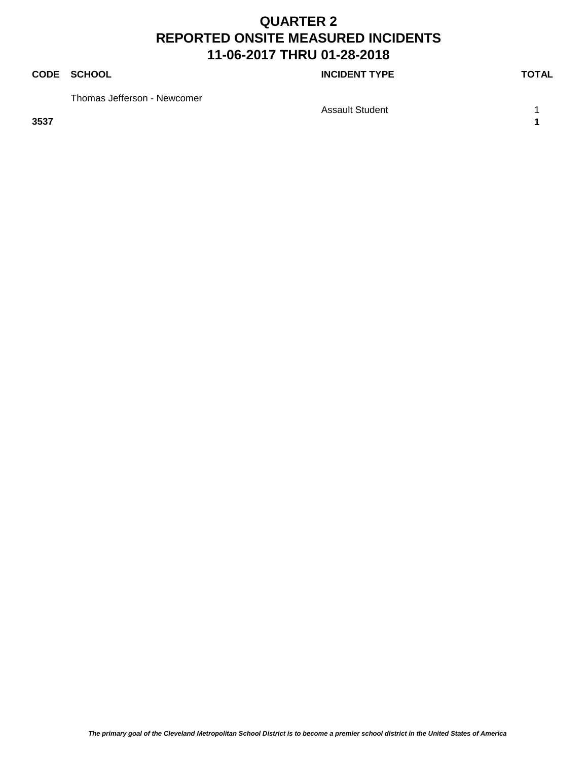# QUARTER 2
# REPORTED ONSITE MEASURED INCIDENTS
# 11-06-2017 THRU 01-28-2018

| CODE | SCHOOL | INCIDENT TYPE | TOTAL |
|---|---|---|---|
| | Thomas Jefferson - Newcomer | | |
| | | Assault Student | 1 |
| **3537** | | | **1** |

*The primary goal of the Cleveland Metropolitan School District is to become a premier school district in the United States of America*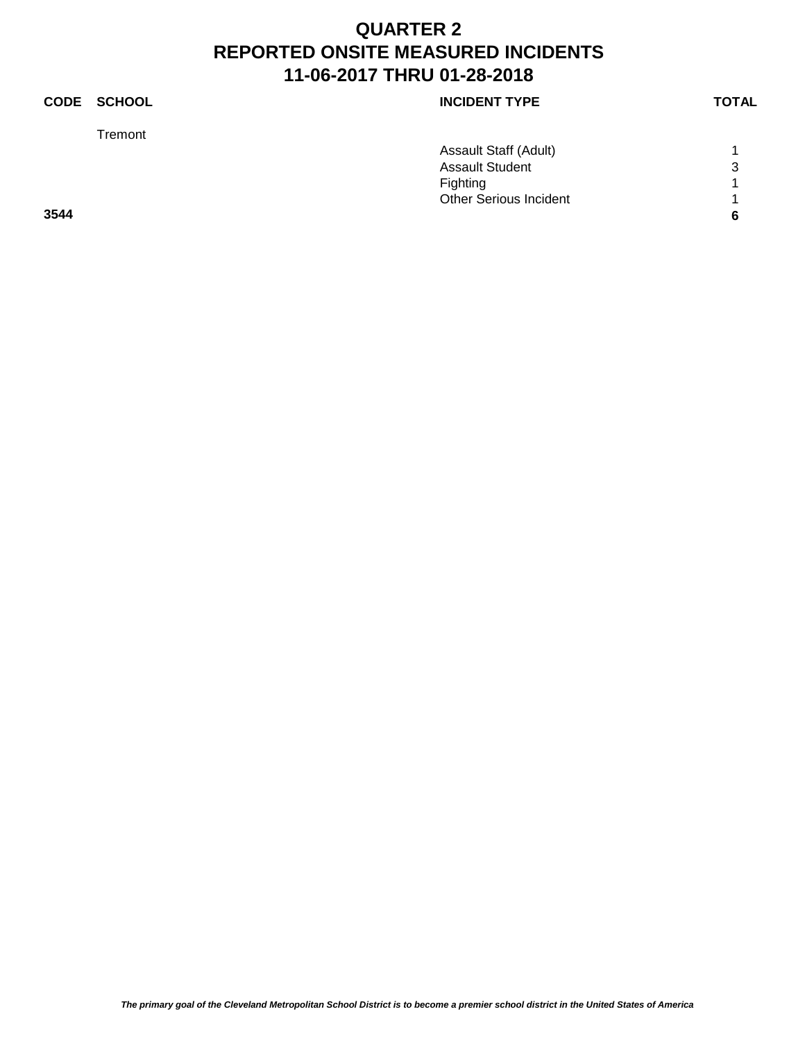# QUARTER 2
# REPORTED ONSITE MEASURED INCIDENTS
# 11-06-2017 THRU 01-28-2018

| CODE | SCHOOL | INCIDENT TYPE | TOTAL |
|---|---|---|---|
| | Tremont | | |
| | | Assault Staff (Adult) | 1 |
| | | Assault Student | 3 |
| | | Fighting | 1 |
| | | Other Serious Incident | 1 |
| **3544** | | | **6** |

*The primary goal of the Cleveland Metropolitan School District is to become a premier school district in the United States of America*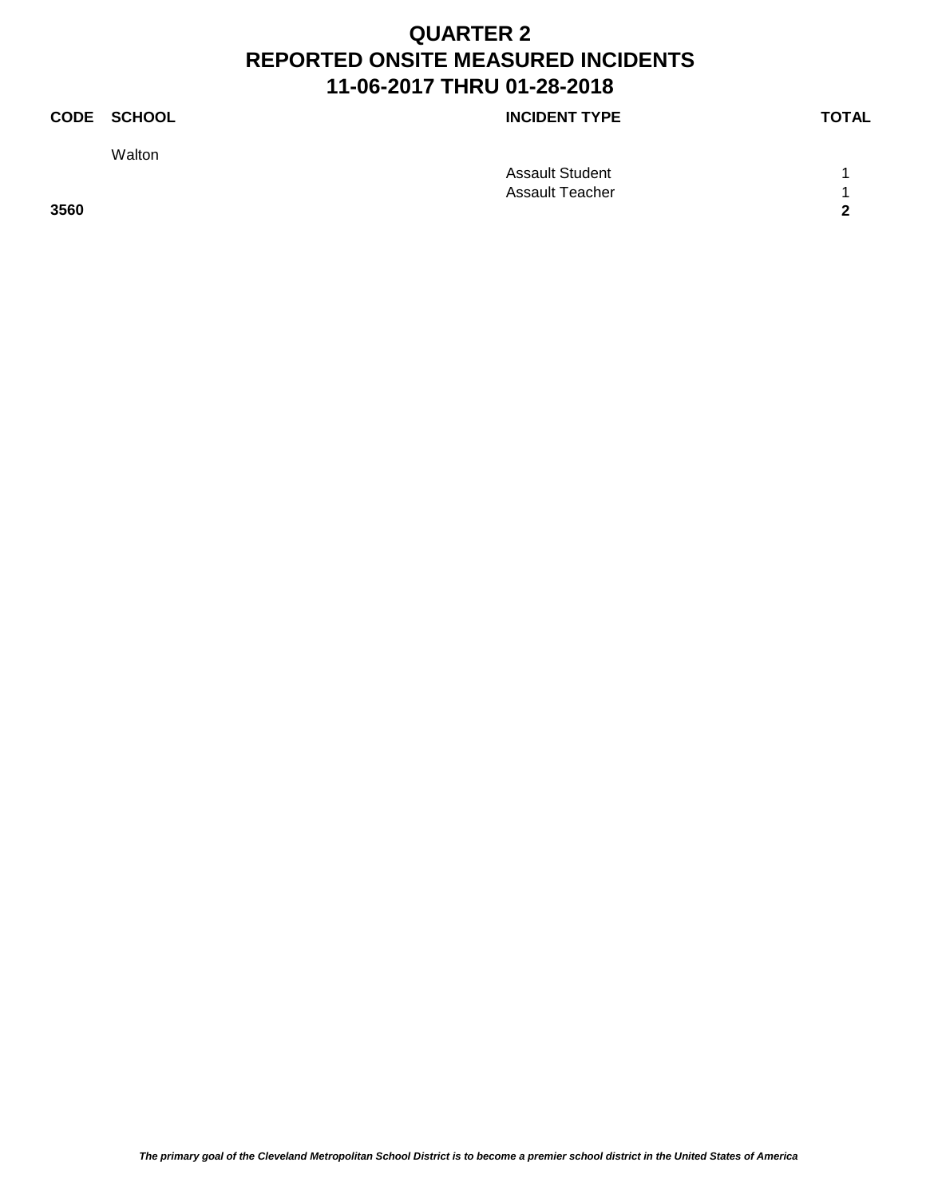# QUARTER 2
# REPORTED ONSITE MEASURED INCIDENTS
# 11-06-2017 THRU 01-28-2018

| CODE | SCHOOL | INCIDENT TYPE | TOTAL |
|---|---|---|---|
| | Walton | | |
| | | Assault Student | 1 |
| | | Assault Teacher | 1 |
| **3560** | | | **2** |

*The primary goal of the Cleveland Metropolitan School District is to become a premier school district in the United States of America*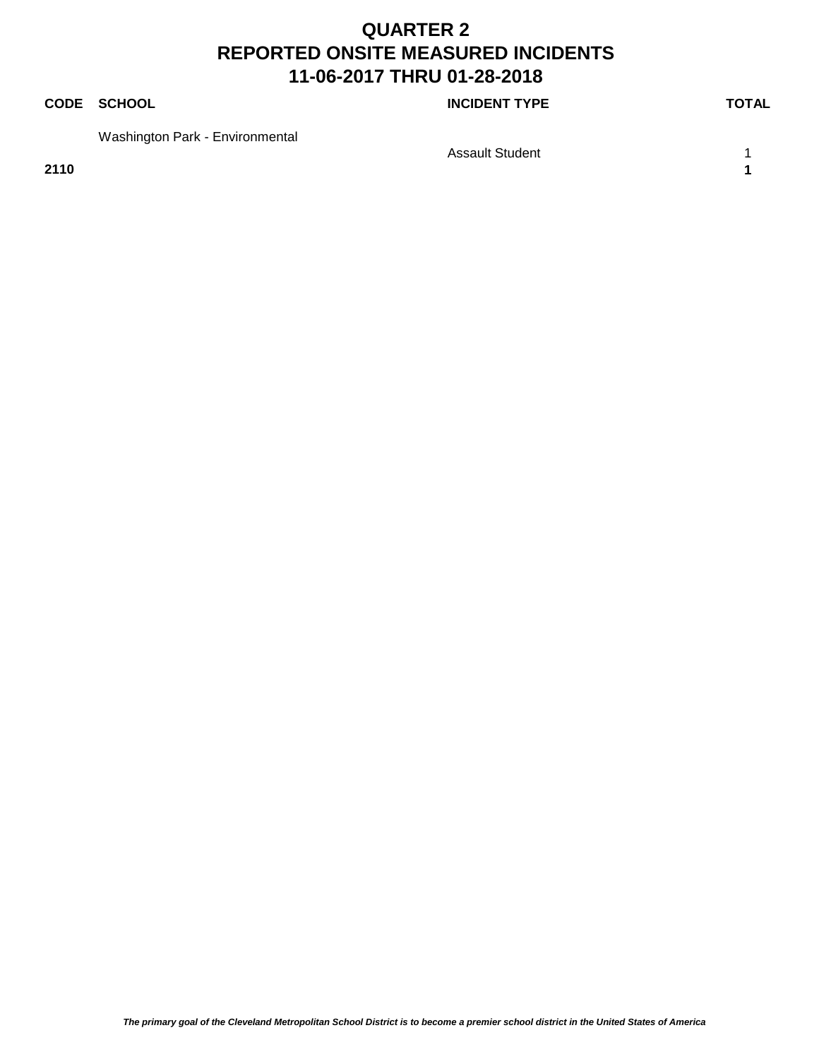# QUARTER 2
# REPORTED ONSITE MEASURED INCIDENTS
# 11-06-2017 THRU 01-28-2018

| CODE | SCHOOL | INCIDENT TYPE | TOTAL |
|---|---|---|---|
| | Washington Park - Environmental | | |
| | | Assault Student | 1 |
| **2110** | | | **1** |

*The primary goal of the Cleveland Metropolitan School District is to become a premier school district in the United States of America*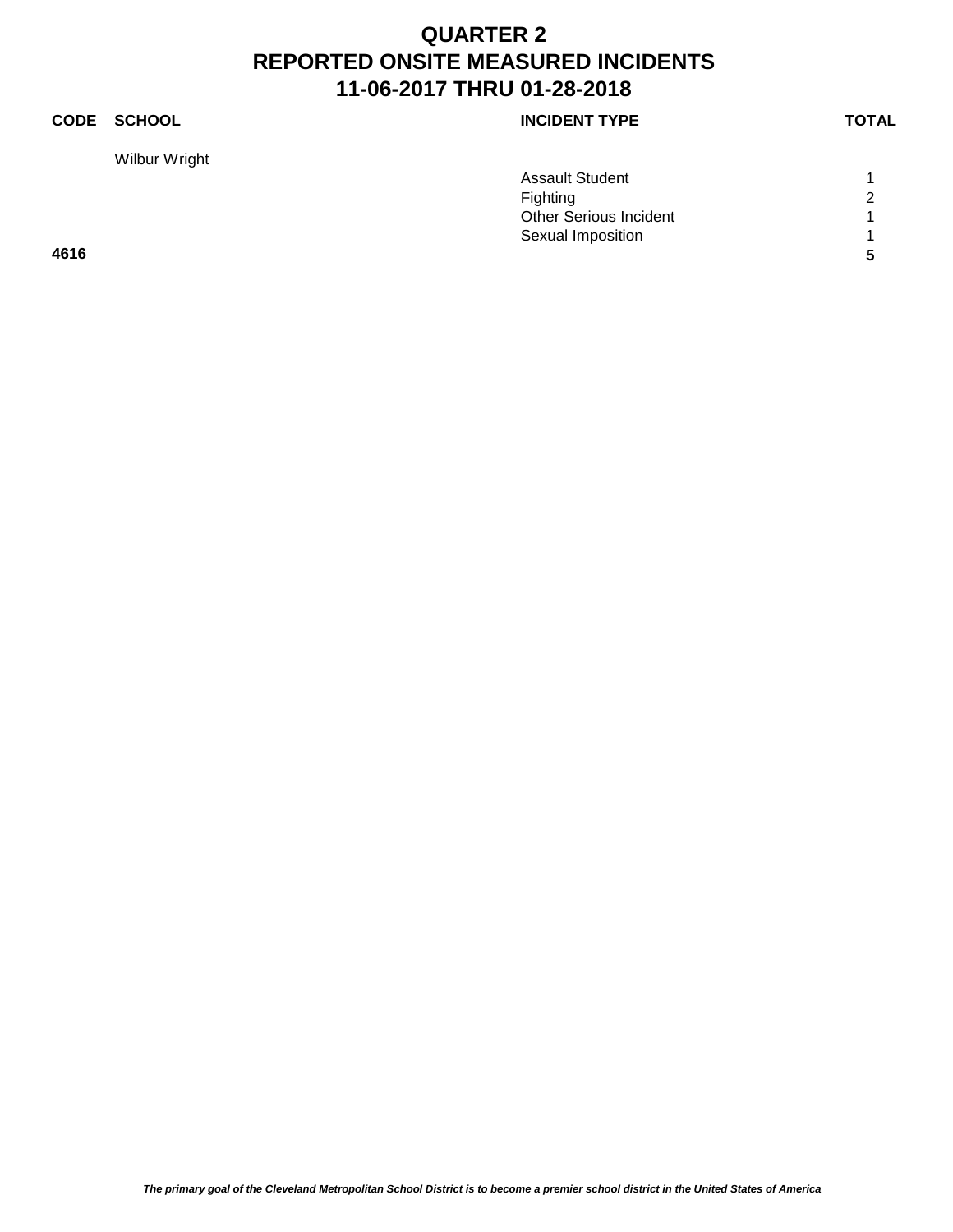# QUARTER 2
# REPORTED ONSITE MEASURED INCIDENTS
# 11-06-2017 THRU 01-28-2018

| CODE | SCHOOL | INCIDENT TYPE | TOTAL |
|---|---|---|---|
| | Wilbur Wright | | |
| | | Assault Student | 1 |
| | | Fighting | 2 |
| | | Other Serious Incident | 1 |
| | | Sexual Imposition | 1 |
| **4616** | | | **5** |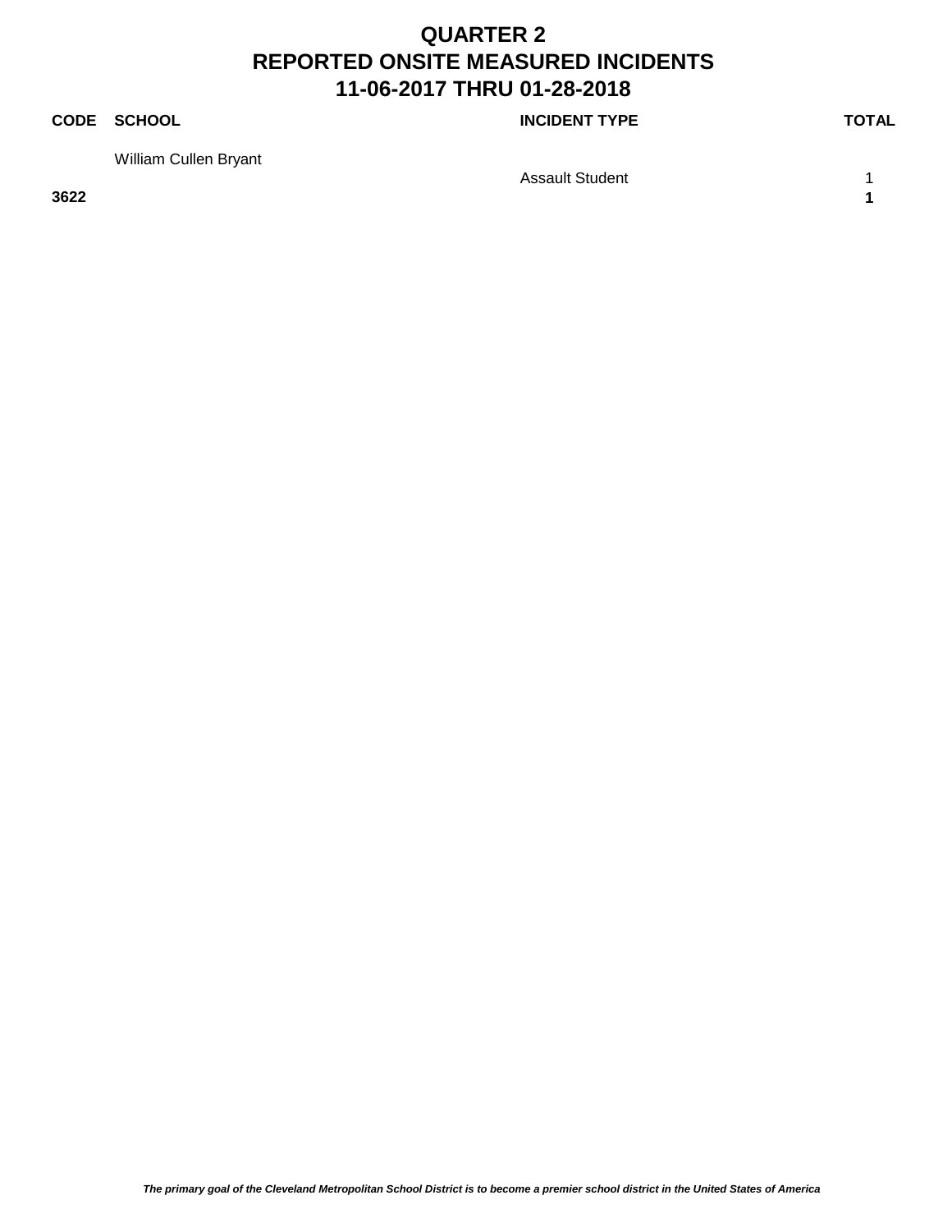# QUARTER 2
# REPORTED ONSITE MEASURED INCIDENTS
# 11-06-2017 THRU 01-28-2018

| CODE | SCHOOL | INCIDENT TYPE | TOTAL |
|---|---|---|---|
| | William Cullen Bryant | | |
| | | Assault Student | 1 |
| **3622** | | | **1** |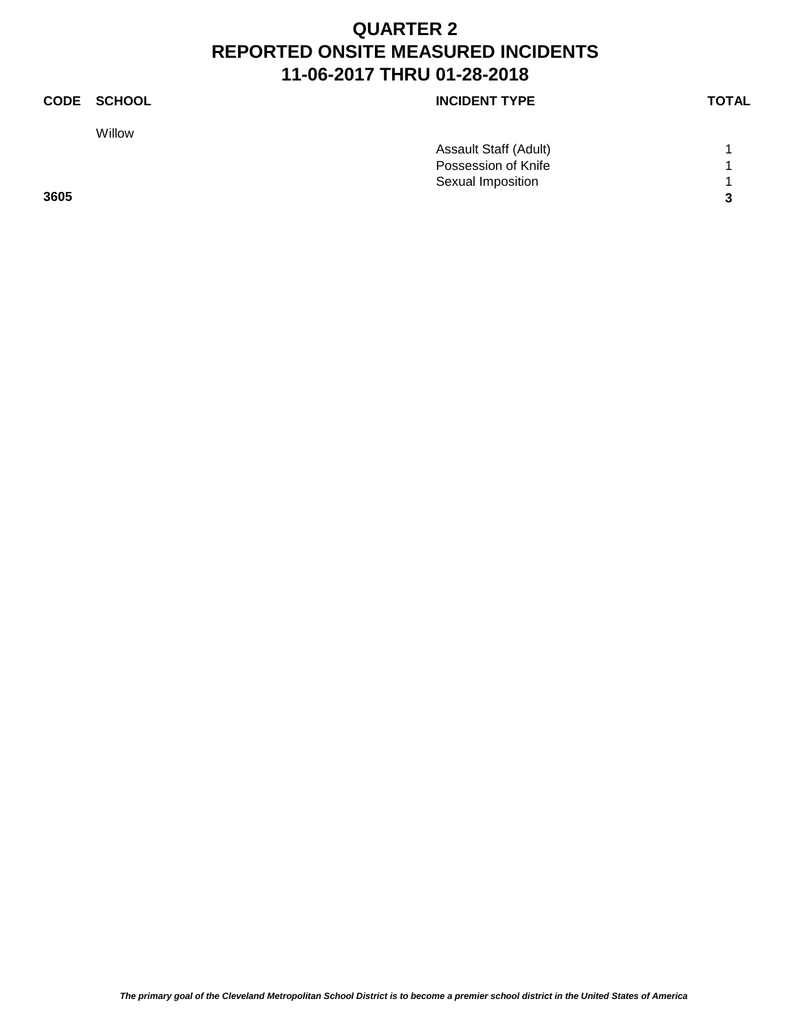# QUARTER 2
# REPORTED ONSITE MEASURED INCIDENTS
# 11-06-2017 THRU 01-28-2018

| CODE | SCHOOL | INCIDENT TYPE | TOTAL |
|---|---|---|---|
| | Willow | | |
| | | Assault Staff (Adult) | 1 |
| | | Possession of Knife | 1 |
| | | Sexual Imposition | 1 |
| **3605** | | | **3** |

*The primary goal of the Cleveland Metropolitan School District is to become a premier school district in the United States of America*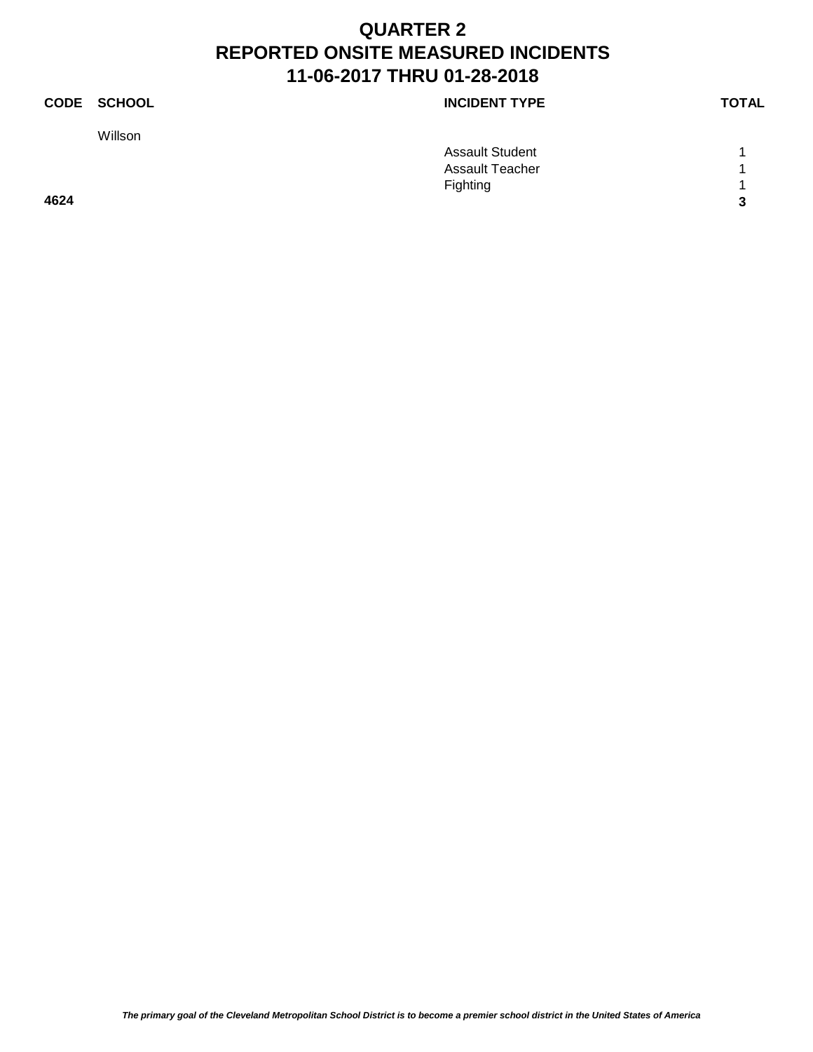# QUARTER 2
# REPORTED ONSITE MEASURED INCIDENTS
# 11-06-2017 THRU 01-28-2018

| CODE | SCHOOL | INCIDENT TYPE | TOTAL |
|---|---|---|---|
| | Willson | | |
| | | Assault Student | 1 |
| | | Assault Teacher | 1 |
| | | Fighting | 1 |
| **4624** | | | **3** |

*The primary goal of the Cleveland Metropolitan School District is to become a premier school district in the United States of America*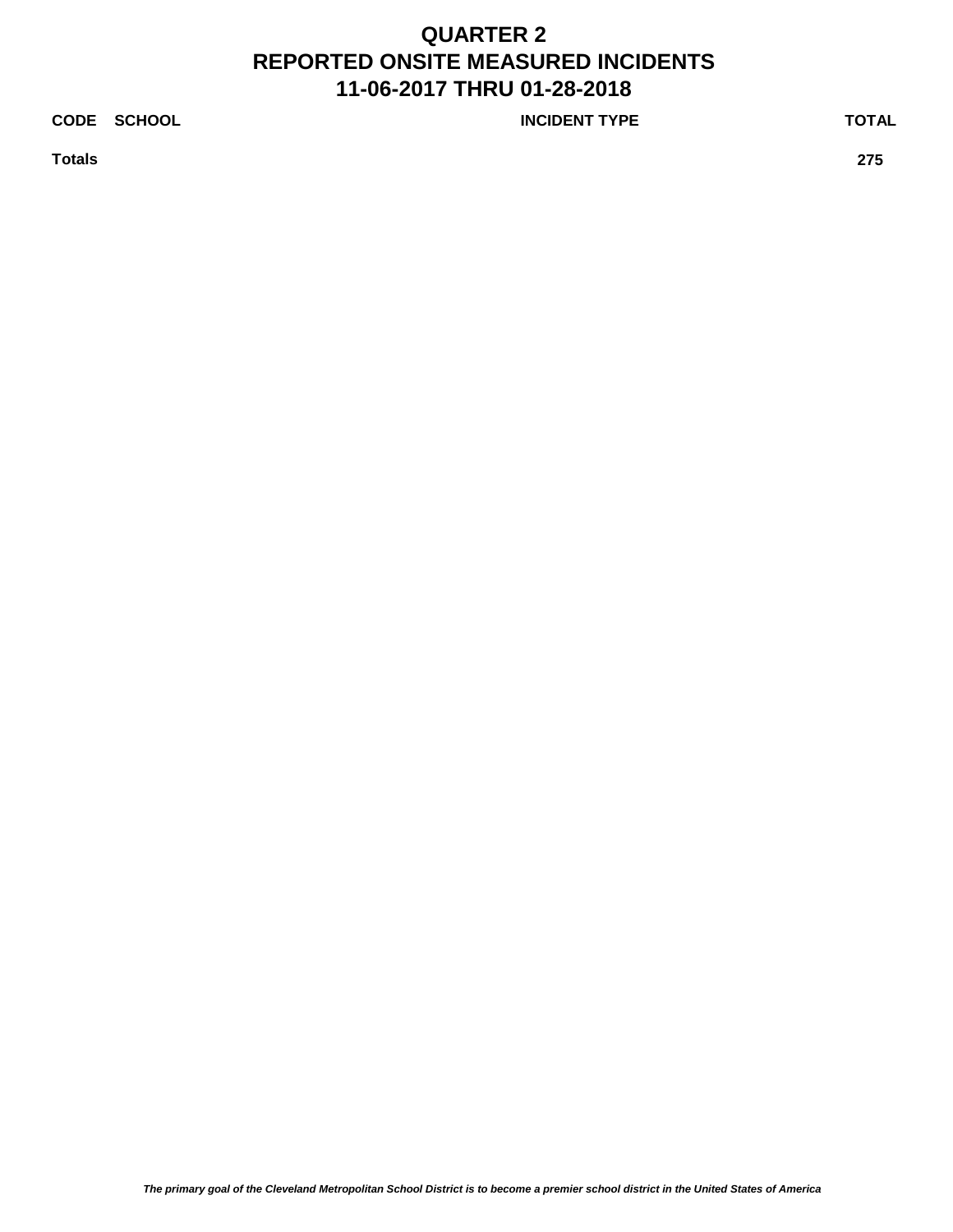# QUARTER 2
# REPORTED ONSITE MEASURED INCIDENTS
# 11-06-2017 THRU 01-28-2018

| CODE | SCHOOL | INCIDENT TYPE | TOTAL |
|---|---|---|---|
| **Totals** | | | **275** |

*The primary goal of the Cleveland Metropolitan School District is to become a premier school district in the United States of America*